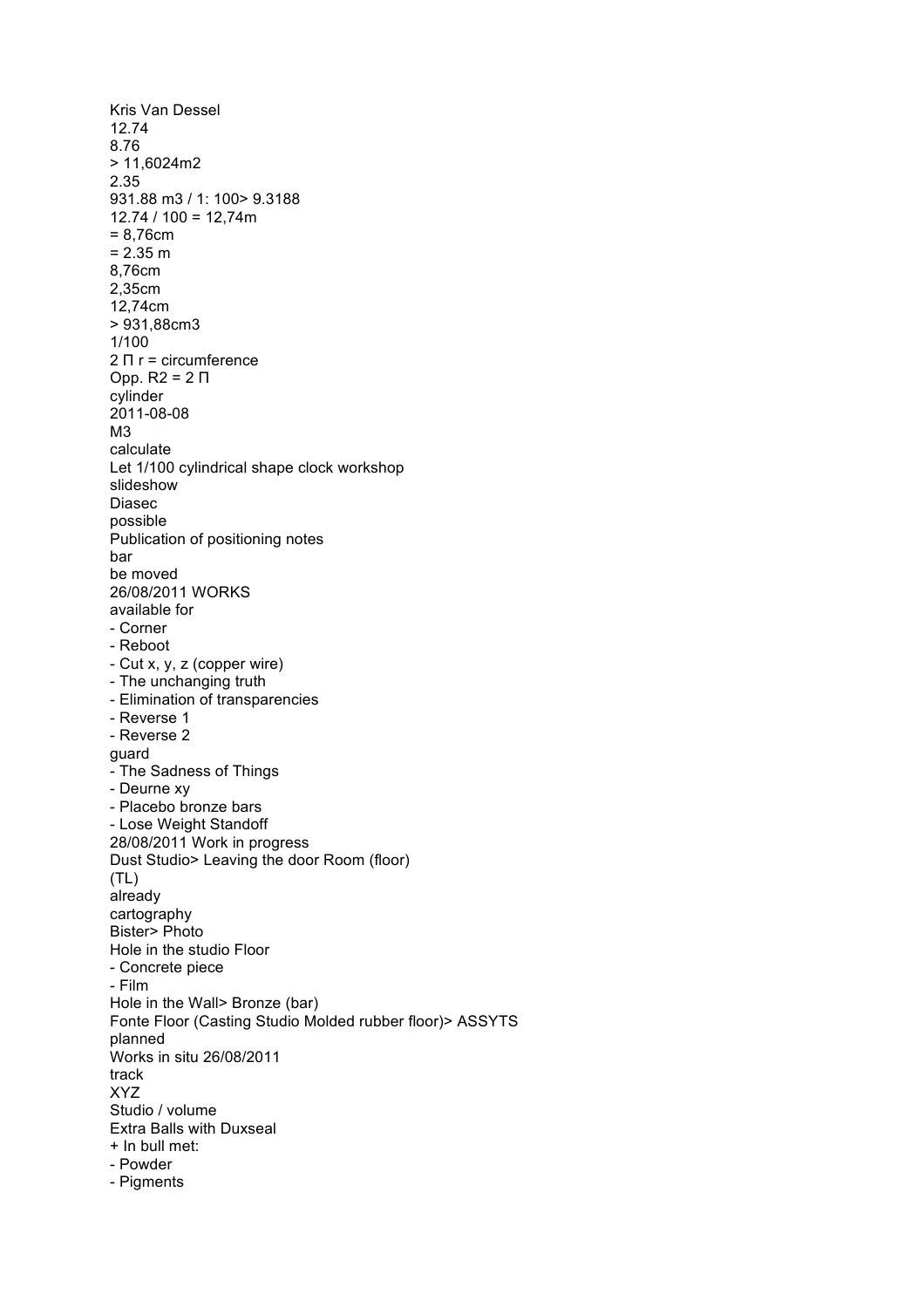Kris Van Dessel

12.74

8.76

> 11,6024m2

2.35

931.88 m3 / 1: 100> 9.3188

12.74 / 100 = 12,74m

= 8,76cm

= 2.35 m

8,76cm

2,35cm

12,74cm

> 931,88cm3

1/100

2 Π r = circumference

Opp. R2 = 2 Π

cylinder

2011-08-08

M3

calculate

Let 1/100 cylindrical shape clock workshop

slideshow

Diasec

possible

Publication of positioning notes

bar

be moved

26/08/2011 WORKS

available for

- Corner
- Reboot
- Cut x, y, z (copper wire)
- The unchanging truth
- Elimination of transparencies
- Reverse 1
- Reverse 2

guard

- The Sadness of Things
- Deurne xy
- Placebo bronze bars
- Lose Weight Standoff

28/08/2011 Work in progress

Dust Studio> Leaving the door Room (floor)

(TL)

already

cartography

Bister> Photo

Hole in the studio Floor

- Concrete piece
- Film

Hole in the Wall> Bronze (bar)

Fonte Floor (Casting Studio Molded rubber floor)> ASSYTS

planned

Works in situ 26/08/2011

track

XYZ

Studio / volume

Extra Balls with Duxseal

+ In bull met:

- Powder
- Pigments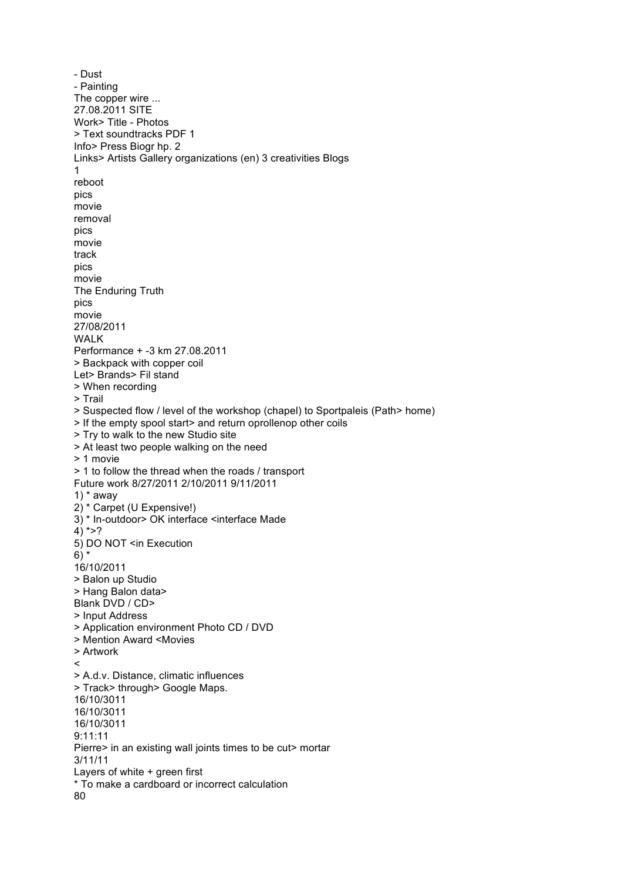- Dust
- Painting

The copper wire ...
27.08.2011 SITE
Work> Title - Photos
> Text soundtracks PDF 1
Info> Press Biogr hp. 2
Links> Artists Gallery organizations (en) 3 creativities Blogs
1
reboot
pics
movie
removal
pics
movie
track
pics
movie
The Enduring Truth
pics
movie
27/08/2011
WALK
Performance + -3 km 27.08.2011
> Backpack with copper coil
Let> Brands> Fil stand
> When recording
> Trail
> Suspected flow / level of the workshop (chapel) to Sportpaleis (Path> home)
> If the empty spool start> and return oprollenop other coils
> Try to walk to the new Studio site
> At least two people walking on the need
> 1 movie
> 1 to follow the thread when the roads / transport
Future work 8/27/2011 2/10/2011 9/11/2011
1) * away
2) * Carpet (U Expensive!)
3) * In-outdoor> OK interface <interface Made
4) *>?
5) DO NOT <in Execution
6) *
16/10/2011
> Balon up Studio
> Hang Balon data>
Blank DVD / CD>
> Input Address
> Application environment Photo CD / DVD
> Mention Award <Movies
> Artwork
<
> A.d.v. Distance, climatic influences
> Track> through> Google Maps.
16/10/3011
16/10/3011
16/10/3011
9:11:11
Pierre> in an existing wall joints times to be cut> mortar
3/11/11
Layers of white + green first
* To make a cardboard or incorrect calculation
80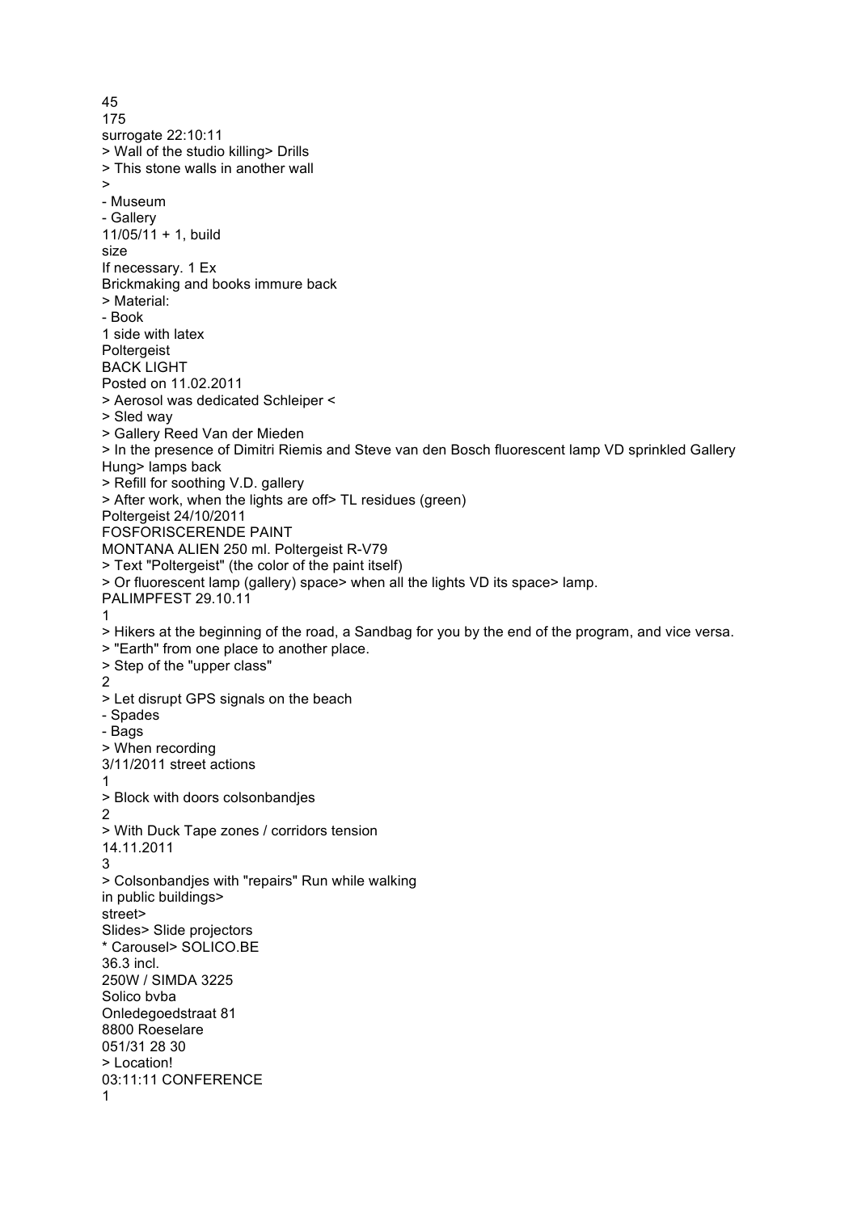45
175
surrogate 22:10:11
> Wall of the studio killing> Drills
> This stone walls in another wall
>
- Museum
- Gallery
11/05/11 + 1, build
size
If necessary. 1 Ex
Brickmaking and books immure back
> Material:
- Book
1 side with latex
Poltergeist
BACK LIGHT
Posted on 11.02.2011
> Aerosol was dedicated Schleiper <
> Sled way
> Gallery Reed Van der Mieden
> In the presence of Dimitri Riemis and Steve van den Bosch fluorescent lamp VD sprinkled Gallery Hung> lamps back
> Refill for soothing V.D. gallery
> After work, when the lights are off> TL residues (green)
Poltergeist 24/10/2011
FOSFORISCERENDE PAINT
MONTANA ALIEN 250 ml. Poltergeist R-V79
> Text "Poltergeist" (the color of the paint itself)
> Or fluorescent lamp (gallery) space> when all the lights VD its space> lamp.
PALIMPFEST 29.10.11
1
> Hikers at the beginning of the road, a Sandbag for you by the end of the program, and vice versa.
> "Earth" from one place to another place.
> Step of the "upper class"
2
> Let disrupt GPS signals on the beach
- Spades
- Bags
> When recording
3/11/2011 street actions
1
> Block with doors colsonbandjes
2
> With Duck Tape zones / corridors tension
14.11.2011
3
> Colsonbandjes with "repairs" Run while walking
in public buildings>
street>
Slides> Slide projectors
* Carousel> SOLICO.BE
36.3 incl.
250W / SIMDA 3225
Solico bvba
Onledegoedstraat 81
8800 Roeselare
051/31 28 30
> Location!
03:11:11 CONFERENCE
1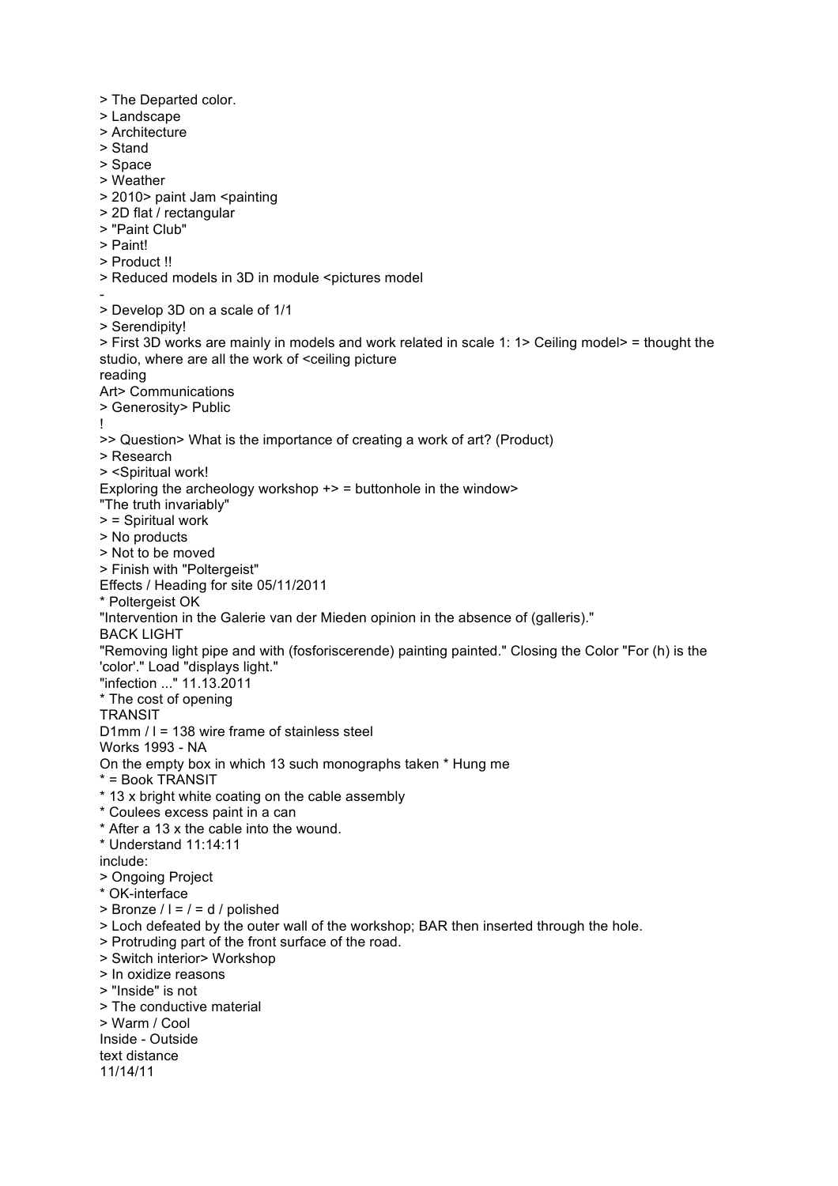> The Departed color.
> Landscape
> Architecture
> Stand
> Space
> Weather
> 2010> paint Jam <painting
> 2D flat / rectangular
> "Paint Club"
> Paint!
> Product !!
> Reduced models in 3D in module <pictures model
-
> Develop 3D on a scale of 1/1
> Serendipity!
> First 3D works are mainly in models and work related in scale 1: 1> Ceiling model> = thought the studio, where are all the work of <ceiling picture
reading
Art> Communications
> Generosity> Public
!
>> Question> What is the importance of creating a work of art? (Product)
> Research
> <Spiritual work!
Exploring the archeology workshop +> = buttonhole in the window>
"The truth invariably"
> = Spiritual work
> No products
> Not to be moved
> Finish with "Poltergeist"
Effects / Heading for site 05/11/2011
* Poltergeist OK
"Intervention in the Galerie van der Mieden opinion in the absence of (galleris)."
BACK LIGHT
"Removing light pipe and with (fosforiscerende) painting painted." Closing the Color "For (h) is the 'color'." Load "displays light."
"infection ..." 11.13.2011
* The cost of opening
TRANSIT
D1mm / l = 138 wire frame of stainless steel
Works 1993 - NA
On the empty box in which 13 such monographs taken * Hung me
* = Book TRANSIT
* 13 x bright white coating on the cable assembly
* Coulees excess paint in a can
* After a 13 x the cable into the wound.
* Understand 11:14:11
include:
> Ongoing Project
* OK-interface
> Bronze / l = / = d / polished
> Loch defeated by the outer wall of the workshop; BAR then inserted through the hole.
> Protruding part of the front surface of the road.
> Switch interior> Workshop
> In oxidize reasons
> "Inside" is not
> The conductive material
> Warm / Cool
Inside - Outside
text distance
11/14/11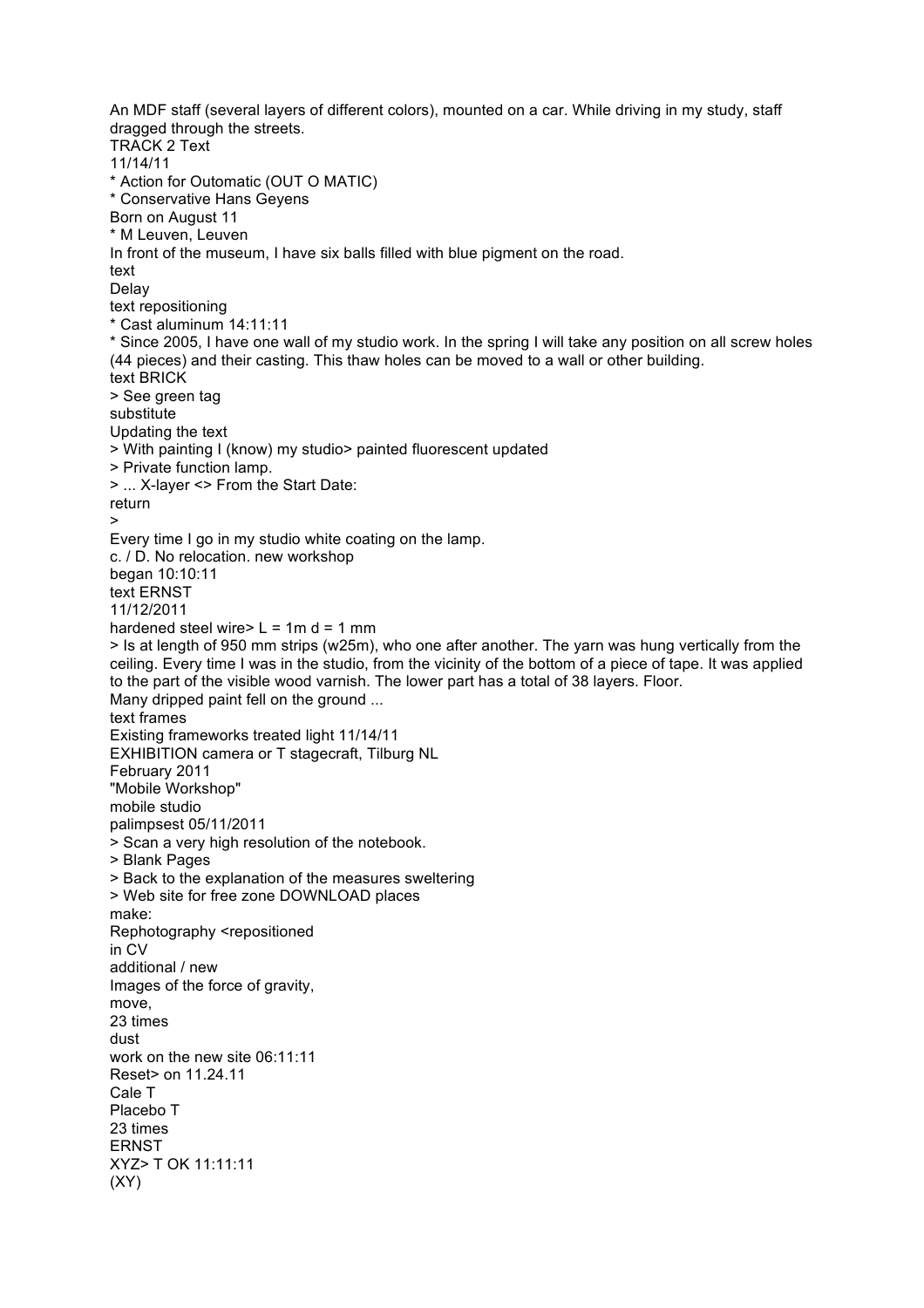An MDF staff (several layers of different colors), mounted on a car. While driving in my study, staff dragged through the streets.
TRACK 2 Text
11/14/11
* Action for Outomatic (OUT O MATIC)
* Conservative Hans Geyens
Born on August 11
* M Leuven, Leuven
In front of the museum, I have six balls filled with blue pigment on the road.
text
Delay
text repositioning
* Cast aluminum 14:11:11
* Since 2005, I have one wall of my studio work. In the spring I will take any position on all screw holes (44 pieces) and their casting. This thaw holes can be moved to a wall or other building.
text BRICK
> See green tag
substitute
Updating the text
> With painting I (know) my studio> painted fluorescent updated
> Private function lamp.
> ... X-layer <> From the Start Date:
return
>
Every time I go in my studio white coating on the lamp.
c. / D. No relocation. new workshop
began 10:10:11
text ERNST
11/12/2011
hardened steel wire> L = 1m d = 1 mm
> Is at length of 950 mm strips (w25m), who one after another. The yarn was hung vertically from the ceiling. Every time I was in the studio, from the vicinity of the bottom of a piece of tape. It was applied to the part of the visible wood varnish. The lower part has a total of 38 layers. Floor.
Many dripped paint fell on the ground ...
text frames
Existing frameworks treated light 11/14/11
EXHIBITION camera or T stagecraft, Tilburg NL
February 2011
"Mobile Workshop"
mobile studio
palimpsest 05/11/2011
> Scan a very high resolution of the notebook.
> Blank Pages
> Back to the explanation of the measures sweltering
> Web site for free zone DOWNLOAD places
make:
Rephotography <repositioned
in CV
additional / new
Images of the force of gravity,
move,
23 times
dust
work on the new site 06:11:11
Reset> on 11.24.11
Cale T
Placebo T
23 times
ERNST
XYZ> T OK 11:11:11
(XY)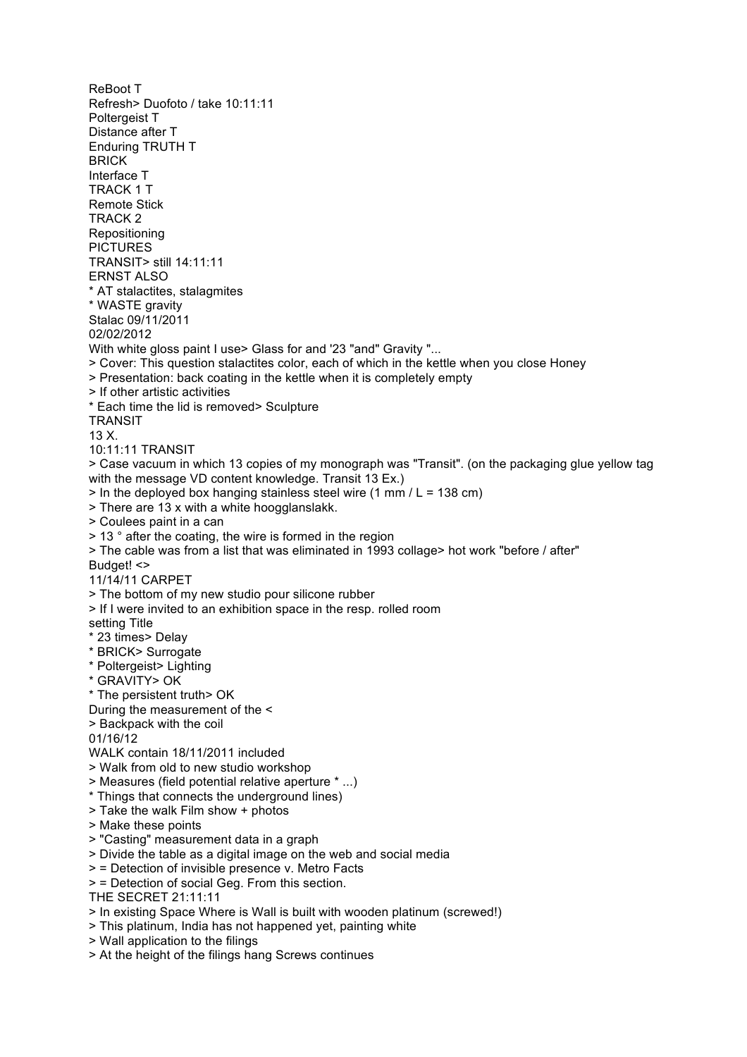ReBoot T
Refresh> Duofoto / take 10:11:11
Poltergeist T
Distance after T
Enduring TRUTH T
BRICK
Interface T
TRACK 1 T
Remote Stick
TRACK 2
Repositioning
PICTURES
TRANSIT> still 14:11:11
ERNST ALSO
* AT stalactites, stalagmites
* WASTE gravity
Stalac 09/11/2011
02/02/2012
With white gloss paint I use> Glass for and '23 "and" Gravity "...
> Cover: This question stalactites color, each of which in the kettle when you close Honey
> Presentation: back coating in the kettle when it is completely empty
> If other artistic activities
* Each time the lid is removed> Sculpture
TRANSIT
13 X.
10:11:11 TRANSIT
> Case vacuum in which 13 copies of my monograph was "Transit". (on the packaging glue yellow tag with the message VD content knowledge. Transit 13 Ex.)
> In the deployed box hanging stainless steel wire (1 mm / L = 138 cm)
> There are 13 x with a white hoogglanslakk.
> Coulees paint in a can
> 13 ° after the coating, the wire is formed in the region
> The cable was from a list that was eliminated in 1993 collage> hot work "before / after"
Budget! <>
11/14/11 CARPET
> The bottom of my new studio pour silicone rubber
> If I were invited to an exhibition space in the resp. rolled room
setting Title
* 23 times> Delay
* BRICK> Surrogate
* Poltergeist> Lighting
* GRAVITY> OK
* The persistent truth> OK
During the measurement of the <
> Backpack with the coil
01/16/12
WALK contain 18/11/2011 included
> Walk from old to new studio workshop
> Measures (field potential relative aperture * ...)
* Things that connects the underground lines)
> Take the walk Film show + photos
> Make these points
> "Casting" measurement data in a graph
> Divide the table as a digital image on the web and social media
> = Detection of invisible presence v. Metro Facts
> = Detection of social Geg. From this section.
THE SECRET 21:11:11
> In existing Space Where is Wall is built with wooden platinum (screwed!)
> This platinum, India has not happened yet, painting white
> Wall application to the filings
> At the height of the filings hang Screws continues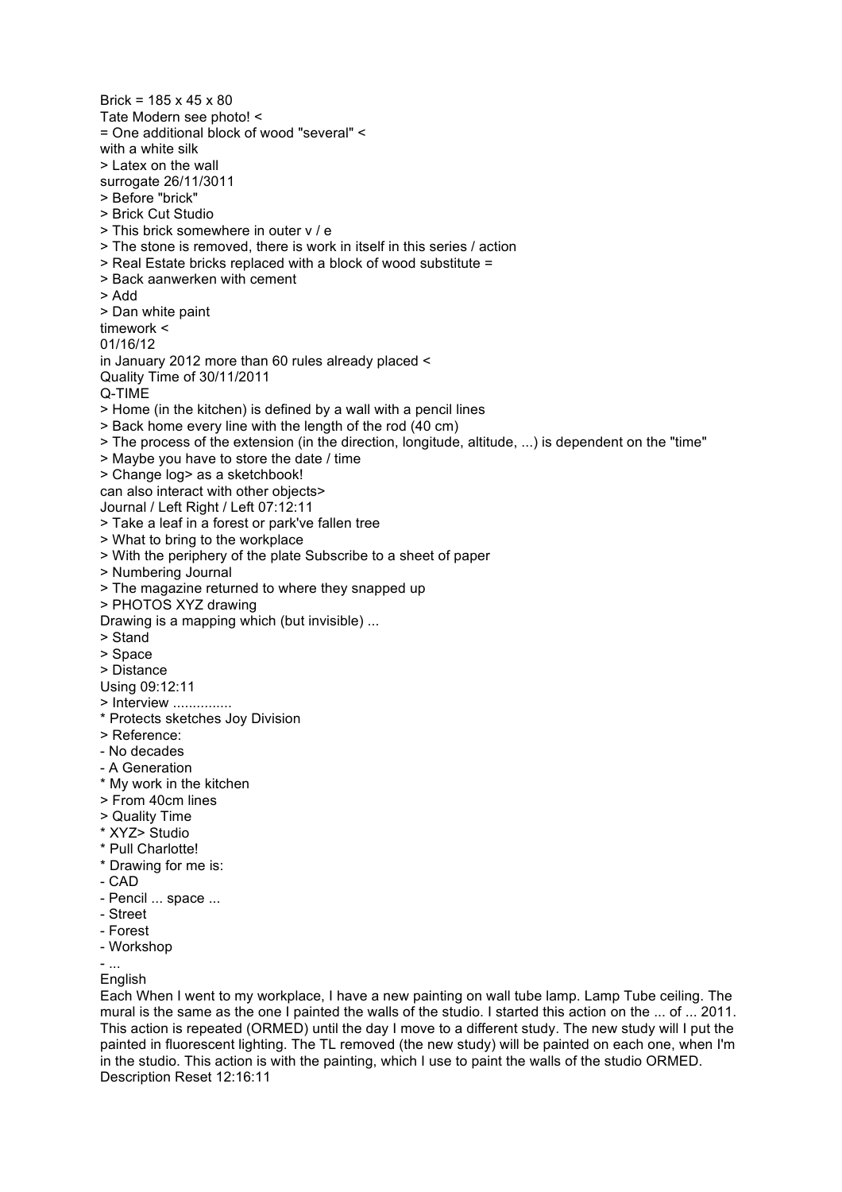Brick = 185 x 45 x 80
Tate Modern see photo! <
= One additional block of wood "several" <
with a white silk
> Latex on the wall
surrogate 26/11/3011
> Before "brick"
> Brick Cut Studio
> This brick somewhere in outer v / e
> The stone is removed, there is work in itself in this series / action
> Real Estate bricks replaced with a block of wood substitute =
> Back aanwerken with cement
> Add
> Dan white paint
timework <
01/16/12
in January 2012 more than 60 rules already placed <
Quality Time of 30/11/2011
Q-TIME
> Home (in the kitchen) is defined by a wall with a pencil lines
> Back home every line with the length of the rod (40 cm)
> The process of the extension (in the direction, longitude, altitude, ...) is dependent on the "time"
> Maybe you have to store the date / time
> Change log> as a sketchbook!
can also interact with other objects>
Journal / Left Right / Left 07:12:11
> Take a leaf in a forest or park've fallen tree
> What to bring to the workplace
> With the periphery of the plate Subscribe to a sheet of paper
> Numbering Journal
> The magazine returned to where they snapped up
> PHOTOS XYZ drawing
Drawing is a mapping which (but invisible) ...
> Stand
> Space
> Distance
Using 09:12:11
> Interview ...............
* Protects sketches Joy Division
> Reference:
- No decades
- A Generation
* My work in the kitchen
> From 40cm lines
> Quality Time
* XYZ> Studio
* Pull Charlotte!
* Drawing for me is:
- CAD
- Pencil ... space ...
- Street
- Forest
- Workshop
- ...
English
Each When I went to my workplace, I have a new painting on wall tube lamp. Lamp Tube ceiling. The mural is the same as the one I painted the walls of the studio. I started this action on the ... of ... 2011. This action is repeated (ORMED) until the day I move to a different study. The new study will I put the painted in fluorescent lighting. The TL removed (the new study) will be painted on each one, when I'm in the studio. This action is with the painting, which I use to paint the walls of the studio ORMED.
Description Reset 12:16:11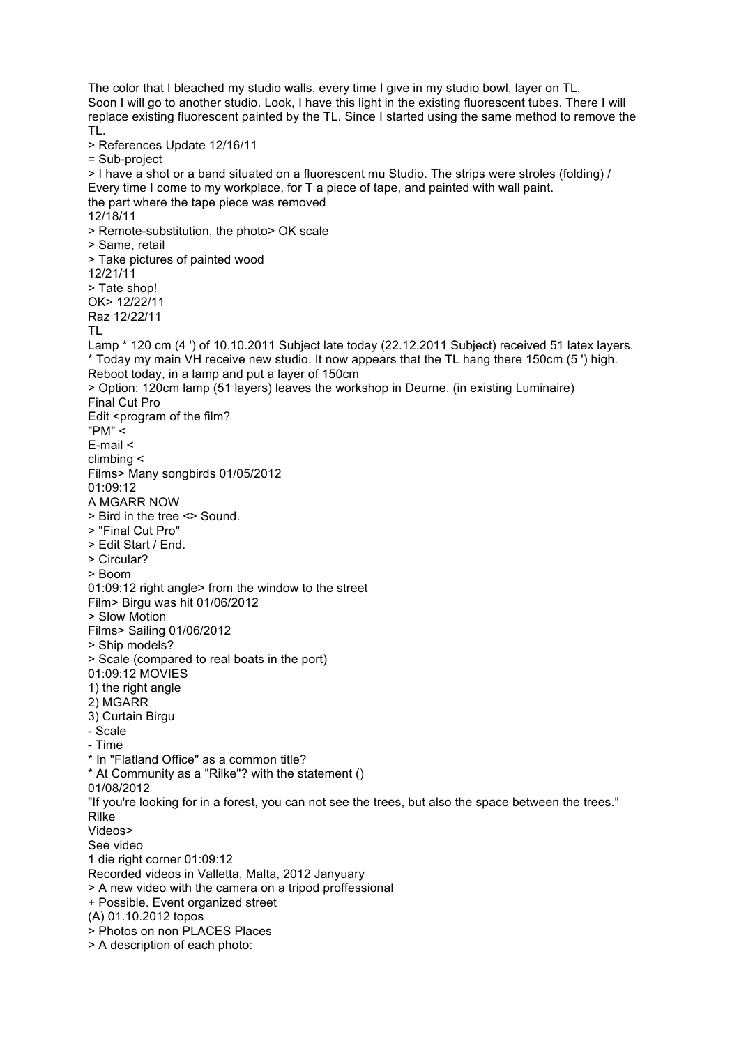The color that I bleached my studio walls, every time I give in my studio bowl, layer on TL.
Soon I will go to another studio. Look, I have this light in the existing fluorescent tubes. There I will replace existing fluorescent painted by the TL. Since I started using the same method to remove the TL.

> References Update 12/16/11

= Sub-project

> I have a shot or a band situated on a fluorescent mu Studio. The strips were stroles (folding) / Every time I come to my workplace, for T a piece of tape, and painted with wall paint.
the part where the tape piece was removed

12/18/11

> Remote-substitution, the photo> OK scale

> Same, retail

> Take pictures of painted wood

12/21/11

> Tate shop!

OK> 12/22/11

Raz 12/22/11

TL

Lamp * 120 cm (4 ') of 10.10.2011 Subject late today (22.12.2011 Subject) received 51 latex layers.

* Today my main VH receive new studio. It now appears that the TL hang there 150cm (5 ') high.

Reboot today, in a lamp and put a layer of 150cm

> Option: 120cm lamp (51 layers) leaves the workshop in Deurne. (in existing Luminaire)

Final Cut Pro

Edit <program of the film?

"PM" <

E-mail <

climbing <

Films> Many songbirds 01/05/2012

01:09:12

A MGARR NOW

> Bird in the tree <> Sound.

> "Final Cut Pro"

> Edit Start / End.

> Circular?

> Boom

01:09:12 right angle> from the window to the street

Film> Birgu was hit 01/06/2012

> Slow Motion

Films> Sailing 01/06/2012

> Ship models?

> Scale (compared to real boats in the port)

01:09:12 MOVIES

1) the right angle

2) MGARR

3) Curtain Birgu

- Scale
- Time

* In "Flatland Office" as a common title?

* At Community as a "Rilke"? with the statement ()

01/08/2012

"If you're looking for in a forest, you can not see the trees, but also the space between the trees."
Rilke

Videos>

See video

1 die right corner 01:09:12

Recorded videos in Valletta, Malta, 2012 Janyuary

> A new video with the camera on a tripod proffessional

+ Possible. Event organized street

(A) 01.10.2012 topos

> Photos on non PLACES Places

> A description of each photo: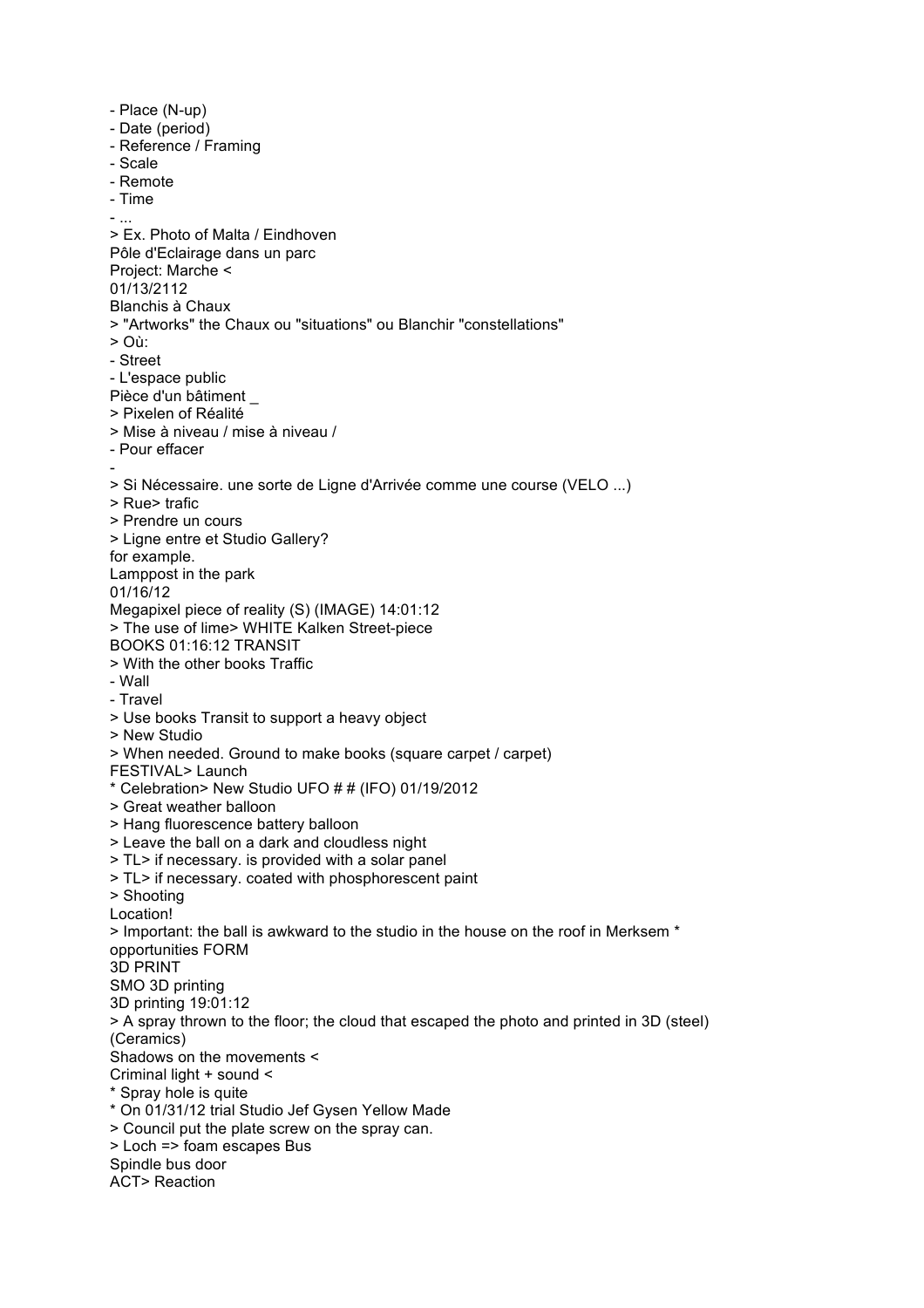- Place (N-up)
- Date (period)
- Reference / Framing
- Scale
- Remote
- Time
- ...

> Ex. Photo of Malta / Eindhoven
Pôle d'Eclairage dans un parc
Project: Marche <
01/13/2112
Blanchis à Chaux
> "Artworks" the Chaux ou "situations" ou Blanchir "constellations"
> Où:
- Street
- L'espace public

Pièce d'un bâtiment _
> Pixelen of Réalité
> Mise à niveau / mise à niveau /
- Pour effacer
-

> Si Nécessaire. une sorte de Ligne d'Arrivée comme une course (VELO ...)
> Rue> trafic
> Prendre un cours
> Ligne entre et Studio Gallery?
for example.
Lamppost in the park
01/16/12
Megapixel piece of reality (S) (IMAGE) 14:01:12
> The use of lime> WHITE Kalken Street-piece
BOOKS 01:16:12 TRANSIT
> With the other books Traffic
- Wall
- Travel

> Use books Transit to support a heavy object
> New Studio
> When needed. Ground to make books (square carpet / carpet)
FESTIVAL> Launch
* Celebration> New Studio UFO # # (IFO) 01/19/2012
> Great weather balloon
> Hang fluorescence battery balloon
> Leave the ball on a dark and cloudless night
> TL> if necessary. is provided with a solar panel
> TL> if necessary. coated with phosphorescent paint
> Shooting
Location!
> Important: the ball is awkward to the studio in the house on the roof in Merksem *
opportunities FORM
3D PRINT
SMO 3D printing
3D printing 19:01:12
> A spray thrown to the floor; the cloud that escaped the photo and printed in 3D (steel) (Ceramics)
Shadows on the movements <
Criminal light + sound <
* Spray hole is quite
* On 01/31/12 trial Studio Jef Gysen Yellow Made
> Council put the plate screw on the spray can.
> Loch => foam escapes Bus
Spindle bus door
ACT> Reaction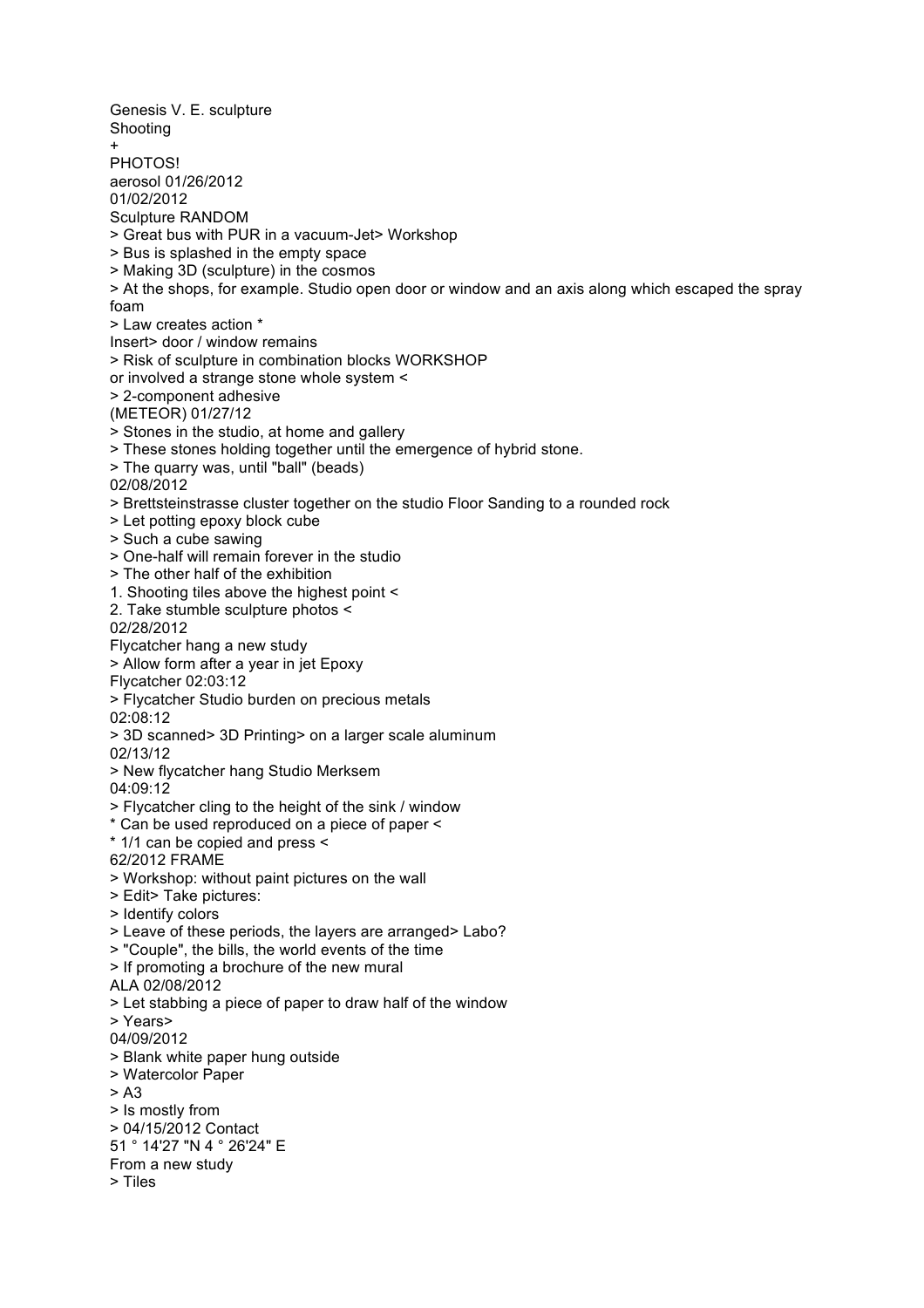Genesis V. E. sculpture
Shooting
+
PHOTOS!
aerosol 01/26/2012
01/02/2012
Sculpture RANDOM
> Great bus with PUR in a vacuum-Jet> Workshop
> Bus is splashed in the empty space
> Making 3D (sculpture) in the cosmos
> At the shops, for example. Studio open door or window and an axis along which escaped the spray foam
> Law creates action *
Insert> door / window remains
> Risk of sculpture in combination blocks WORKSHOP
or involved a strange stone whole system <
> 2-component adhesive
(METEOR) 01/27/12
> Stones in the studio, at home and gallery
> These stones holding together until the emergence of hybrid stone.
> The quarry was, until "ball" (beads)
02/08/2012
> Brettsteinstrasse cluster together on the studio Floor Sanding to a rounded rock
> Let potting epoxy block cube
> Such a cube sawing
> One-half will remain forever in the studio
> The other half of the exhibition
1. Shooting tiles above the highest point <
2. Take stumble sculpture photos <
02/28/2012
Flycatcher hang a new study
> Allow form after a year in jet Epoxy
Flycatcher 02:03:12
> Flycatcher Studio burden on precious metals
02:08:12
> 3D scanned> 3D Printing> on a larger scale aluminum
02/13/12
> New flycatcher hang Studio Merksem
04:09:12
> Flycatcher cling to the height of the sink / window
* Can be used reproduced on a piece of paper <
* 1/1 can be copied and press <
62/2012 FRAME
> Workshop: without paint pictures on the wall
> Edit> Take pictures:
> Identify colors
> Leave of these periods, the layers are arranged> Labo?
> "Couple", the bills, the world events of the time
> If promoting a brochure of the new mural
ALA 02/08/2012
> Let stabbing a piece of paper to draw half of the window
> Years>
04/09/2012
> Blank white paper hung outside
> Watercolor Paper
> A3
> Is mostly from
> 04/15/2012 Contact
51 ° 14'27 "N 4 ° 26'24" E
From a new study
> Tiles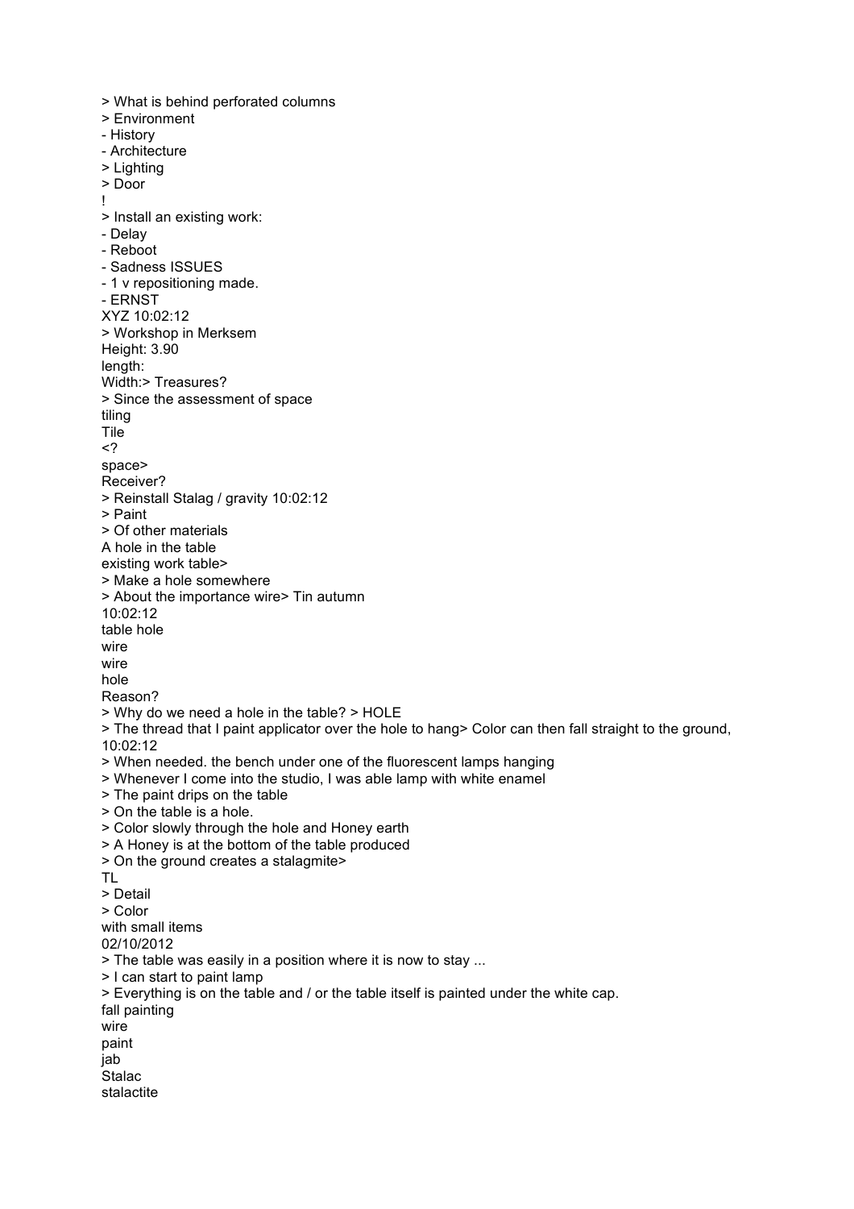> What is behind perforated columns
> Environment
- History
- Architecture
> Lighting
> Door
!
> Install an existing work:
- Delay
- Reboot
- Sadness ISSUES
- 1 v repositioning made.
- ERNST
XYZ 10:02:12
> Workshop in Merksem
Height: 3.90
length:
Width:> Treasures?
> Since the assessment of space
tiling
Tile
<?
space>
Receiver?
> Reinstall Stalag / gravity 10:02:12
> Paint
> Of other materials
A hole in the table
existing work table>
> Make a hole somewhere
> About the importance wire> Tin autumn
10:02:12
table hole
wire
wire
hole
Reason?
> Why do we need a hole in the table? > HOLE
> The thread that I paint applicator over the hole to hang> Color can then fall straight to the ground,
10:02:12
> When needed. the bench under one of the fluorescent lamps hanging
> Whenever I come into the studio, I was able lamp with white enamel
> The paint drips on the table
> On the table is a hole.
> Color slowly through the hole and Honey earth
> A Honey is at the bottom of the table produced
> On the ground creates a stalagmite>
TL
> Detail
> Color
with small items
02/10/2012
> The table was easily in a position where it is now to stay ...
> I can start to paint lamp
> Everything is on the table and / or the table itself is painted under the white cap.
fall painting
wire
paint
jab
Stalac
stalactite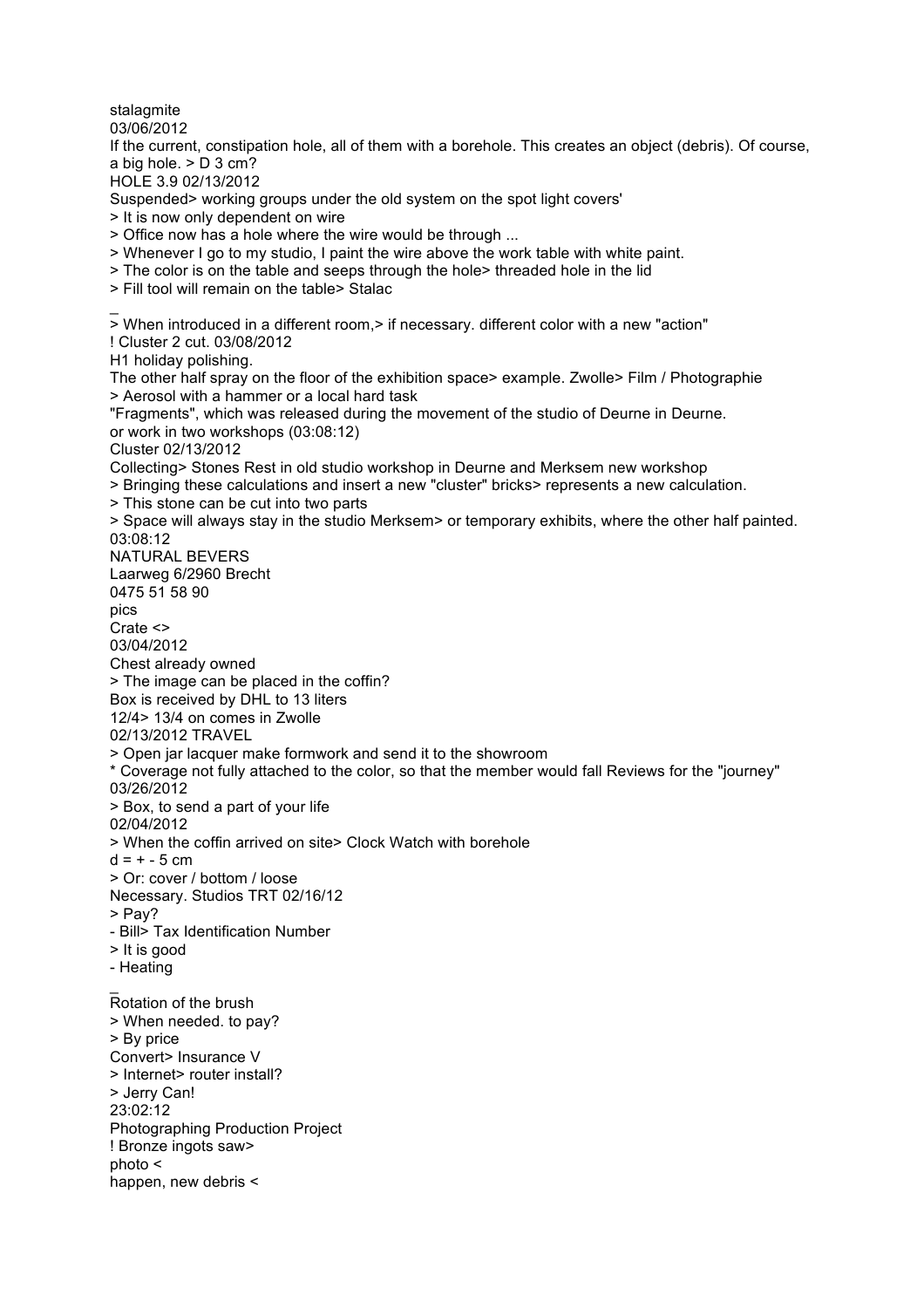stalagmite
03/06/2012
If the current, constipation hole, all of them with a borehole. This creates an object (debris). Of course, a big hole. > D 3 cm?
HOLE 3.9 02/13/2012
Suspended> working groups under the old system on the spot light covers'
> It is now only dependent on wire
> Office now has a hole where the wire would be through ...
> Whenever I go to my studio, I paint the wire above the work table with white paint.
> The color is on the table and seeps through the hole> threaded hole in the lid
> Fill tool will remain on the table> Stalac
_
> When introduced in a different room,> if necessary. different color with a new "action"
! Cluster 2 cut. 03/08/2012
H1 holiday polishing.
The other half spray on the floor of the exhibition space> example. Zwolle> Film / Photographie
> Aerosol with a hammer or a local hard task
"Fragments", which was released during the movement of the studio of Deurne in Deurne.
or work in two workshops (03:08:12)
Cluster 02/13/2012
Collecting> Stones Rest in old studio workshop in Deurne and Merksem new workshop
> Bringing these calculations and insert a new "cluster" bricks> represents a new calculation.
> This stone can be cut into two parts
> Space will always stay in the studio Merksem> or temporary exhibits, where the other half painted.
03:08:12
NATURAL BEVERS
Laarweg 6/2960 Brecht
0475 51 58 90
pics
Crate <>
03/04/2012
Chest already owned
> The image can be placed in the coffin?
Box is received by DHL to 13 liters
12/4> 13/4 on comes in Zwolle
02/13/2012 TRAVEL
> Open jar lacquer make formwork and send it to the showroom
* Coverage not fully attached to the color, so that the member would fall Reviews for the "journey"
03/26/2012
> Box, to send a part of your life
02/04/2012
> When the coffin arrived on site> Clock Watch with borehole
d = + - 5 cm
> Or: cover / bottom / loose
Necessary. Studios TRT 02/16/12
> Pay?
- Bill> Tax Identification Number
> It is good
- Heating
_
Rotation of the brush
> When needed. to pay?
> By price
Convert> Insurance V
> Internet> router install?
> Jerry Can!
23:02:12
Photographing Production Project
! Bronze ingots saw>
photo <
happen, new debris <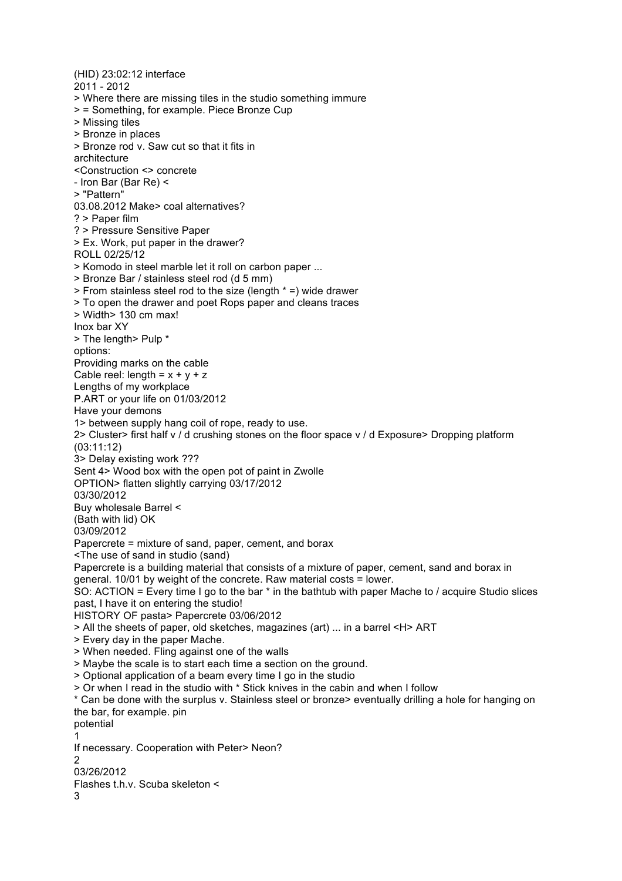(HID) 23:02:12 interface
2011 - 2012
> Where there are missing tiles in the studio something immure
> = Something, for example. Piece Bronze Cup
> Missing tiles
> Bronze in places
> Bronze rod v. Saw cut so that it fits in
architecture
<Construction <> concrete
- Iron Bar (Bar Re) <
> "Pattern"
03.08.2012 Make> coal alternatives?
? > Paper film
? > Pressure Sensitive Paper
> Ex. Work, put paper in the drawer?
ROLL 02/25/12
> Komodo in steel marble let it roll on carbon paper ...
> Bronze Bar / stainless steel rod (d 5 mm)
> From stainless steel rod to the size (length * =) wide drawer
> To open the drawer and poet Rops paper and cleans traces
> Width> 130 cm max!
Inox bar XY
> The length> Pulp *
options:
Providing marks on the cable
Cable reel: length = x + y + z
Lengths of my workplace
P.ART or your life on 01/03/2012
Have your demons
1> between supply hang coil of rope, ready to use.
2> Cluster> first half v / d crushing stones on the floor space v / d Exposure> Dropping platform
(03:11:12)
3> Delay existing work ???
Sent 4> Wood box with the open pot of paint in Zwolle
OPTION> flatten slightly carrying 03/17/2012
03/30/2012
Buy wholesale Barrel <
(Bath with lid) OK
03/09/2012
Papercrete = mixture of sand, paper, cement, and borax
<The use of sand in studio (sand)
Papercrete is a building material that consists of a mixture of paper, cement, sand and borax in
general. 10/01 by weight of the concrete. Raw material costs = lower.
SO: ACTION = Every time I go to the bar * in the bathtub with paper Mache to / acquire Studio slices
past, I have it on entering the studio!
HISTORY OF pasta> Papercrete 03/06/2012
> All the sheets of paper, old sketches, magazines (art) ... in a barrel <H> ART
> Every day in the paper Mache.
> When needed. Fling against one of the walls
> Maybe the scale is to start each time a section on the ground.
> Optional application of a beam every time I go in the studio
> Or when I read in the studio with * Stick knives in the cabin and when I follow
* Can be done with the surplus v. Stainless steel or bronze> eventually drilling a hole for hanging on
the bar, for example. pin
potential
1
If necessary. Cooperation with Peter> Neon?
2
03/26/2012
Flashes t.h.v. Scuba skeleton <
3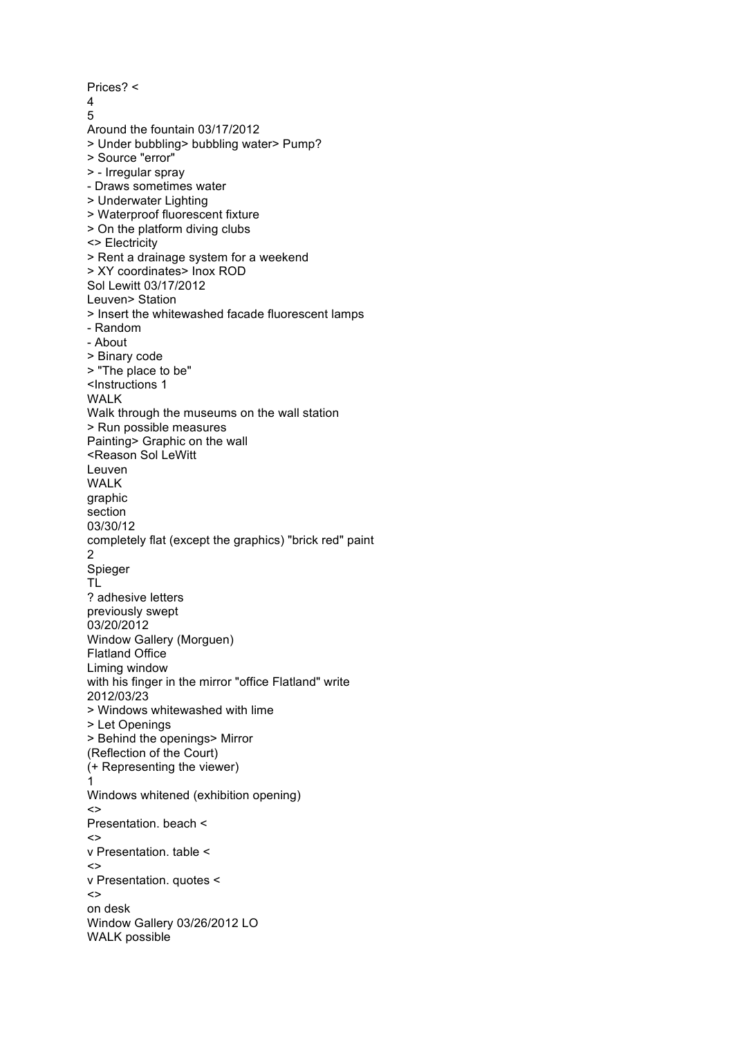Prices? <
4
5
Around the fountain 03/17/2012
> Under bubbling> bubbling water> Pump?
> Source "error"
> - Irregular spray
- Draws sometimes water
> Underwater Lighting
> Waterproof fluorescent fixture
> On the platform diving clubs
<> Electricity
> Rent a drainage system for a weekend
> XY coordinates> Inox ROD
Sol Lewitt 03/17/2012
Leuven> Station
> Insert the whitewashed facade fluorescent lamps
- Random
- About
> Binary code
> "The place to be"
<Instructions 1
WALK
Walk through the museums on the wall station
> Run possible measures
Painting> Graphic on the wall
<Reason Sol LeWitt
Leuven
WALK
graphic
section
03/30/12
completely flat (except the graphics) "brick red" paint
2
Spieger
TL
? adhesive letters
previously swept
03/20/2012
Window Gallery (Morguen)
Flatland Office
Liming window
with his finger in the mirror "office Flatland" write
2012/03/23
> Windows whitewashed with lime
> Let Openings
> Behind the openings> Mirror
(Reflection of the Court)
(+ Representing the viewer)
1
Windows whitened (exhibition opening)
<>
Presentation. beach <
<>
v Presentation. table <
<>
v Presentation. quotes <
<>
on desk
Window Gallery 03/26/2012 LO
WALK possible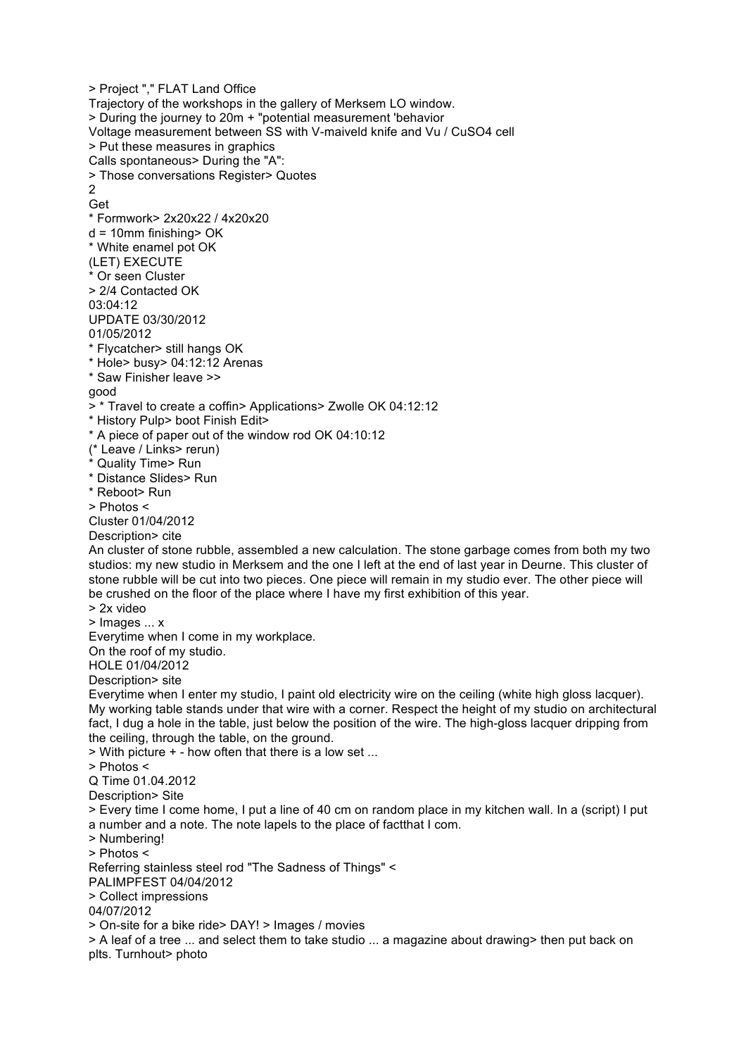> Project "," FLAT Land Office
Trajectory of the workshops in the gallery of Merksem LO window.
> During the journey to 20m + "potential measurement 'behavior
Voltage measurement between SS with V-maiveld knife and Vu / $CuSO_4$ cell
> Put these measures in graphics
Calls spontaneous> During the "A":
> Those conversations Register> Quotes
2
Get
* Formwork> 2x20x22 / 4x20x20
d = 10mm finishing> OK
* White enamel pot OK
(LET) EXECUTE
* Or seen Cluster
> 2/4 Contacted OK
03:04:12
UPDATE 03/30/2012
01/05/2012
* Flycatcher> still hangs OK
* Hole> busy> 04:12:12 Arenas
* Saw Finisher leave >>
good
> * Travel to create a coffin> Applications> Zwolle OK 04:12:12
* History Pulp> boot Finish Edit>
* A piece of paper out of the window rod OK 04:10:12
(* Leave / Links> rerun)
* Quality Time> Run
* Distance Slides> Run
* Reboot> Run
> Photos <
Cluster 01/04/2012
Description> cite
An cluster of stone rubble, assembled a new calculation. The stone garbage comes from both my two studios: my new studio in Merksem and the one I left at the end of last year in Deurne. This cluster of stone rubble will be cut into two pieces. One piece will remain in my studio ever. The other piece will be crushed on the floor of the place where I have my first exhibition of this year.
> 2x video
> Images ... x
Everytime when I come in my workplace.
On the roof of my studio.
HOLE 01/04/2012
Description> site
Everytime when I enter my studio, I paint old electricity wire on the ceiling (white high gloss lacquer). My working table stands under that wire with a corner. Respect the height of my studio on architectural fact, I dug a hole in the table, just below the position of the wire. The high-gloss lacquer dripping from the ceiling, through the table, on the ground.
> With picture + - how often that there is a low set ...
> Photos <
Q Time 01.04.2012
Description> Site
> Every time I come home, I put a line of 40 cm on random place in my kitchen wall. In a (script) I put a number and a note. The note lapels to the place of factthat I com.
> Numbering!
> Photos <
Referring stainless steel rod "The Sadness of Things" <
PALIMPFEST 04/04/2012
> Collect impressions
04/07/2012
> On-site for a bike ride> DAY! > Images / movies
> A leaf of a tree ... and select them to take studio ... a magazine about drawing> then put back on plts. Turnhout> photo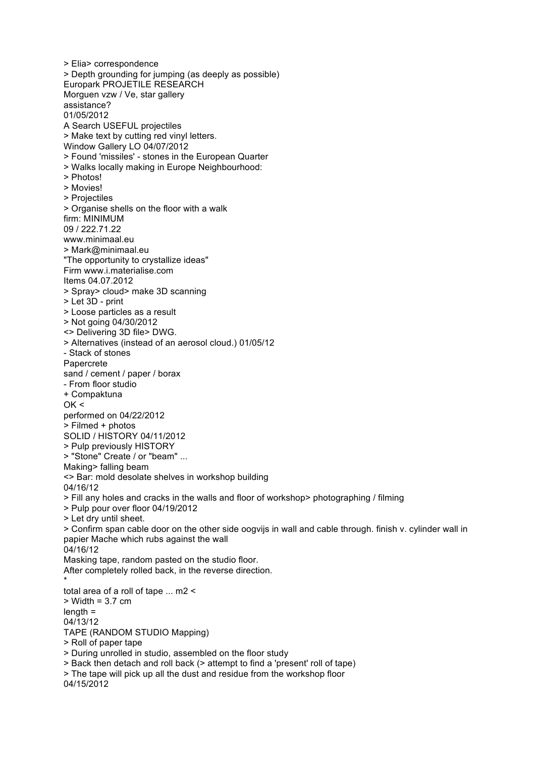> Elia> correspondence
> Depth grounding for jumping (as deeply as possible)
Europark PROJETILE RESEARCH
Morguen vzw / Ve, star gallery
assistance?
01/05/2012
A Search USEFUL projectiles
> Make text by cutting red vinyl letters.
Window Gallery LO 04/07/2012
> Found 'missiles' - stones in the European Quarter
> Walks locally making in Europe Neighbourhood:
> Photos!
> Movies!
> Projectiles
> Organise shells on the floor with a walk
firm: MINIMUM
09 / 222.71.22
www.minimaal.eu
> Mark@minimaal.eu
"The opportunity to crystallize ideas"
Firm www.i.materialise.com
Items 04.07.2012
> Spray> cloud> make 3D scanning
> Let 3D - print
> Loose particles as a result
> Not going 04/30/2012
<> Delivering 3D file> DWG.
> Alternatives (instead of an aerosol cloud.) 01/05/12
- Stack of stones
Papercrete
sand / cement / paper / borax
- From floor studio
+ Compaktuna
OK <
performed on 04/22/2012
> Filmed + photos
SOLID / HISTORY 04/11/2012
> Pulp previously HISTORY
> "Stone" Create / or "beam" ...
Making> falling beam
<> Bar: mold desolate shelves in workshop building
04/16/12
> Fill any holes and cracks in the walls and floor of workshop> photographing / filming
> Pulp pour over floor 04/19/2012
> Let dry until sheet.
> Confirm span cable door on the other side oogvijs in wall and cable through. finish v. cylinder wall in papier Mache which rubs against the wall
04/16/12
Masking tape, random pasted on the studio floor.
After completely rolled back, in the reverse direction.
*
total area of a roll of tape ... m2 <
> Width = 3.7 cm
length =
04/13/12
TAPE (RANDOM STUDIO Mapping)
> Roll of paper tape
> During unrolled in studio, assembled on the floor study
> Back then detach and roll back (> attempt to find a 'present' roll of tape)
> The tape will pick up all the dust and residue from the workshop floor
04/15/2012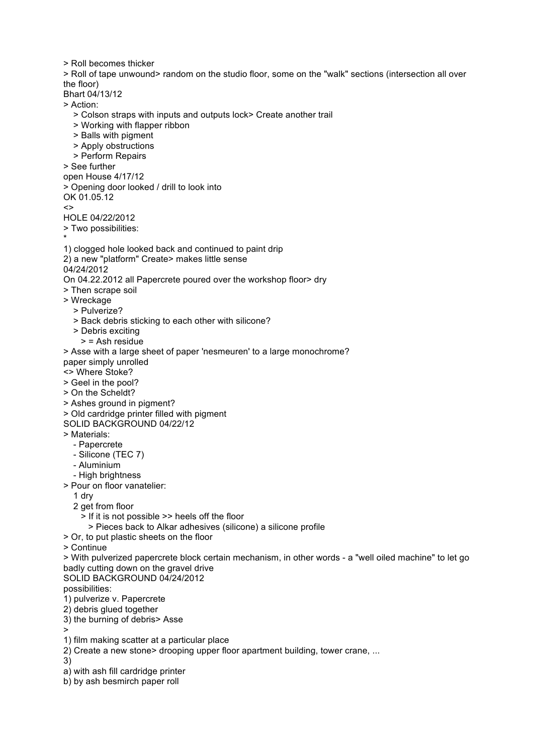> Roll becomes thicker
> Roll of tape unwound> random on the studio floor, some on the "walk" sections (intersection all over the floor)
Bhart 04/13/12
> Action:
   > Colson straps with inputs and outputs lock> Create another trail
   > Working with flapper ribbon
   > Balls with pigment
   > Apply obstructions
   > Perform Repairs
> See further
open House 4/17/12
> Opening door looked / drill to look into
OK 01.05.12
<>
HOLE 04/22/2012
> Two possibilities:
*
1) clogged hole looked back and continued to paint drip
2) a new "platform" Create> makes little sense
04/24/2012
On 04.22.2012 all Papercrete poured over the workshop floor> dry
> Then scrape soil
> Wreckage
   > Pulverize?
   > Back debris sticking to each other with silicone?
   > Debris exciting
      > = Ash residue
> Asse with a large sheet of paper 'nesmeuren' to a large monochrome?
paper simply unrolled
<> Where Stoke?
> Geel in the pool?
> On the Scheldt?
> Ashes ground in pigment?
> Old cardridge printer filled with pigment
SOLID BACKGROUND 04/22/12
> Materials:
   - Papercrete
   - Silicone (TEC 7)
   - Aluminium
   - High brightness
> Pour on floor vanatelier:
   1 dry
   2 get from floor
      > If it is not possible >> heels off the floor
         > Pieces back to Alkar adhesives (silicone) a silicone profile
> Or, to put plastic sheets on the floor
> Continue
> With pulverized papercrete block certain mechanism, in other words - a "well oiled machine" to let go badly cutting down on the gravel drive
SOLID BACKGROUND 04/24/2012
possibilities:
1) pulverize v. Papercrete
2) debris glued together
3) the burning of debris> Asse
>
1) film making scatter at a particular place
2) Create a new stone> drooping upper floor apartment building, tower crane, ...
3)
a) with ash fill cardridge printer
b) by ash besmirch paper roll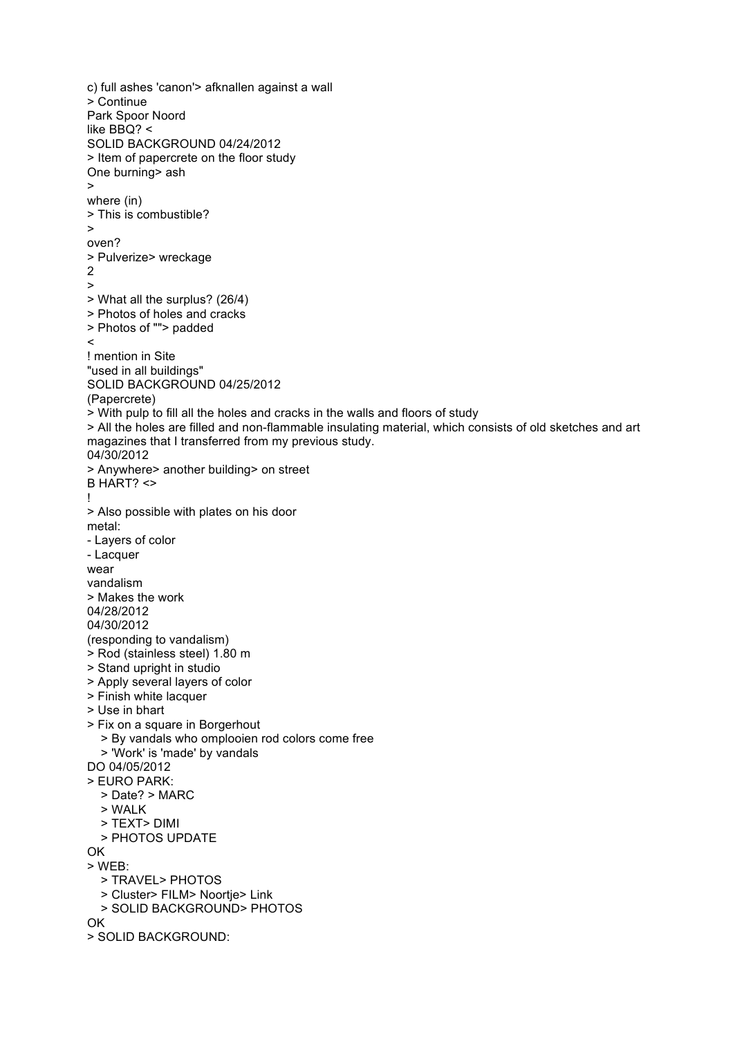c) full ashes 'canon'> afknallen against a wall
> Continue
Park Spoor Noord
like BBQ? <
SOLID BACKGROUND 04/24/2012
> Item of papercrete on the floor study
One burning> ash
>
where (in)
> This is combustible?
>
oven?
> Pulverize> wreckage
2
>
> What all the surplus? (26/4)
> Photos of holes and cracks
> Photos of ""> padded
<
! mention in Site
"used in all buildings"
SOLID BACKGROUND 04/25/2012
(Papercrete)
> With pulp to fill all the holes and cracks in the walls and floors of study
> All the holes are filled and non-flammable insulating material, which consists of old sketches and art magazines that I transferred from my previous study.
04/30/2012
> Anywhere> another building> on street
B HART? <>
!
> Also possible with plates on his door
metal:
- Layers of color
- Lacquer
wear
vandalism
> Makes the work
04/28/2012
04/30/2012
(responding to vandalism)
> Rod (stainless steel) 1.80 m
> Stand upright in studio
> Apply several layers of color
> Finish white lacquer
> Use in bhart
> Fix on a square in Borgerhout
  > By vandals who omplooien rod colors come free
  > 'Work' is 'made' by vandals
DO 04/05/2012
> EURO PARK:
  > Date? > MARC
  > WALK
  > TEXT> DIMI
  > PHOTOS UPDATE
OK
> WEB:
  > TRAVEL> PHOTOS
  > Cluster> FILM> Noortje> Link
  > SOLID BACKGROUND> PHOTOS
OK
> SOLID BACKGROUND: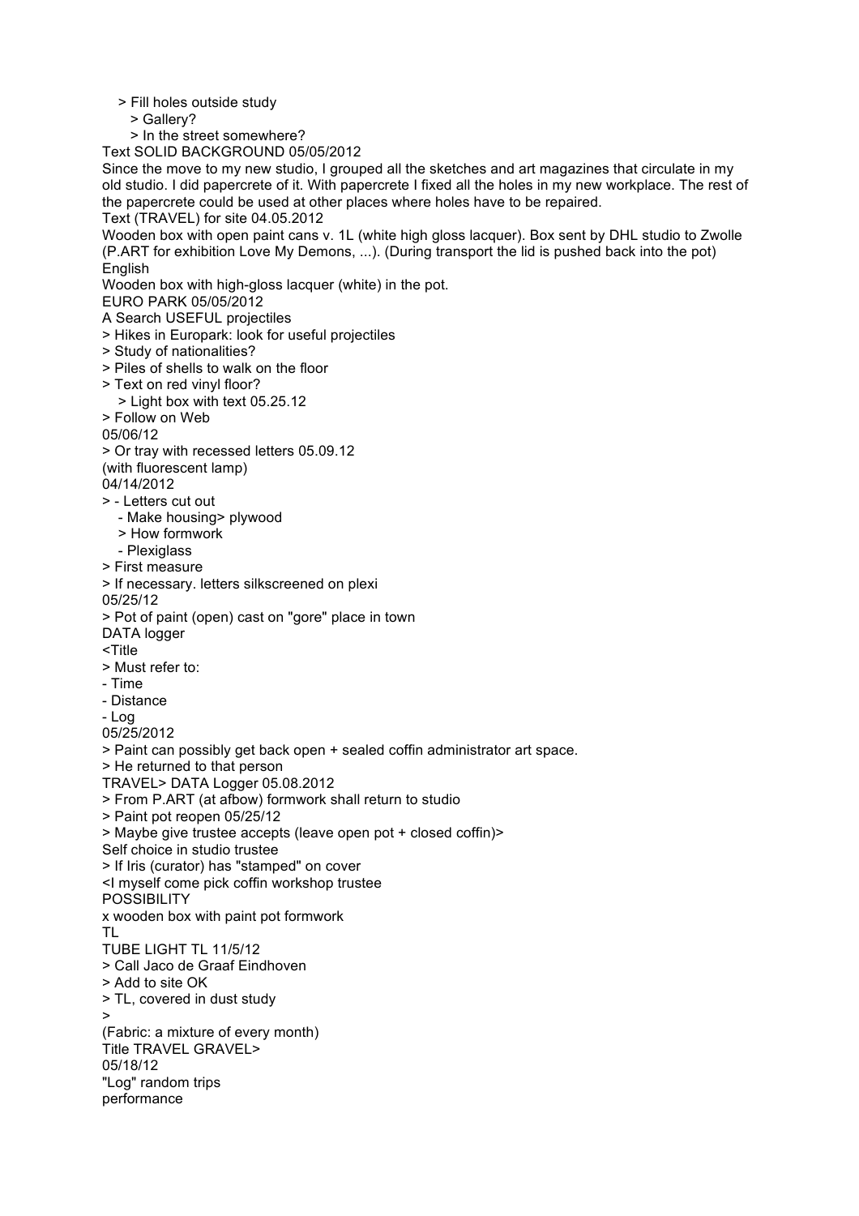> Fill holes outside study
  > Gallery?
  > In the street somewhere?

Text SOLID BACKGROUND 05/05/2012

Since the move to my new studio, I grouped all the sketches and art magazines that circulate in my old studio. I did papercrete of it. With papercrete I fixed all the holes in my new workplace. The rest of the papercrete could be used at other places where holes have to be repaired.

Text (TRAVEL) for site 04.05.2012

Wooden box with open paint cans v. 1L (white high gloss lacquer). Box sent by DHL studio to Zwolle (P.ART for exhibition Love My Demons, ...). (During transport the lid is pushed back into the pot)

English

Wooden box with high-gloss lacquer (white) in the pot.

EURO PARK 05/05/2012

A Search USEFUL projectiles

> Hikes in Europark: look for useful projectiles
> Study of nationalities?
> Piles of shells to walk on the floor
> Text on red vinyl floor?
  > Light box with text 05.25.12
> Follow on Web

05/06/12

> Or tray with recessed letters 05.09.12

(with fluorescent lamp)

04/14/2012

> - Letters cut out
  - Make housing> plywood
  > How formwork
  - Plexiglass
> First measure
> If necessary. letters silkscreened on plexi

05/25/12

> Pot of paint (open) cast on "gore" place in town

DATA logger

<Title

> Must refer to:

- Time
- Distance
- Log

05/25/2012

> Paint can possibly get back open + sealed coffin administrator art space.
> He returned to that person

TRAVEL> DATA Logger 05.08.2012

> From P.ART (at afbow) formwork shall return to studio
> Paint pot reopen 05/25/12
> Maybe give trustee accepts (leave open pot + closed coffin)>

Self choice in studio trustee

> If Iris (curator) has "stamped" on cover

<I myself come pick coffin workshop trustee

POSSIBILITY

x wooden box with paint pot formwork

TL

TUBE LIGHT TL 11/5/12

> Call Jaco de Graaf Eindhoven
> Add to site OK
> TL, covered in dust study
>

(Fabric: a mixture of every month)

Title TRAVEL GRAVEL>

05/18/12

"Log" random trips

performance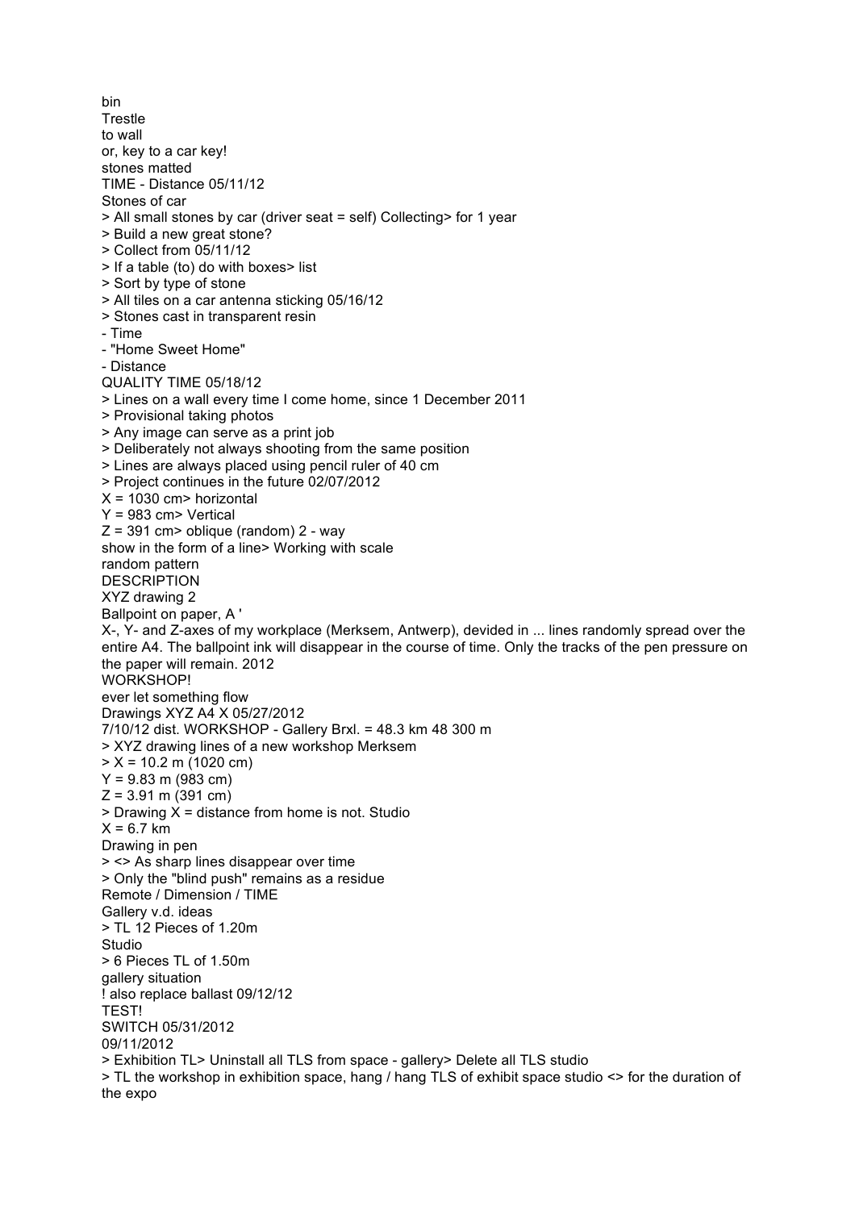bin
Trestle
to wall
or, key to a car key!
stones matted
TIME - Distance 05/11/12
Stones of car
> All small stones by car (driver seat = self) Collecting> for 1 year
> Build a new great stone?
> Collect from 05/11/12
> If a table (to) do with boxes> list
> Sort by type of stone
> All tiles on a car antenna sticking 05/16/12
> Stones cast in transparent resin
- Time
- "Home Sweet Home"
- Distance
QUALITY TIME 05/18/12
> Lines on a wall every time I come home, since 1 December 2011
> Provisional taking photos
> Any image can serve as a print job
> Deliberately not always shooting from the same position
> Lines are always placed using pencil ruler of 40 cm
> Project continues in the future 02/07/2012
X = 1030 cm> horizontal
Y = 983 cm> Vertical
Z = 391 cm> oblique (random) 2 - way
show in the form of a line> Working with scale
random pattern
DESCRIPTION
XYZ drawing 2
Ballpoint on paper, A '
X-, Y- and Z-axes of my workplace (Merksem, Antwerp), devided in ... lines randomly spread over the entire A4. The ballpoint ink will disappear in the course of time. Only the tracks of the pen pressure on the paper will remain. 2012
WORKSHOP!
ever let something flow
Drawings XYZ A4 X 05/27/2012
7/10/12 dist. WORKSHOP - Gallery Brxl. = 48.3 km 48 300 m
> XYZ drawing lines of a new workshop Merksem
> X = 10.2 m (1020 cm)
Y = 9.83 m (983 cm)
Z = 3.91 m (391 cm)
> Drawing X = distance from home is not. Studio
X = 6.7 km
Drawing in pen
> <> As sharp lines disappear over time
> Only the "blind push" remains as a residue
Remote / Dimension / TIME
Gallery v.d. ideas
> TL 12 Pieces of 1.20m
Studio
> 6 Pieces TL of 1.50m
gallery situation
! also replace ballast 09/12/12
TEST!
SWITCH 05/31/2012
09/11/2012
> Exhibition TL> Uninstall all TLS from space - gallery> Delete all TLS studio
> TL the workshop in exhibition space, hang / hang TLS of exhibit space studio <> for the duration of the expo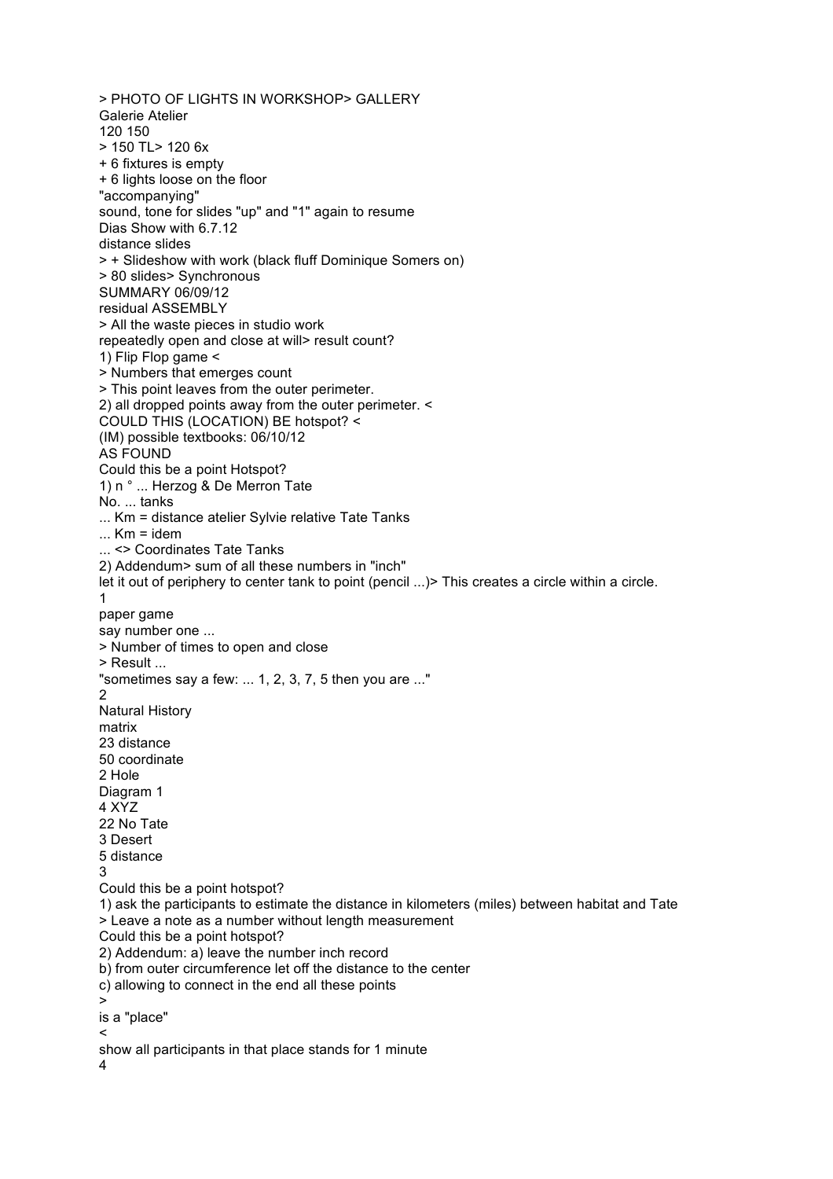> PHOTO OF LIGHTS IN WORKSHOP> GALLERY
Galerie Atelier
120 150
> 150 TL> 120 6x
+ 6 fixtures is empty
+ 6 lights loose on the floor
"accompanying"
sound, tone for slides "up" and "1" again to resume
Dias Show with 6.7.12
distance slides
> + Slideshow with work (black fluff Dominique Somers on)
> 80 slides> Synchronous
SUMMARY 06/09/12
residual ASSEMBLY
> All the waste pieces in studio work
repeatedly open and close at will> result count?
1) Flip Flop game <
> Numbers that emerges count
> This point leaves from the outer perimeter.
2) all dropped points away from the outer perimeter. <
COULD THIS (LOCATION) BE hotspot? <
(IM) possible textbooks: 06/10/12
AS FOUND
Could this be a point Hotspot?
1) n ° ... Herzog & De Merron Tate
No. ... tanks
... Km = distance atelier Sylvie relative Tate Tanks
... Km = idem
... <> Coordinates Tate Tanks
2) Addendum> sum of all these numbers in "inch"
let it out of periphery to center tank to point (pencil ...)> This creates a circle within a circle.
1
paper game
say number one ...
> Number of times to open and close
> Result ...
"sometimes say a few: ... 1, 2, 3, 7, 5 then you are ..."
2
Natural History
matrix
23 distance
50 coordinate
2 Hole
Diagram 1
4 XYZ
22 No Tate
3 Desert
5 distance
3
Could this be a point hotspot?
1) ask the participants to estimate the distance in kilometers (miles) between habitat and Tate
> Leave a note as a number without length measurement
Could this be a point hotspot?
2) Addendum: a) leave the number inch record
b) from outer circumference let off the distance to the center
c) allowing to connect in the end all these points
>
is a "place"
<
show all participants in that place stands for 1 minute
4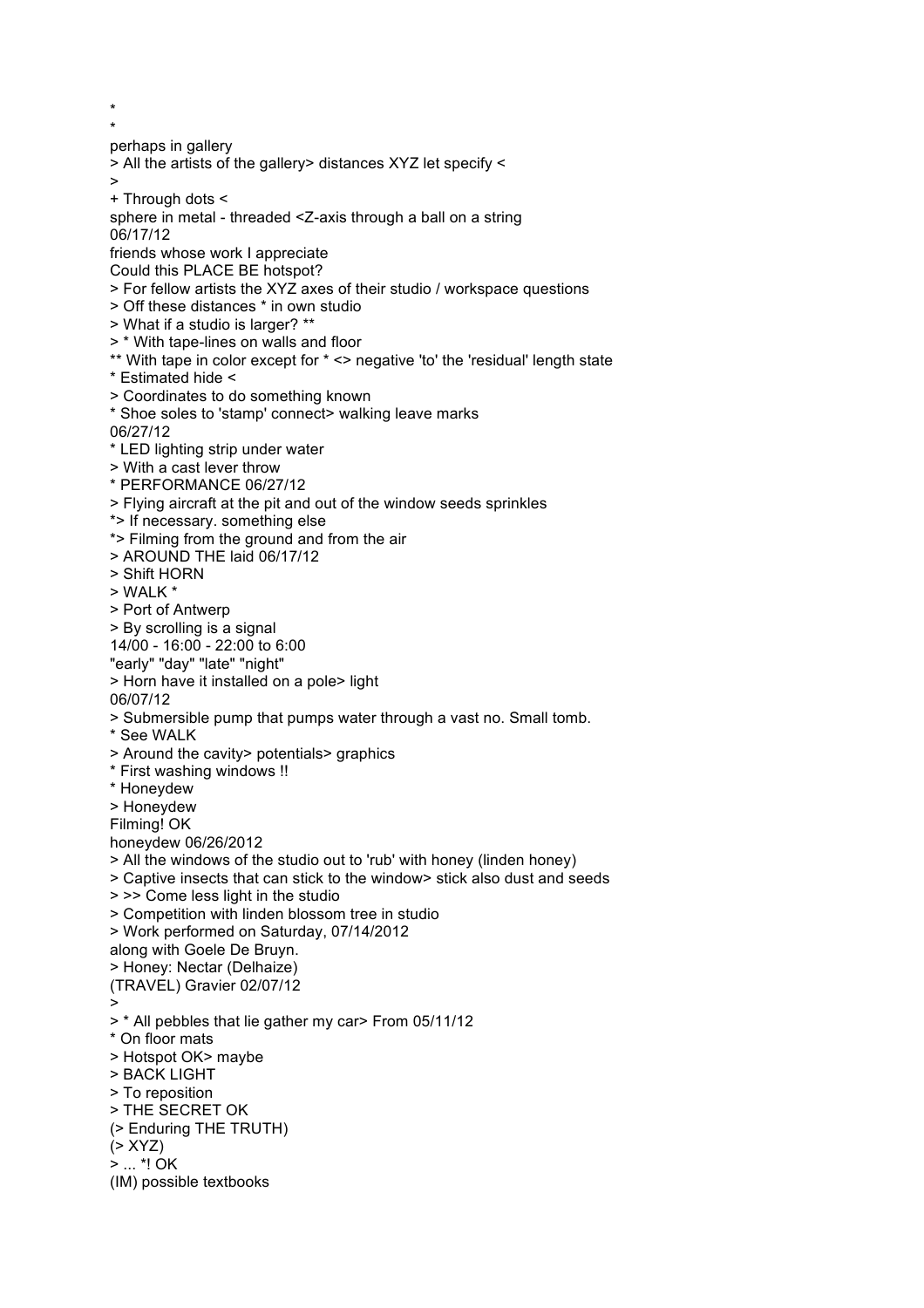*
*
perhaps in gallery
> All the artists of the gallery> distances XYZ let specify <
>
+ Through dots <
sphere in metal - threaded <Z-axis through a ball on a string
06/17/12
friends whose work I appreciate
Could this PLACE BE hotspot?
> For fellow artists the XYZ axes of their studio / workspace questions
> Off these distances * in own studio
> What if a studio is larger? **
> * With tape-lines on walls and floor
** With tape in color except for * <> negative 'to' the 'residual' length state
* Estimated hide <
> Coordinates to do something known
* Shoe soles to 'stamp' connect> walking leave marks
06/27/12
* LED lighting strip under water
> With a cast lever throw
* PERFORMANCE 06/27/12
> Flying aircraft at the pit and out of the window seeds sprinkles
*> If necessary. something else
*> Filming from the ground and from the air
> AROUND THE laid 06/17/12
> Shift HORN
> WALK *
> Port of Antwerp
> By scrolling is a signal
14/00 - 16:00 - 22:00 to 6:00
"early" "day" "late" "night"
> Horn have it installed on a pole> light
06/07/12
> Submersible pump that pumps water through a vast no. Small tomb.
* See WALK
> Around the cavity> potentials> graphics
* First washing windows !!
* Honeydew
> Honeydew
Filming! OK
honeydew 06/26/2012
> All the windows of the studio out to 'rub' with honey (linden honey)
> Captive insects that can stick to the window> stick also dust and seeds
> >> Come less light in the studio
> Competition with linden blossom tree in studio
> Work performed on Saturday, 07/14/2012
along with Goele De Bruyn.
> Honey: Nectar (Delhaize)
(TRAVEL) Gravier 02/07/12
>
> * All pebbles that lie gather my car> From 05/11/12
* On floor mats
> Hotspot OK> maybe
> BACK LIGHT
> To reposition
> THE SECRET OK
(> Enduring THE TRUTH)
(> XYZ)
> ... *! OK
(IM) possible textbooks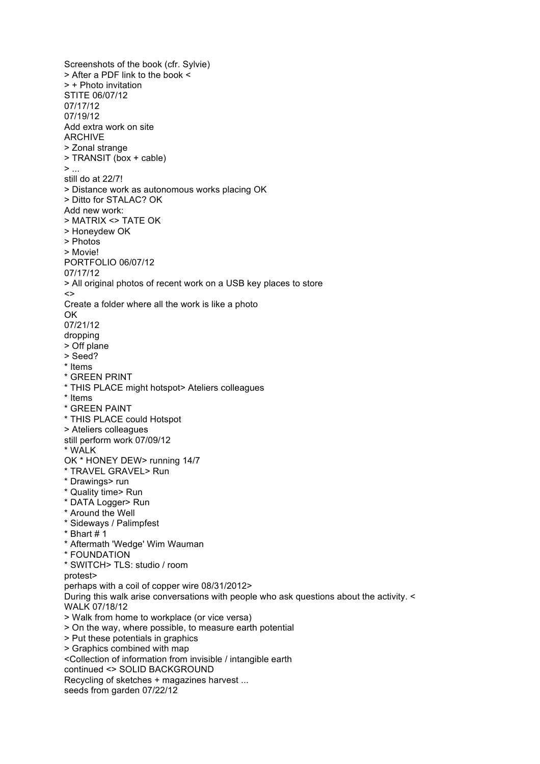Screenshots of the book (cfr. Sylvie)
> After a PDF link to the book <
> + Photo invitation
STITE 06/07/12
07/17/12
07/19/12
Add extra work on site
ARCHIVE
> Zonal strange
> TRANSIT (box + cable)
> ...
still do at 22/7!
> Distance work as autonomous works placing OK
> Ditto for STALAC? OK
Add new work:
> MATRIX <> TATE OK
> Honeydew OK
> Photos
> Movie!
PORTFOLIO 06/07/12
07/17/12
> All original photos of recent work on a USB key places to store
<>
Create a folder where all the work is like a photo
OK
07/21/12
dropping
> Off plane
> Seed?
* Items
* GREEN PRINT
* THIS PLACE might hotspot> Ateliers colleagues
* Items
* GREEN PAINT
* THIS PLACE could Hotspot
> Ateliers colleagues
still perform work 07/09/12
* WALK
OK * HONEY DEW> running 14/7
* TRAVEL GRAVEL> Run
* Drawings> run
* Quality time> Run
* DATA Logger> Run
* Around the Well
* Sideways / Palimpfest
* Bhart # 1
* Aftermath 'Wedge' Wim Wauman
* FOUNDATION
* SWITCH> TLS: studio / room
protest>
perhaps with a coil of copper wire 08/31/2012>
During this walk arise conversations with people who ask questions about the activity. <
WALK 07/18/12
> Walk from home to workplace (or vice versa)
> On the way, where possible, to measure earth potential
> Put these potentials in graphics
> Graphics combined with map
<Collection of information from invisible / intangible earth
continued <> SOLID BACKGROUND
Recycling of sketches + magazines harvest ...
seeds from garden 07/22/12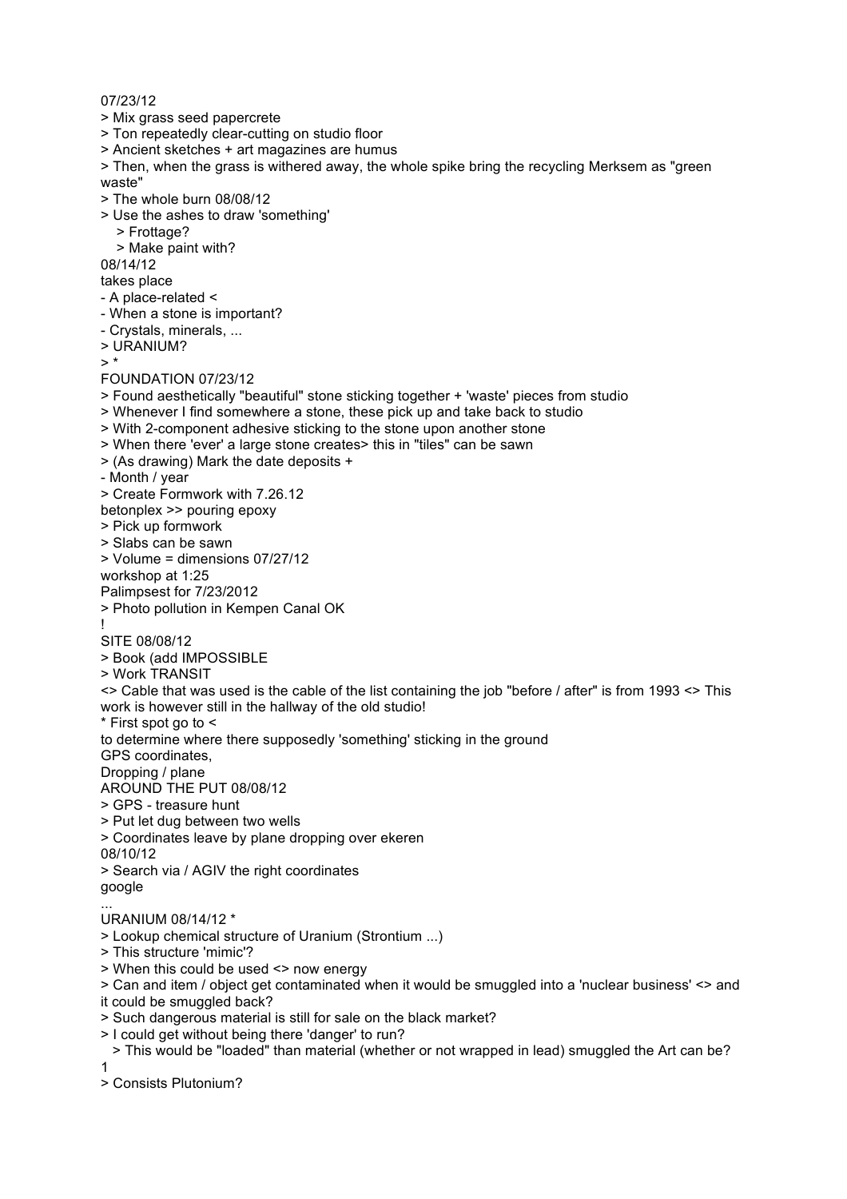07/23/12

> Mix grass seed papercrete
> Ton repeatedly clear-cutting on studio floor
> Ancient sketches + art magazines are humus
> Then, when the grass is withered away, the whole spike bring the recycling Merksem as "green waste"
> The whole burn 08/08/12
> Use the ashes to draw 'something'
>  > Frottage?
>  > Make paint with?

08/14/12
takes place
- A place-related <
- When a stone is important?
- Crystals, minerals, ...
> URANIUM?
> *

FOUNDATION 07/23/12
> Found aesthetically "beautiful" stone sticking together + 'waste' pieces from studio
> Whenever I find somewhere a stone, these pick up and take back to studio
> With 2-component adhesive sticking to the stone upon another stone
> When there 'ever' a large stone creates> this in "tiles" can be sawn
> (As drawing) Mark the date deposits +
- Month / year
> Create Formwork with 7.26.12
betonplex >> pouring epoxy
> Pick up formwork
> Slabs can be sawn
> Volume = dimensions 07/27/12
workshop at 1:25
Palimpsest for 7/23/2012
> Photo pollution in Kempen Canal OK
!

SITE 08/08/12
> Book (add IMPOSSIBLE
> Work TRANSIT
<> Cable that was used is the cable of the list containing the job "before / after" is from 1993 <> This work is however still in the hallway of the old studio!
* First spot go to <
to determine where there supposedly 'something' sticking in the ground
GPS coordinates,
Dropping / plane

AROUND THE PUT 08/08/12
> GPS - treasure hunt
> Put let dug between two wells
> Coordinates leave by plane dropping over ekeren
08/10/12
> Search via / AGIV the right coordinates
google
...

URANIUM 08/14/12 *
> Lookup chemical structure of Uranium (Strontium ...)
> This structure 'mimic'?
> When this could be used <> now energy
> Can and item / object get contaminated when it would be smuggled into a 'nuclear business' <> and it could be smuggled back?
> Such dangerous material is still for sale on the black market?
> I could get without being there 'danger' to run?
>  > This would be "loaded" than material (whether or not wrapped in lead) smuggled the Art can be?
1
> Consists Plutonium?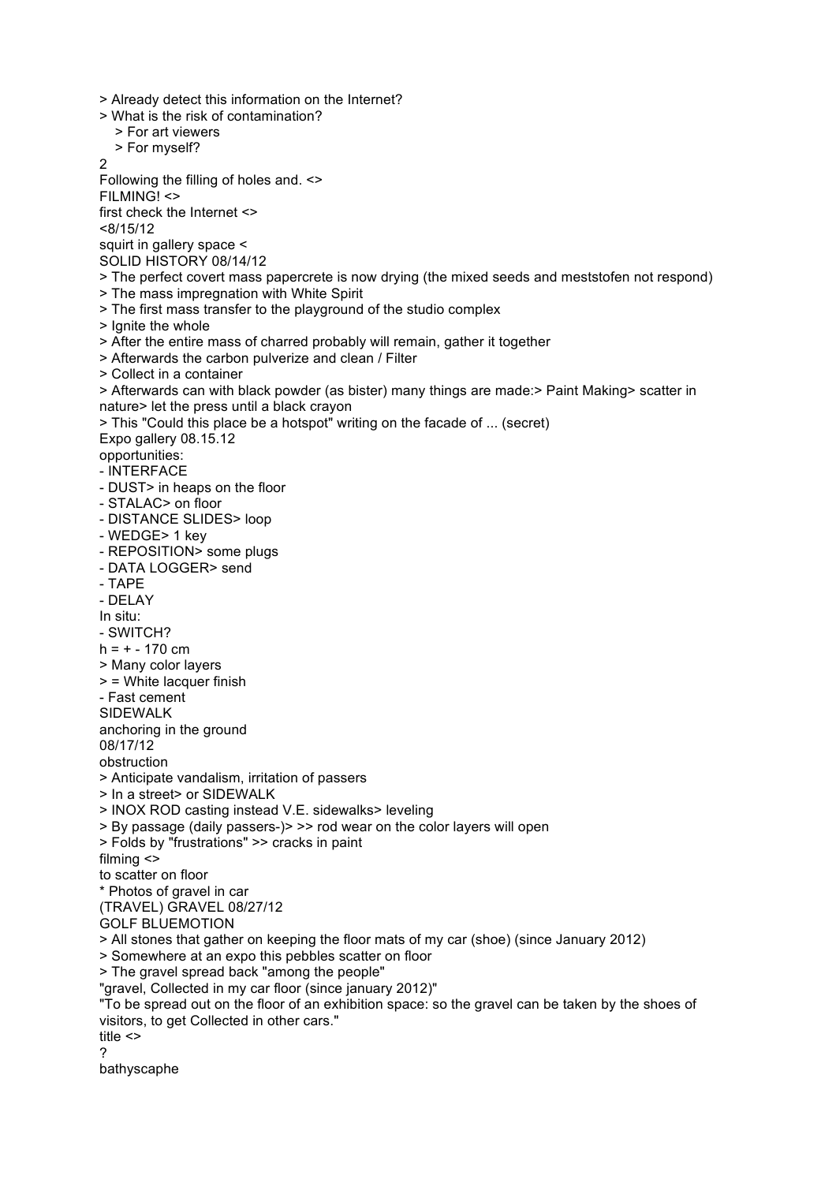> Already detect this information on the Internet?
> What is the risk of contamination?
> For art viewers
> For myself?

2

Following the filling of holes and. <>
FILMING! <>
first check the Internet <>
<8/15/12
squirt in gallery space <
SOLID HISTORY 08/14/12
> The perfect covert mass papercrete is now drying (the mixed seeds and meststofen not respond)
> The mass impregnation with White Spirit
> The first mass transfer to the playground of the studio complex
> Ignite the whole
> After the entire mass of charred probably will remain, gather it together
> Afterwards the carbon pulverize and clean / Filter
> Collect in a container
> Afterwards can with black powder (as bister) many things are made:> Paint Making> scatter in nature> let the press until a black crayon
> This "Could this place be a hotspot" writing on the facade of ... (secret)
Expo gallery 08.15.12
opportunities:
- INTERFACE
- DUST> in heaps on the floor
- STALAC> on floor
- DISTANCE SLIDES> loop
- WEDGE> 1 key
- REPOSITION> some plugs
- DATA LOGGER> send
- TAPE
- DELAY
In situ:
- SWITCH?
h = + - 170 cm
> Many color layers
> = White lacquer finish
- Fast cement
SIDEWALK
anchoring in the ground
08/17/12
obstruction
> Anticipate vandalism, irritation of passers
> In a street> or SIDEWALK
> INOX ROD casting instead V.E. sidewalks> leveling
> By passage (daily passers-)> >> rod wear on the color layers will open
> Folds by "frustrations" >> cracks in paint
filming <>
to scatter on floor
* Photos of gravel in car
(TRAVEL) GRAVEL 08/27/12
GOLF BLUEMOTION
> All stones that gather on keeping the floor mats of my car (shoe) (since January 2012)
> Somewhere at an expo this pebbles scatter on floor
> The gravel spread back "among the people"
"gravel, Collected in my car floor (since january 2012)"
"To be spread out on the floor of an exhibition space: so the gravel can be taken by the shoes of visitors, to get Collected in other cars."
title <>
?
bathyscaphe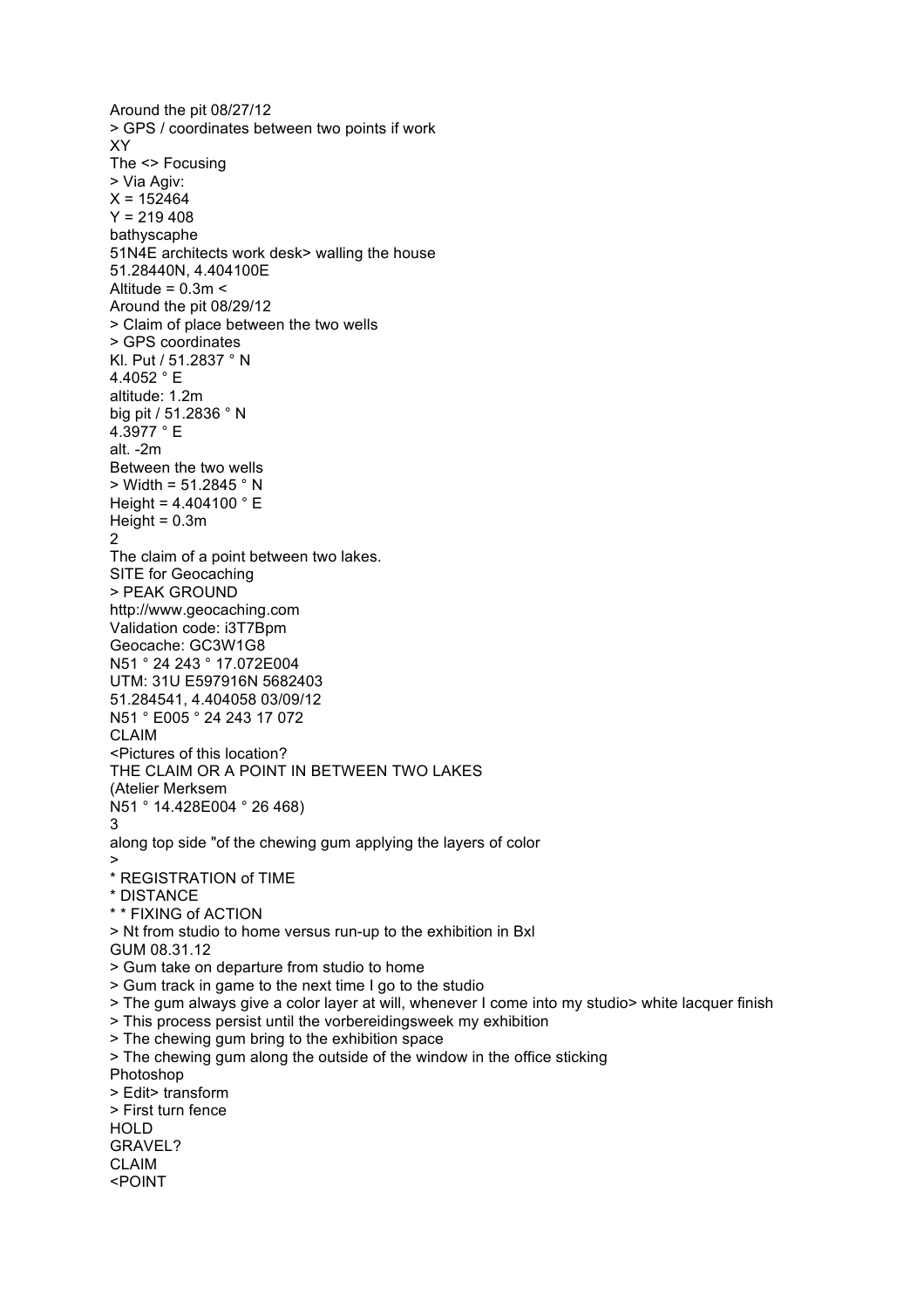Around the pit 08/27/12
> GPS / coordinates between two points if work
XY
The <> Focusing
> Via Agiv:
X = 152464
Y = 219 408
bathyscaphe
51N4E architects work desk> walling the house
51.28440N, 4.404100E
Altitude = 0.3m <
Around the pit 08/29/12
> Claim of place between the two wells
> GPS coordinates
Kl. Put / 51.2837 ° N
4.4052 ° E
altitude: 1.2m
big pit / 51.2836 ° N
4.3977 ° E
alt. -2m
Between the two wells
> Width = 51.2845 ° N
Height = 4.404100 ° E
Height = 0.3m
2
The claim of a point between two lakes.
SITE for Geocaching
> PEAK GROUND
http://www.geocaching.com
Validation code: i3T7Bpm
Geocache: GC3W1G8
N51 ° 24 243 ° 17.072E004
UTM: 31U E597916N 5682403
51.284541, 4.404058 03/09/12
N51 ° E005 ° 24 243 17 072
CLAIM
<Pictures of this location?
THE CLAIM OR A POINT IN BETWEEN TWO LAKES
(Atelier Merksem
N51 ° 14.428E004 ° 26 468)
3
along top side "of the chewing gum applying the layers of color
>
* REGISTRATION of TIME
* DISTANCE
* * FIXING of ACTION
> Nt from studio to home versus run-up to the exhibition in Bxl
GUM 08.31.12
> Gum take on departure from studio to home
> Gum track in game to the next time I go to the studio
> The gum always give a color layer at will, whenever I come into my studio> white lacquer finish
> This process persist until the vorbereidingsweek my exhibition
> The chewing gum bring to the exhibition space
> The chewing gum along the outside of the window in the office sticking
Photoshop
> Edit> transform
> First turn fence
HOLD
GRAVEL?
CLAIM
<POINT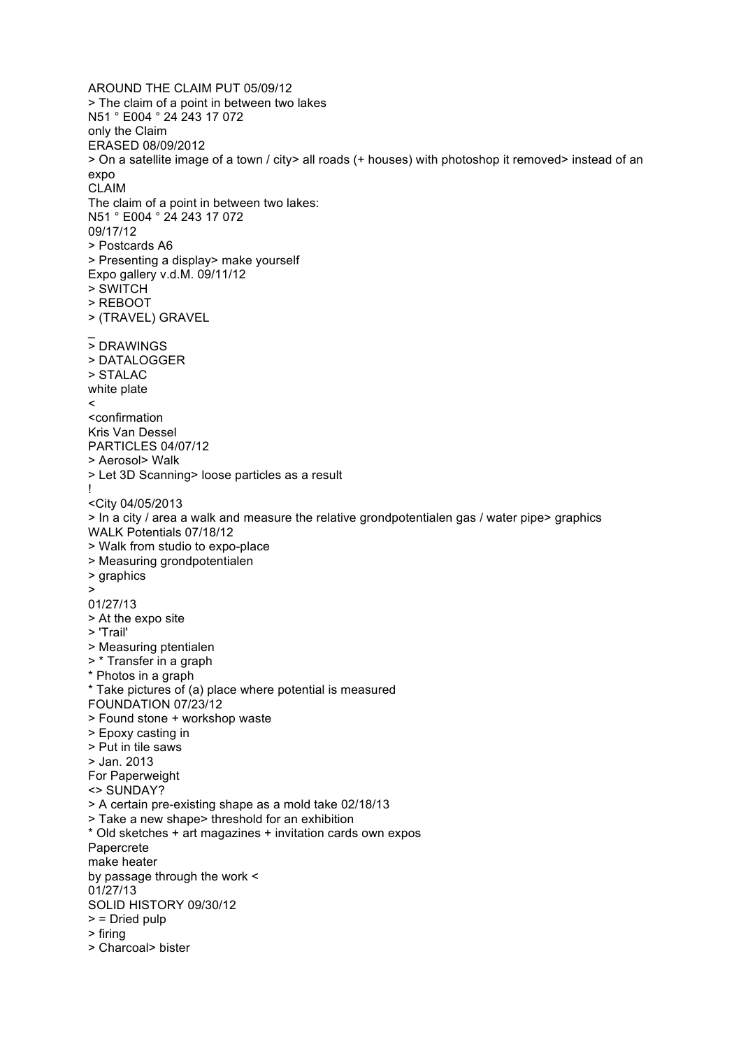AROUND THE CLAIM PUT 05/09/12  
> The claim of a point in between two lakes  
N51 ° E004 ° 24 243 17 072  
only the Claim  
ERASED 08/09/2012  
> On a satellite image of a town / city> all roads (+ houses) with photoshop it removed> instead of an expo  
CLAIM  
The claim of a point in between two lakes:  
N51 ° E004 ° 24 243 17 072  
09/17/12  
> Postcards A6  
> Presenting a display> make yourself  
Expo gallery v.d.M. 09/11/12  
> SWITCH  
> REBOOT  
> (TRAVEL) GRAVEL  
_  
> DRAWINGS  
> DATALOGGER  
> STALAC  
white plate  
<  
<confirmation  
Kris Van Dessel  
PARTICLES 04/07/12  
> Aerosol> Walk  
> Let 3D Scanning> loose particles as a result  
!  
<City 04/05/2013  
> In a city / area a walk and measure the relative grondpotentialen gas / water pipe> graphics  
WALK Potentials 07/18/12  
> Walk from studio to expo-place  
> Measuring grondpotentialen  
> graphics  
>  
01/27/13  
> At the expo site  
> 'Trail'  
> Measuring ptentialen  
> * Transfer in a graph  
* Photos in a graph  
* Take pictures of (a) place where potential is measured  
FOUNDATION 07/23/12  
> Found stone + workshop waste  
> Epoxy casting in  
> Put in tile saws  
> Jan. 2013  
For Paperweight  
<> SUNDAY?  
> A certain pre-existing shape as a mold take 02/18/13  
> Take a new shape> threshold for an exhibition  
* Old sketches + art magazines + invitation cards own expos  
Papercrete  
make heater  
by passage through the work <  
01/27/13  
SOLID HISTORY 09/30/12  
> = Dried pulp  
> firing  
> Charcoal> bister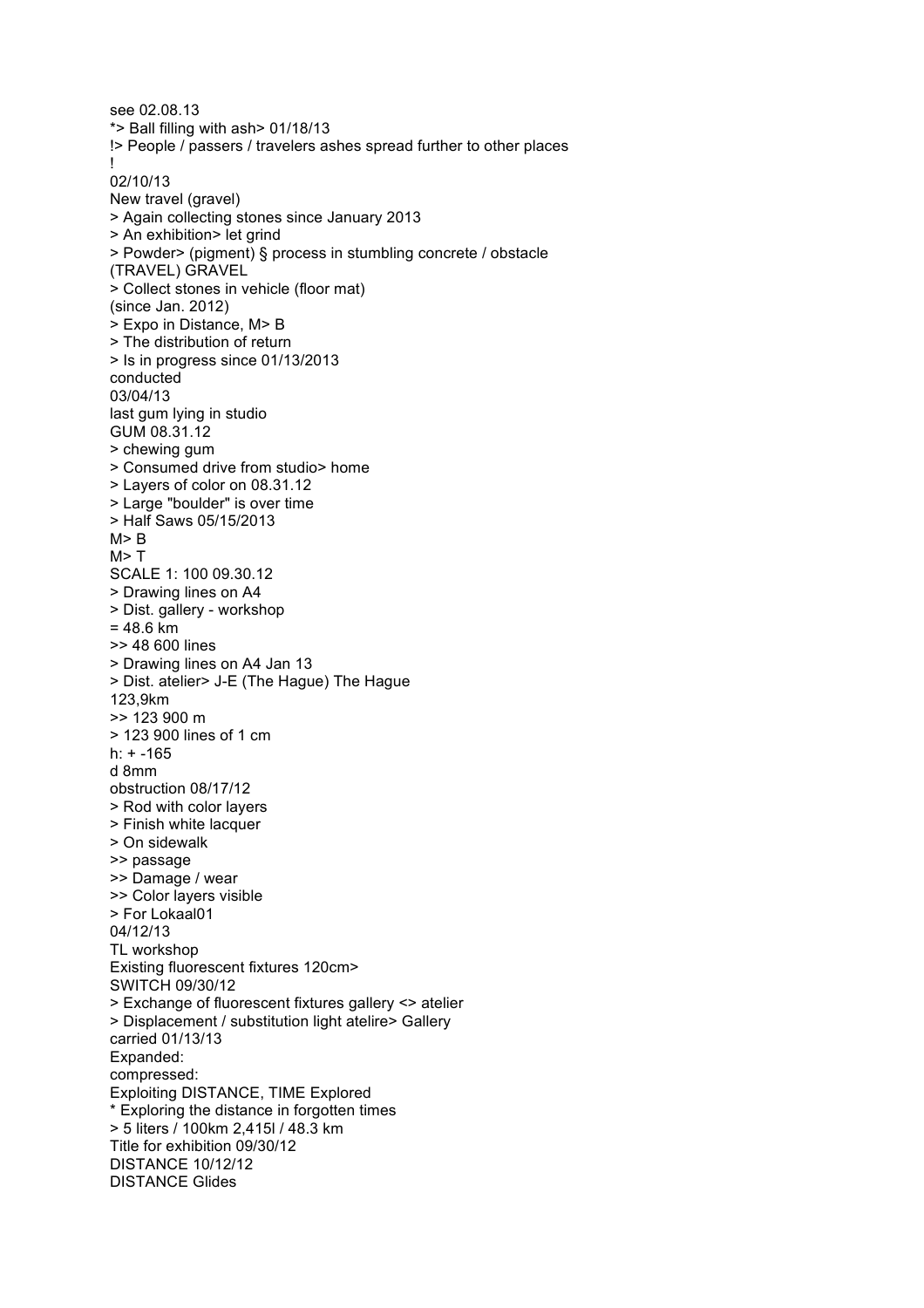see 02.08.13
*> Ball filling with ash> 01/18/13
!> People / passers / travelers ashes spread further to other places
!
02/10/13
New travel (gravel)
> Again collecting stones since January 2013
> An exhibition> let grind
> Powder> (pigment) § process in stumbling concrete / obstacle
(TRAVEL) GRAVEL
> Collect stones in vehicle (floor mat)
(since Jan. 2012)
> Expo in Distance, M> B
> The distribution of return
> Is in progress since 01/13/2013
conducted
03/04/13
last gum lying in studio
GUM 08.31.12
> chewing gum
> Consumed drive from studio> home
> Layers of color on 08.31.12
> Large "boulder" is over time
> Half Saws 05/15/2013
M> B
M> T
SCALE 1: 100 09.30.12
> Drawing lines on A4
> Dist. gallery - workshop
= 48.6 km
>> 48 600 lines
> Drawing lines on A4 Jan 13
> Dist. atelier> J-E (The Hague) The Hague
123,9km
>> 123 900 m
> 123 900 lines of 1 cm
h: + -165
d 8mm
obstruction 08/17/12
> Rod with color layers
> Finish white lacquer
> On sidewalk
>> passage
>> Damage / wear
>> Color layers visible
> For Lokaal01
04/12/13
TL workshop
Existing fluorescent fixtures 120cm>
SWITCH 09/30/12
> Exchange of fluorescent fixtures gallery <> atelier
> Displacement / substitution light atelire> Gallery
carried 01/13/13
Expanded:
compressed:
Exploiting DISTANCE, TIME Explored
* Exploring the distance in forgotten times
> 5 liters / 100km 2,415l / 48.3 km
Title for exhibition 09/30/12
DISTANCE 10/12/12
DISTANCE Glides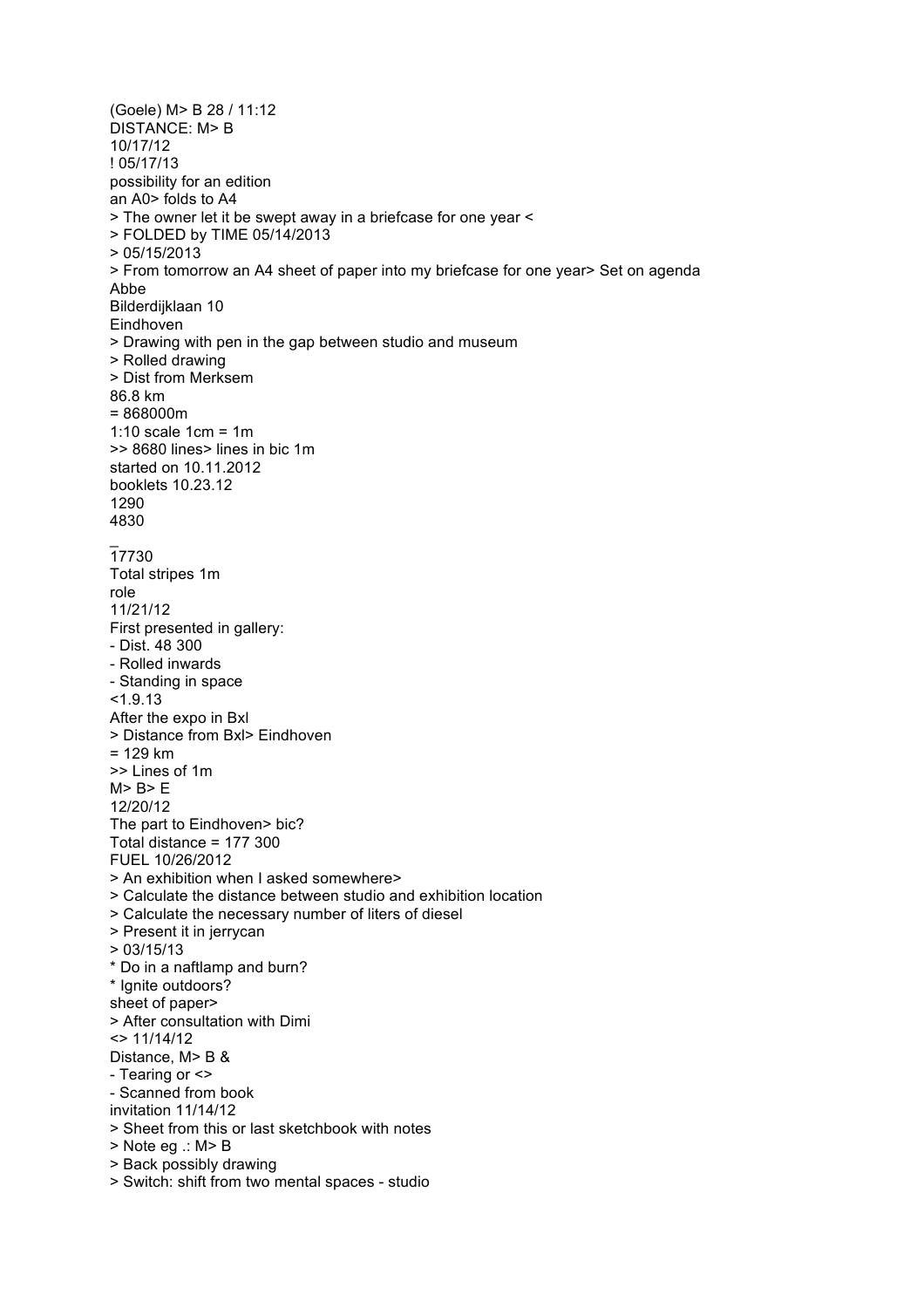(Goele) M> B 28 / 11:12
DISTANCE: M> B
10/17/12
! 05/17/13
possibility for an edition
an A0> folds to A4
> The owner let it be swept away in a briefcase for one year <
> FOLDED by TIME 05/14/2013
> 05/15/2013
> From tomorrow an A4 sheet of paper into my briefcase for one year> Set on agenda
Abbe
Bilderdijklaan 10
Eindhoven
> Drawing with pen in the gap between studio and museum
> Rolled drawing
> Dist from Merksem
86.8 km
= 868000m
1:10 scale 1cm = 1m
>> 8680 lines> lines in bic 1m
started on 10.11.2012
booklets 10.23.12
1290
4830
_
17730
Total stripes 1m
role
11/21/12
First presented in gallery:
- Dist. 48 300
- Rolled inwards
- Standing in space
<1.9.13
After the expo in Bxl
> Distance from Bxl> Eindhoven
= 129 km
>> Lines of 1m
M> B> E
12/20/12
The part to Eindhoven> bic?
Total distance = 177 300
FUEL 10/26/2012
> An exhibition when I asked somewhere>
> Calculate the distance between studio and exhibition location
> Calculate the necessary number of liters of diesel
> Present it in jerrycan
> 03/15/13
* Do in a naftlamp and burn?
* Ignite outdoors?
sheet of paper>
> After consultation with Dimi
<> 11/14/12
Distance, M> B &
- Tearing or <>
- Scanned from book
invitation 11/14/12
> Sheet from this or last sketchbook with notes
> Note eg .: M> B
> Back possibly drawing
> Switch: shift from two mental spaces - studio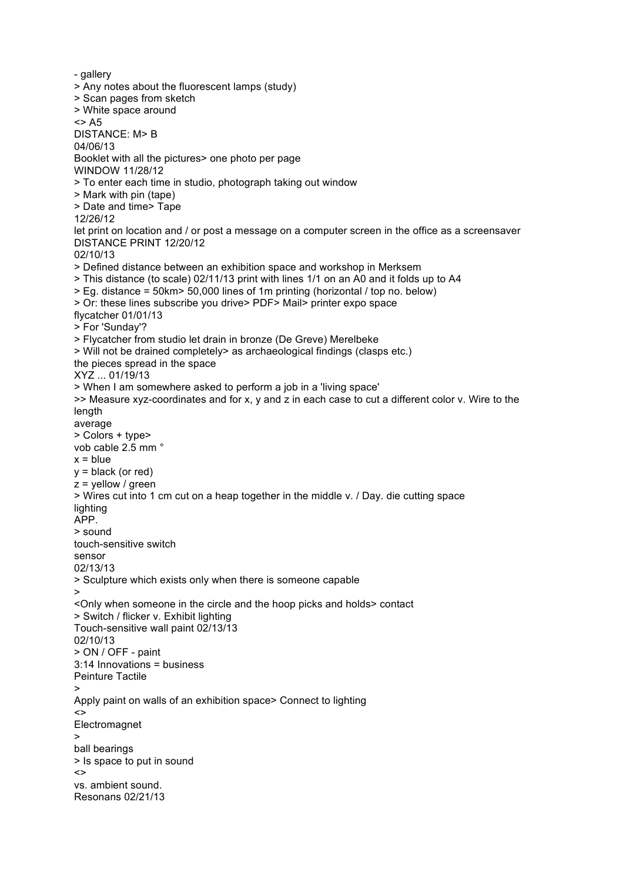- gallery

> Any notes about the fluorescent lamps (study)
> Scan pages from sketch
> White space around
<> A5
DISTANCE: M> B
04/06/13
Booklet with all the pictures> one photo per page
WINDOW 11/28/12
> To enter each time in studio, photograph taking out window
> Mark with pin (tape)
> Date and time> Tape
12/26/12
let print on location and / or post a message on a computer screen in the office as a screensaver
DISTANCE PRINT 12/20/12
02/10/13
> Defined distance between an exhibition space and workshop in Merksem
> This distance (to scale) 02/11/13 print with lines 1/1 on an A0 and it folds up to A4
> Eg. distance = 50km> 50,000 lines of 1m printing (horizontal / top no. below)
> Or: these lines subscribe you drive> PDF> Mail> printer expo space
flycatcher 01/01/13
> For 'Sunday'?
> Flycatcher from studio let drain in bronze (De Greve) Merelbeke
> Will not be drained completely> as archaeological findings (clasps etc.)
the pieces spread in the space
XYZ ... 01/19/13
> When I am somewhere asked to perform a job in a 'living space'
>> Measure xyz-coordinates and for x, y and z in each case to cut a different color v. Wire to the length
average
> Colors + type>
vob cable 2.5 mm °
x = blue
y = black (or red)
z = yellow / green
> Wires cut into 1 cm cut on a heap together in the middle v. / Day. die cutting space
lighting
APP.
> sound
touch-sensitive switch
sensor
02/13/13
> Sculpture which exists only when there is someone capable
>
<Only when someone in the circle and the hoop picks and holds> contact
> Switch / flicker v. Exhibit lighting
Touch-sensitive wall paint 02/13/13
02/10/13
> ON / OFF - paint
3:14 Innovations = business
Peinture Tactile
>
Apply paint on walls of an exhibition space> Connect to lighting
<>
Electromagnet
>
ball bearings
> Is space to put in sound
<>
vs. ambient sound.
Resonans 02/21/13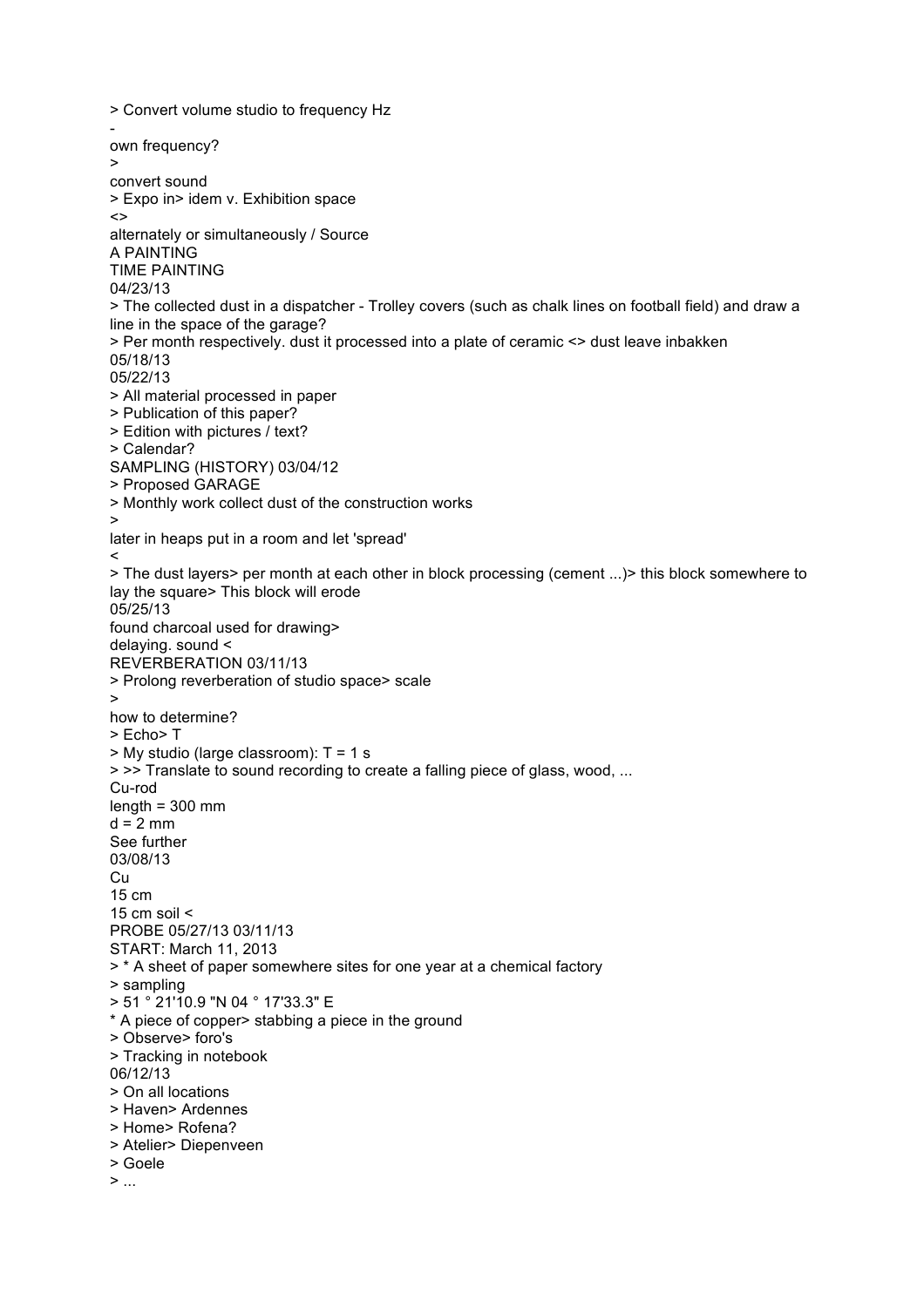> Convert volume studio to frequency Hz
-
own frequency?
>
convert sound
> Expo in> idem v. Exhibition space
<>
alternately or simultaneously / Source
A PAINTING
TIME PAINTING
04/23/13
> The collected dust in a dispatcher - Trolley covers (such as chalk lines on football field) and draw a line in the space of the garage?
> Per month respectively. dust it processed into a plate of ceramic <> dust leave inbakken
05/18/13
05/22/13
> All material processed in paper
> Publication of this paper?
> Edition with pictures / text?
> Calendar?
SAMPLING (HISTORY) 03/04/12
> Proposed GARAGE
> Monthly work collect dust of the construction works
>
later in heaps put in a room and let 'spread'
<
> The dust layers> per month at each other in block processing (cement ...)> this block somewhere to lay the square> This block will erode
05/25/13
found charcoal used for drawing>
delaying. sound <
REVERBERATION 03/11/13
> Prolong reverberation of studio space> scale
>
how to determine?
> Echo> T
> My studio (large classroom): T = 1 s
> >> Translate to sound recording to create a falling piece of glass, wood, ...
Cu-rod
length = 300 mm
d = 2 mm
See further
03/08/13
Cu
15 cm
15 cm soil <
PROBE 05/27/13 03/11/13
START: March 11, 2013
> * A sheet of paper somewhere sites for one year at a chemical factory
> sampling
> 51 ° 21'10.9 "N 04 ° 17'33.3" E
* A piece of copper> stabbing a piece in the ground
> Observe> foro's
> Tracking in notebook
06/12/13
> On all locations
> Haven> Ardennes
> Home> Rofena?
> Atelier> Diepenveen
> Goele
> ...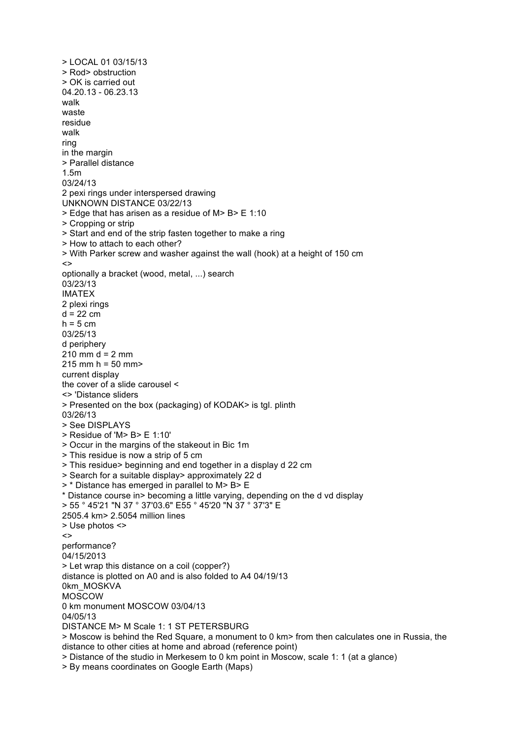> LOCAL 01 03/15/13
> Rod> obstruction
> OK is carried out
04.20.13 - 06.23.13
walk
waste
residue
walk
ring
in the margin
> Parallel distance
1.5m
03/24/13
2 pexi rings under interspersed drawing
UNKNOWN DISTANCE 03/22/13
> Edge that has arisen as a residue of M> B> E 1:10
> Cropping or strip
> Start and end of the strip fasten together to make a ring
> How to attach to each other?
> With Parker screw and washer against the wall (hook) at a height of 150 cm
<>
optionally a bracket (wood, metal, ...) search
03/23/13
IMATEX
2 plexi rings
d = 22 cm
h = 5 cm
03/25/13
d periphery
210 mm d = 2 mm
215 mm h = 50 mm>
current display
the cover of a slide carousel <
<> 'Distance sliders
> Presented on the box (packaging) of KODAK> is tgl. plinth
03/26/13
> See DISPLAYS
> Residue of 'M> B> E 1:10'
> Occur in the margins of the stakeout in Bic 1m
> This residue is now a strip of 5 cm
> This residue> beginning and end together in a display d 22 cm
> Search for a suitable display> approximately 22 d
> * Distance has emerged in parallel to M> B> E
* Distance course in> becoming a little varying, depending on the d vd display
> 55 ° 45'21 "N 37 ° 37'03.6" E55 ° 45'20 "N 37 ° 37'3" E
2505.4 km> 2.5054 million lines
> Use photos <>
<>
performance?
04/15/2013
> Let wrap this distance on a coil (copper?)
distance is plotted on A0 and is also folded to A4 04/19/13
0km_MOSKVA
MOSCOW
0 km monument MOSCOW 03/04/13
04/05/13
DISTANCE M> M Scale 1: 1 ST PETERSBURG
> Moscow is behind the Red Square, a monument to 0 km> from then calculates one in Russia, the distance to other cities at home and abroad (reference point)
> Distance of the studio in Merkesem to 0 km point in Moscow, scale 1: 1 (at a glance)
> By means coordinates on Google Earth (Maps)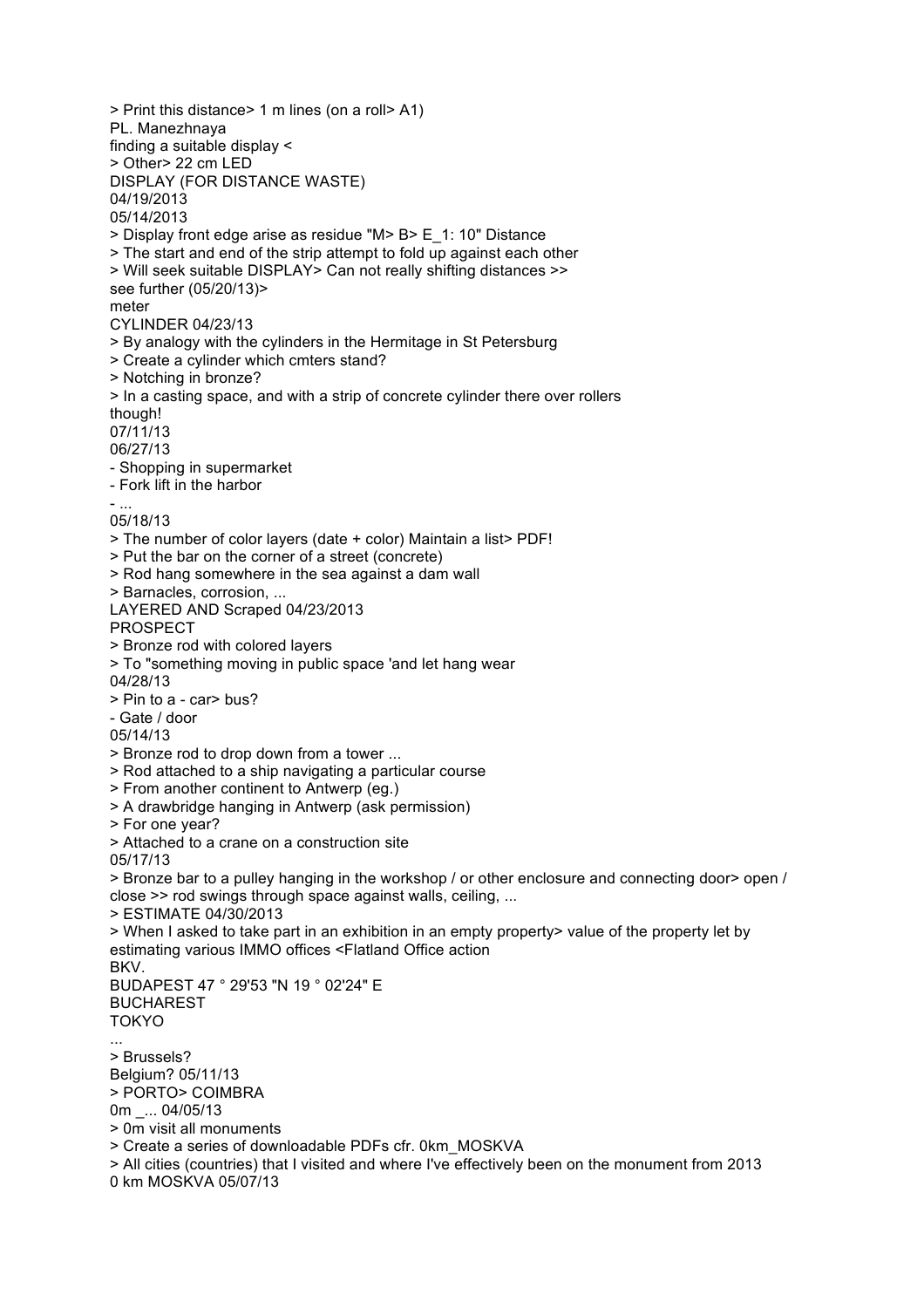> Print this distance> 1 m lines (on a roll> A1)
PL. Manezhnaya
finding a suitable display <
> Other> 22 cm LED
DISPLAY (FOR DISTANCE WASTE)
04/19/2013
05/14/2013
> Display front edge arise as residue "M> B> E_1: 10" Distance
> The start and end of the strip attempt to fold up against each other
> Will seek suitable DISPLAY> Can not really shifting distances >>
see further (05/20/13)>
meter
CYLINDER 04/23/13
> By analogy with the cylinders in the Hermitage in St Petersburg
> Create a cylinder which cmters stand?
> Notching in bronze?
> In a casting space, and with a strip of concrete cylinder there over rollers
though!
07/11/13
06/27/13
- Shopping in supermarket
- Fork lift in the harbor
- ...
05/18/13
> The number of color layers (date + color) Maintain a list> PDF!
> Put the bar on the corner of a street (concrete)
> Rod hang somewhere in the sea against a dam wall
> Barnacles, corrosion, ...
LAYERED AND Scraped 04/23/2013
PROSPECT
> Bronze rod with colored layers
> To "something moving in public space 'and let hang wear
04/28/13
> Pin to a - car> bus?
- Gate / door
05/14/13
> Bronze rod to drop down from a tower ...
> Rod attached to a ship navigating a particular course
> From another continent to Antwerp (eg.)
> A drawbridge hanging in Antwerp (ask permission)
> For one year?
> Attached to a crane on a construction site
05/17/13
> Bronze bar to a pulley hanging in the workshop / or other enclosure and connecting door> open / close >> rod swings through space against walls, ceiling, ...
> ESTIMATE 04/30/2013
> When I asked to take part in an exhibition in an empty property> value of the property let by estimating various IMMO offices <Flatland Office action
BKV.
BUDAPEST 47 ° 29'53 "N 19 ° 02'24" E
BUCHAREST
TOKYO
...
> Brussels?
Belgium? 05/11/13
> PORTO> COIMBRA
0m _... 04/05/13
> 0m visit all monuments
> Create a series of downloadable PDFs cfr. 0km_MOSKVA
> All cities (countries) that I visited and where I've effectively been on the monument from 2013
0 km MOSKVA 05/07/13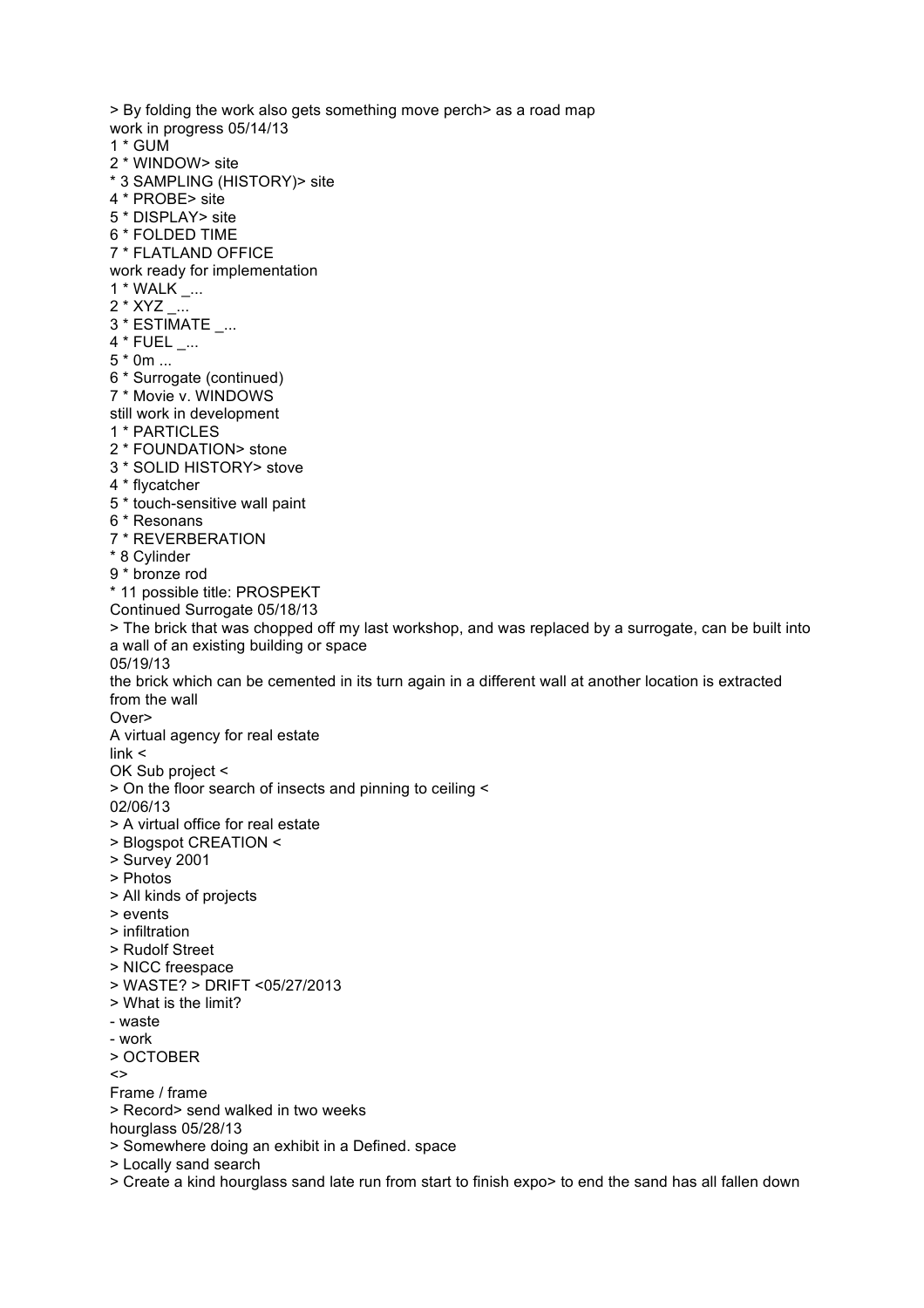> By folding the work also gets something move perch> as a road map
work in progress 05/14/13
1 * GUM
2 * WINDOW> site
* 3 SAMPLING (HISTORY)> site
4 * PROBE> site
5 * DISPLAY> site
6 * FOLDED TIME
7 * FLATLAND OFFICE
work ready for implementation
1 * WALK _...
2 * XYZ _...
3 * ESTIMATE _...
4 * FUEL _...
5 * 0m ...
6 * Surrogate (continued)
7 * Movie v. WINDOWS
still work in development
1 * PARTICLES
2 * FOUNDATION> stone
3 * SOLID HISTORY> stove
4 * flycatcher
5 * touch-sensitive wall paint
6 * Resonans
7 * REVERBERATION
* 8 Cylinder
9 * bronze rod
* 11 possible title: PROSPEKT
Continued Surrogate 05/18/13
> The brick that was chopped off my last workshop, and was replaced by a surrogate, can be built into a wall of an existing building or space
05/19/13
the brick which can be cemented in its turn again in a different wall at another location is extracted from the wall
Over>
A virtual agency for real estate
link <
OK Sub project <
> On the floor search of insects and pinning to ceiling <
02/06/13
> A virtual office for real estate
> Blogspot CREATION <
> Survey 2001
> Photos
> All kinds of projects
> events
> infiltration
> Rudolf Street
> NICC freespace
> WASTE? > DRIFT <05/27/2013
> What is the limit?
- waste
- work
> OCTOBER
<>
Frame / frame
> Record> send walked in two weeks
hourglass 05/28/13
> Somewhere doing an exhibit in a Defined. space
> Locally sand search
> Create a kind hourglass sand late run from start to finish expo> to end the sand has all fallen down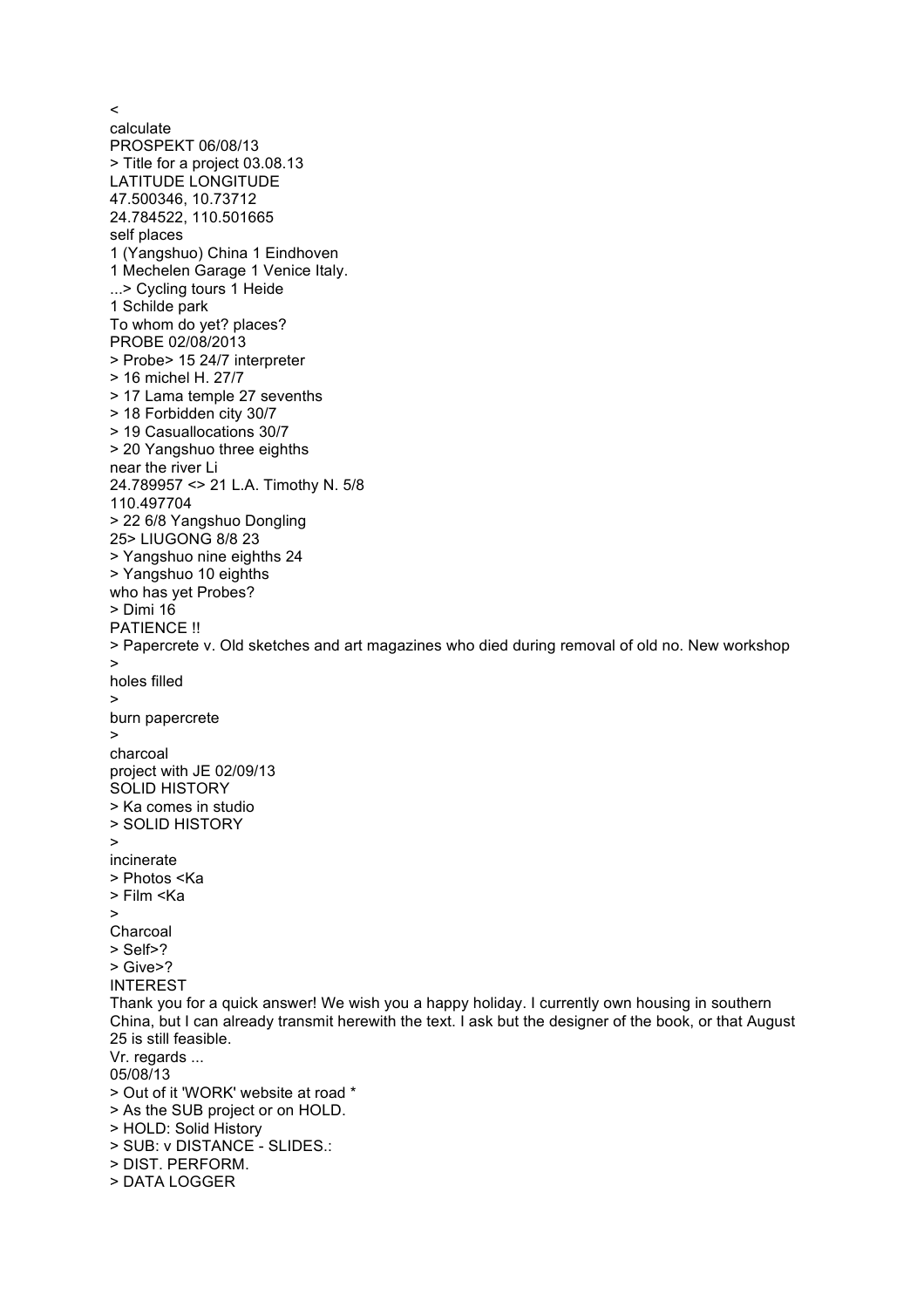<
calculate
PROSPEKT 06/08/13
> Title for a project 03.08.13
LATITUDE LONGITUDE
47.500346, 10.73712
24.784522, 110.501665
self places
1 (Yangshuo) China 1 Eindhoven
1 Mechelen Garage 1 Venice Italy.
...> Cycling tours 1 Heide
1 Schilde park
To whom do yet? places?
PROBE 02/08/2013
> Probe> 15 24/7 interpreter
> 16 michel H. 27/7
> 17 Lama temple 27 sevenths
> 18 Forbidden city 30/7
> 19 Casuallocations 30/7
> 20 Yangshuo three eighths
near the river Li
24.789957 <> 21 L.A. Timothy N. 5/8
110.497704
> 22 6/8 Yangshuo Dongling
25> LIUGONG 8/8 23
> Yangshuo nine eighths 24
> Yangshuo 10 eighths
who has yet Probes?
> Dimi 16
PATIENCE !!
> Papercrete v. Old sketches and art magazines who died during removal of old no. New workshop
>
holes filled
>
burn papercrete
>
charcoal
project with JE 02/09/13
SOLID HISTORY
> Ka comes in studio
> SOLID HISTORY
>
incinerate
> Photos <Ka
> Film <Ka
>
Charcoal
> Self>?
> Give>?
INTEREST
Thank you for a quick answer! We wish you a happy holiday. I currently own housing in southern China, but I can already transmit herewith the text. I ask but the designer of the book, or that August 25 is still feasible.
Vr. regards ...
05/08/13
> Out of it 'WORK' website at road *
> As the SUB project or on HOLD.
> HOLD: Solid History
> SUB: v DISTANCE - SLIDES.:
> DIST. PERFORM.
> DATA LOGGER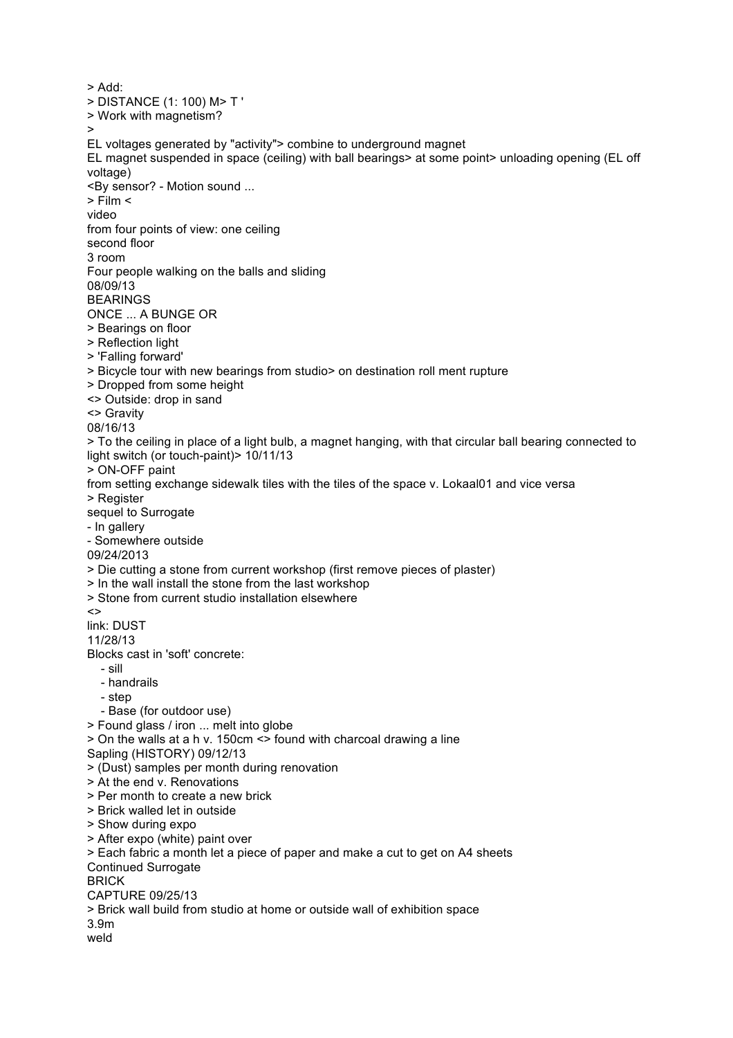> Add:
> DISTANCE (1: 100) M> T '
> Work with magnetism?
>
EL voltages generated by "activity"> combine to underground magnet
EL magnet suspended in space (ceiling) with ball bearings> at some point> unloading opening (EL off voltage)
<By sensor? - Motion sound ...
> Film <
video
from four points of view: one ceiling
second floor
3 room
Four people walking on the balls and sliding
08/09/13
BEARINGS
ONCE ... A BUNGE OR
> Bearings on floor
> Reflection light
> 'Falling forward'
> Bicycle tour with new bearings from studio> on destination roll ment rupture
> Dropped from some height
<> Outside: drop in sand
<> Gravity
08/16/13
> To the ceiling in place of a light bulb, a magnet hanging, with that circular ball bearing connected to light switch (or touch-paint)> 10/11/13
> ON-OFF paint
from setting exchange sidewalk tiles with the tiles of the space v. Lokaal01 and vice versa
> Register
sequel to Surrogate
- In gallery
- Somewhere outside
09/24/2013
> Die cutting a stone from current workshop (first remove pieces of plaster)
> In the wall install the stone from the last workshop
> Stone from current studio installation elsewhere
<>
link: DUST
11/28/13
Blocks cast in 'soft' concrete:
- sill
- handrails
- step
- Base (for outdoor use)
> Found glass / iron ... melt into globe
> On the walls at a h v. 150cm <> found with charcoal drawing a line
Sapling (HISTORY) 09/12/13
> (Dust) samples per month during renovation
> At the end v. Renovations
> Per month to create a new brick
> Brick walled let in outside
> Show during expo
> After expo (white) paint over
> Each fabric a month let a piece of paper and make a cut to get on A4 sheets
Continued Surrogate
BRICK
CAPTURE 09/25/13
> Brick wall build from studio at home or outside wall of exhibition space
3.9m
weld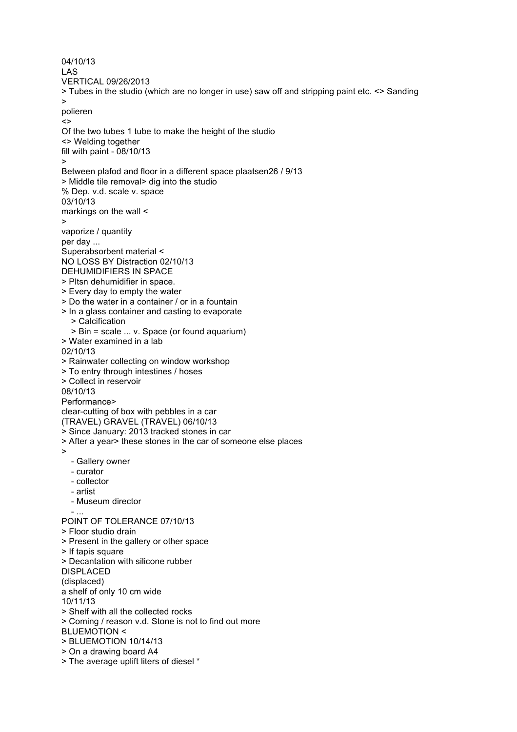04/10/13
LAS
VERTICAL 09/26/2013
> Tubes in the studio (which are no longer in use) saw off and stripping paint etc. <> Sanding
>
polieren
<>
Of the two tubes 1 tube to make the height of the studio
<> Welding together
fill with paint - 08/10/13
>
Between plafod and floor in a different space plaatsen26 / 9/13
> Middle tile removal> dig into the studio
% Dep. v.d. scale v. space
03/10/13
markings on the wall <
>
vaporize / quantity
per day ...
Superabsorbent material <
NO LOSS BY Distraction 02/10/13
DEHUMIDIFIERS IN SPACE
> Pltsn dehumidifier in space.
> Every day to empty the water
> Do the water in a container / or in a fountain
> In a glass container and casting to evaporate
   > Calcification
   > Bin = scale ... v. Space (or found aquarium)
> Water examined in a lab
02/10/13
> Rainwater collecting on window workshop
> To entry through intestines / hoses
> Collect in reservoir
08/10/13
Performance>
clear-cutting of box with pebbles in a car
(TRAVEL) GRAVEL (TRAVEL) 06/10/13
> Since January: 2013 tracked stones in car
> After a year> these stones in the car of someone else places
>
   - Gallery owner
   - curator
   - collector
   - artist
   - Museum director
   - ...
POINT OF TOLERANCE 07/10/13
> Floor studio drain
> Present in the gallery or other space
> If tapis square
> Decantation with silicone rubber
DISPLACED
(displaced)
a shelf of only 10 cm wide
10/11/13
> Shelf with all the collected rocks
> Coming / reason v.d. Stone is not to find out more
BLUEMOTION <
> BLUEMOTION 10/14/13
> On a drawing board A4
> The average uplift liters of diesel *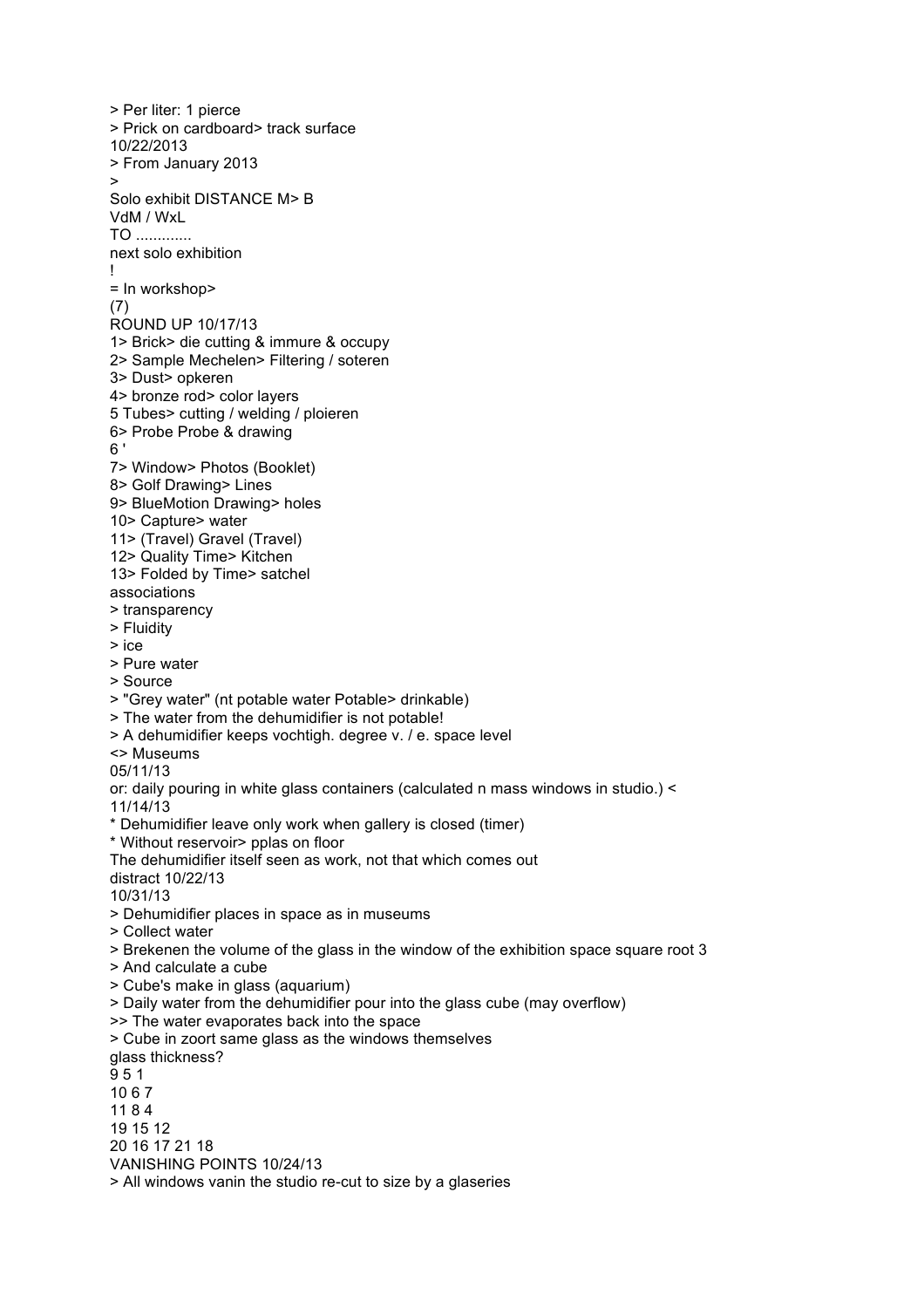> Per liter: 1 pierce
> Prick on cardboard> track surface
10/22/2013
> From January 2013
>
Solo exhibit DISTANCE M> B
VdM / WxL
TO .............
next solo exhibition
!
= In workshop>
(7)
ROUND UP 10/17/13
1> Brick> die cutting & immure & occupy
2> Sample Mechelen> Filtering / soteren
3> Dust> opkeren
4> bronze rod> color layers
5 Tubes> cutting / welding / ploieren
6> Probe Probe & drawing
6 '
7> Window> Photos (Booklet)
8> Golf Drawing> Lines
9> BlueMotion Drawing> holes
10> Capture> water
11> (Travel) Gravel (Travel)
12> Quality Time> Kitchen
13> Folded by Time> satchel
associations
> transparency
> Fluidity
> ice
> Pure water
> Source
> "Grey water" (nt potable water Potable> drinkable)
> The water from the dehumidifier is not potable!
> A dehumidifier keeps vochtigh. degree v. / e. space level
<> Museums
05/11/13
or: daily pouring in white glass containers (calculated n mass windows in studio.) <
11/14/13
* Dehumidifier leave only work when gallery is closed (timer)
* Without reservoir> pplas on floor
The dehumidifier itself seen as work, not that which comes out
distract 10/22/13
10/31/13
> Dehumidifier places in space as in museums
> Collect water
> Brekenen the volume of the glass in the window of the exhibition space square root 3
> And calculate a cube
> Cube's make in glass (aquarium)
> Daily water from the dehumidifier pour into the glass cube (may overflow)
>> The water evaporates back into the space
> Cube in zoort same glass as the windows themselves
glass thickness?
9 5 1
10 6 7
11 8 4
19 15 12
20 16 17 21 18
VANISHING POINTS 10/24/13
> All windows vanin the studio re-cut to size by a glaseries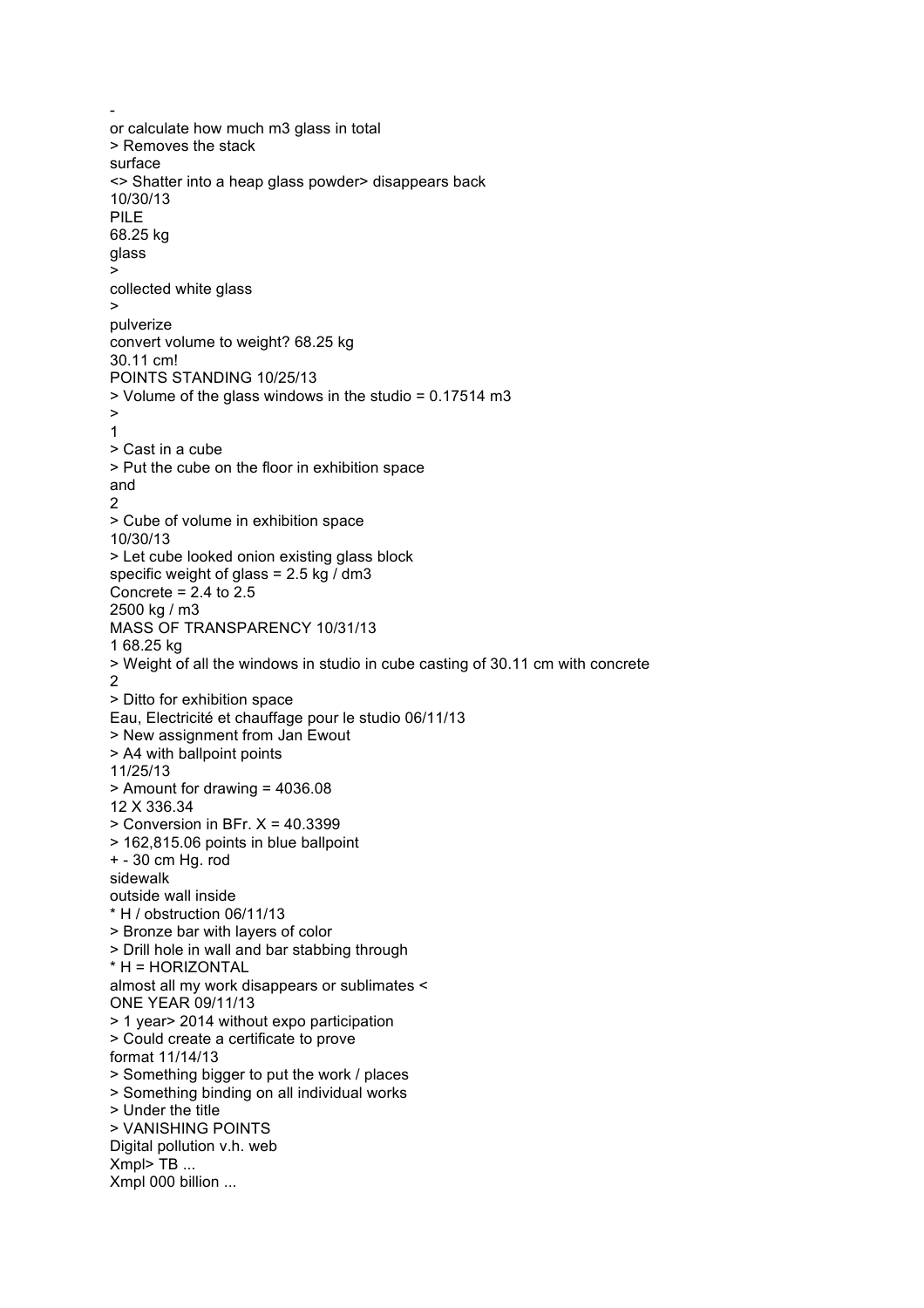-
or calculate how much m3 glass in total
> Removes the stack
surface
<> Shatter into a heap glass powder> disappears back
10/30/13
PILE
68.25 kg
glass
>
collected white glass
>
pulverize
convert volume to weight? 68.25 kg
30.11 cm!
POINTS STANDING 10/25/13
> Volume of the glass windows in the studio = 0.17514 m3
>
1
> Cast in a cube
> Put the cube on the floor in exhibition space
and
2
> Cube of volume in exhibition space
10/30/13
> Let cube looked onion existing glass block
specific weight of glass = 2.5 kg / dm3
Concrete = 2.4 to 2.5
2500 kg / m3
MASS OF TRANSPARENCY 10/31/13
1 68.25 kg
> Weight of all the windows in studio in cube casting of 30.11 cm with concrete
2
> Ditto for exhibition space
Eau, Electricité et chauffage pour le studio 06/11/13
> New assignment from Jan Ewout
> A4 with ballpoint points
11/25/13
> Amount for drawing = 4036.08
12 X 336.34
> Conversion in BFr. X = 40.3399
> 162,815.06 points in blue ballpoint
+ - 30 cm Hg. rod
sidewalk
outside wall inside
* H / obstruction 06/11/13
> Bronze bar with layers of color
> Drill hole in wall and bar stabbing through
* H = HORIZONTAL
almost all my work disappears or sublimates <
ONE YEAR 09/11/13
> 1 year> 2014 without expo participation
> Could create a certificate to prove
format 11/14/13
> Something bigger to put the work / places
> Something binding on all individual works
> Under the title
> VANISHING POINTS
Digital pollution v.h. web
Xmpl> TB ...
Xmpl 000 billion ...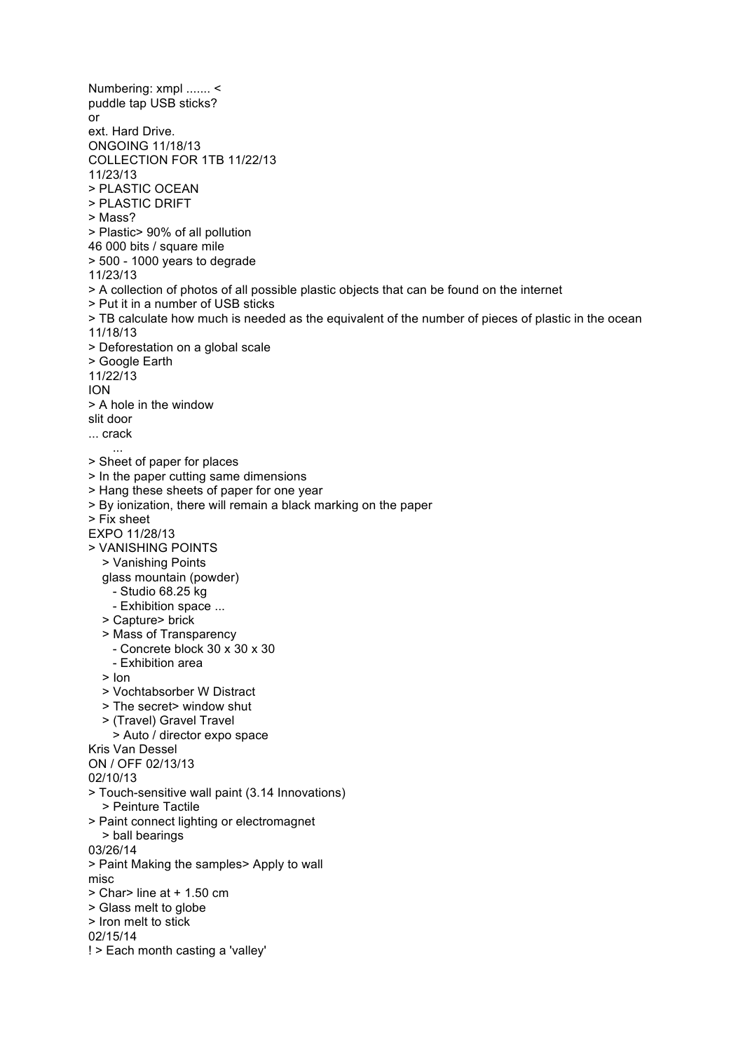Numbering: xmpl ....... <
puddle tap USB sticks?
or
ext. Hard Drive.
ONGOING 11/18/13
COLLECTION FOR 1TB 11/22/13
11/23/13
> PLASTIC OCEAN
> PLASTIC DRIFT
> Mass?
> Plastic> 90% of all pollution
46 000 bits / square mile
> 500 - 1000 years to degrade
11/23/13
> A collection of photos of all possible plastic objects that can be found on the internet
> Put it in a number of USB sticks
> TB calculate how much is needed as the equivalent of the number of pieces of plastic in the ocean
11/18/13
> Deforestation on a global scale
> Google Earth
11/22/13
ION
> A hole in the window
slit door
... crack
    ...
> Sheet of paper for places
> In the paper cutting same dimensions
> Hang these sheets of paper for one year
> By ionization, there will remain a black marking on the paper
> Fix sheet
EXPO 11/28/13
> VANISHING POINTS
  > Vanishing Points
  glass mountain (powder)
    - Studio 68.25 kg
    - Exhibition space ...
  > Capture> brick
  > Mass of Transparency
    - Concrete block 30 x 30 x 30
    - Exhibition area
  > Ion
  > Vochtabsorber W Distract
  > The secret> window shut
  > (Travel) Gravel Travel
    > Auto / director expo space
Kris Van Dessel
ON / OFF 02/13/13
02/10/13
> Touch-sensitive wall paint (3.14 Innovations)
  > Peinture Tactile
> Paint connect lighting or electromagnet
  > ball bearings
03/26/14
> Paint Making the samples> Apply to wall
misc
> Char> line at + 1.50 cm
> Glass melt to globe
> Iron melt to stick
02/15/14
! > Each month casting a 'valley'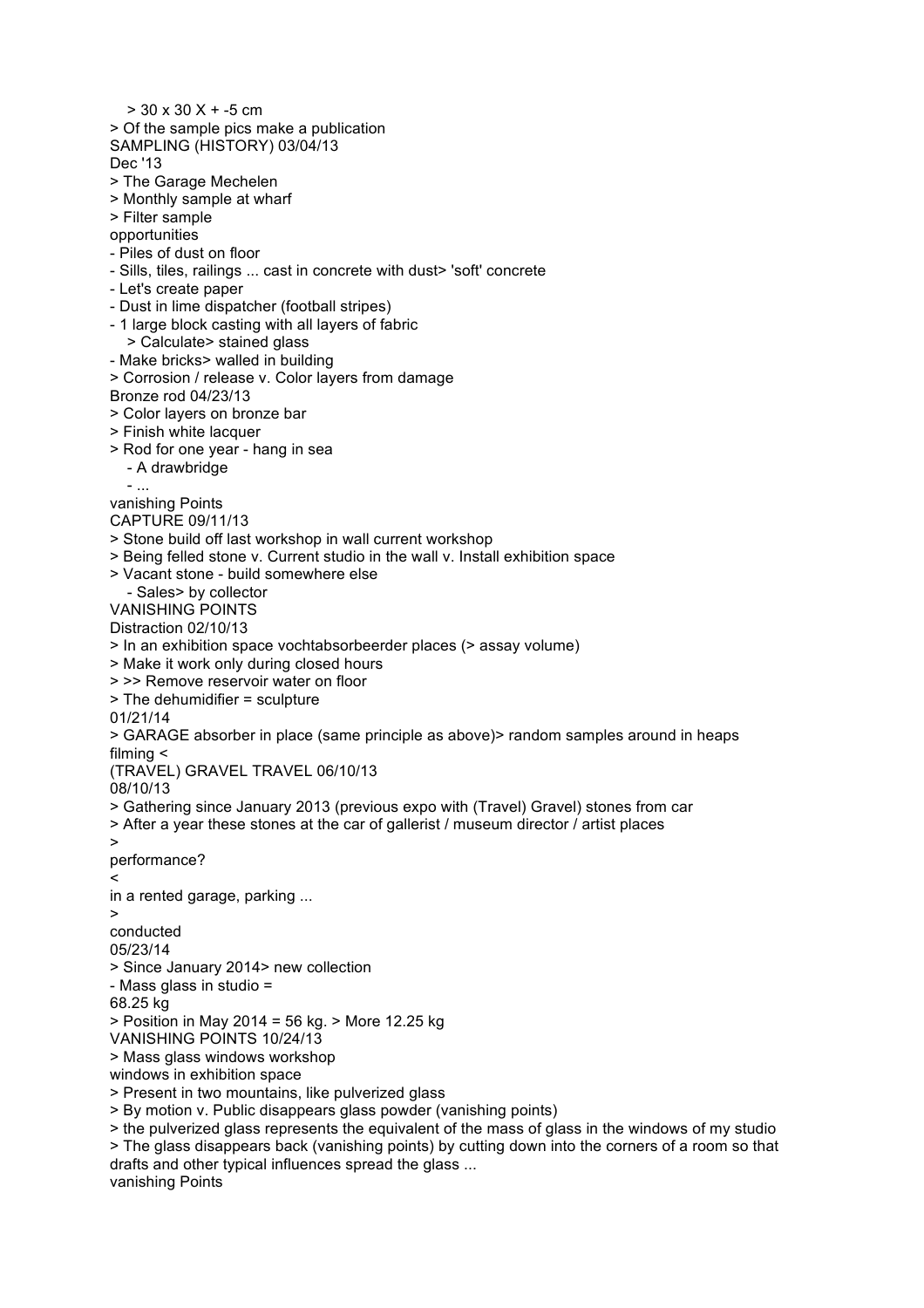> 30 x 30 X + -5 cm
> Of the sample pics make a publication
SAMPLING (HISTORY) 03/04/13
Dec '13
> The Garage Mechelen
> Monthly sample at wharf
> Filter sample
opportunities
- Piles of dust on floor
- Sills, tiles, railings ... cast in concrete with dust> 'soft' concrete
- Let's create paper
- Dust in lime dispatcher (football stripes)
- 1 large block casting with all layers of fabric
  > Calculate> stained glass
- Make bricks> walled in building
> Corrosion / release v. Color layers from damage
Bronze rod 04/23/13
> Color layers on bronze bar
> Finish white lacquer
> Rod for one year - hang in sea
  - A drawbridge
  - ...
vanishing Points
CAPTURE 09/11/13
> Stone build off last workshop in wall current workshop
> Being felled stone v. Current studio in the wall v. Install exhibition space
> Vacant stone - build somewhere else
  - Sales> by collector
VANISHING POINTS
Distraction 02/10/13
> In an exhibition space vochtabsorbeerder places (> assay volume)
> Make it work only during closed hours
> >> Remove reservoir water on floor
> The dehumidifier = sculpture
01/21/14
> GARAGE absorber in place (same principle as above)> random samples around in heaps
filming <
(TRAVEL) GRAVEL TRAVEL 06/10/13
08/10/13
> Gathering since January 2013 (previous expo with (Travel) Gravel) stones from car
> After a year these stones at the car of gallerist / museum director / artist places
>
performance?
<
in a rented garage, parking ...
>
conducted
05/23/14
> Since January 2014> new collection
- Mass glass in studio =
68.25 kg
> Position in May 2014 = 56 kg. > More 12.25 kg
VANISHING POINTS 10/24/13
> Mass glass windows workshop
windows in exhibition space
> Present in two mountains, like pulverized glass
> By motion v. Public disappears glass powder (vanishing points)
> the pulverized glass represents the equivalent of the mass of glass in the windows of my studio
> The glass disappears back (vanishing points) by cutting down into the corners of a room so that drafts and other typical influences spread the glass ...
vanishing Points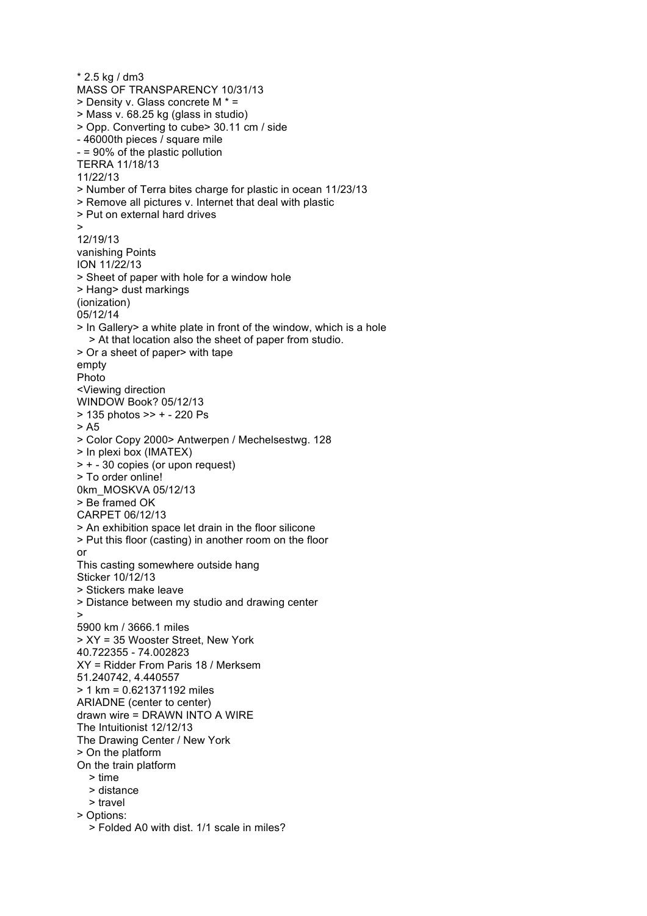* 2.5 kg / dm3
MASS OF TRANSPARENCY 10/31/13
> Density v. Glass concrete M * =
> Mass v. 68.25 kg (glass in studio)
> Opp. Converting to cube> 30.11 cm / side
- 46000th pieces / square mile
- = 90% of the plastic pollution
TERRA 11/18/13
11/22/13
> Number of Terra bites charge for plastic in ocean 11/23/13
> Remove all pictures v. Internet that deal with plastic
> Put on external hard drives
>
12/19/13
vanishing Points
ION 11/22/13
> Sheet of paper with hole for a window hole
> Hang> dust markings
(ionization)
05/12/14
> In Gallery> a white plate in front of the window, which is a hole
  > At that location also the sheet of paper from studio.
> Or a sheet of paper> with tape
empty
Photo
<Viewing direction
WINDOW Book? 05/12/13
> 135 photos >> + - 220 Ps
> A5
> Color Copy 2000> Antwerpen / Mechelsestwg. 128
> In plexi box (IMATEX)
> + - 30 copies (or upon request)
> To order online!
0km_MOSKVA 05/12/13
> Be framed OK
CARPET 06/12/13
> An exhibition space let drain in the floor silicone
> Put this floor (casting) in another room on the floor
or
This casting somewhere outside hang
Sticker 10/12/13
> Stickers make leave
> Distance between my studio and drawing center
>
5900 km / 3666.1 miles
> XY = 35 Wooster Street, New York
40.722355 - 74.002823
XY = Ridder From Paris 18 / Merksem
51.240742, 4.440557
> 1 km = 0.621371192 miles
ARIADNE (center to center)
drawn wire = DRAWN INTO A WIRE
The Intuitionist 12/12/13
The Drawing Center / New York
> On the platform
On the train platform
  > time
  > distance
  > travel
> Options:
  > Folded A0 with dist. 1/1 scale in miles?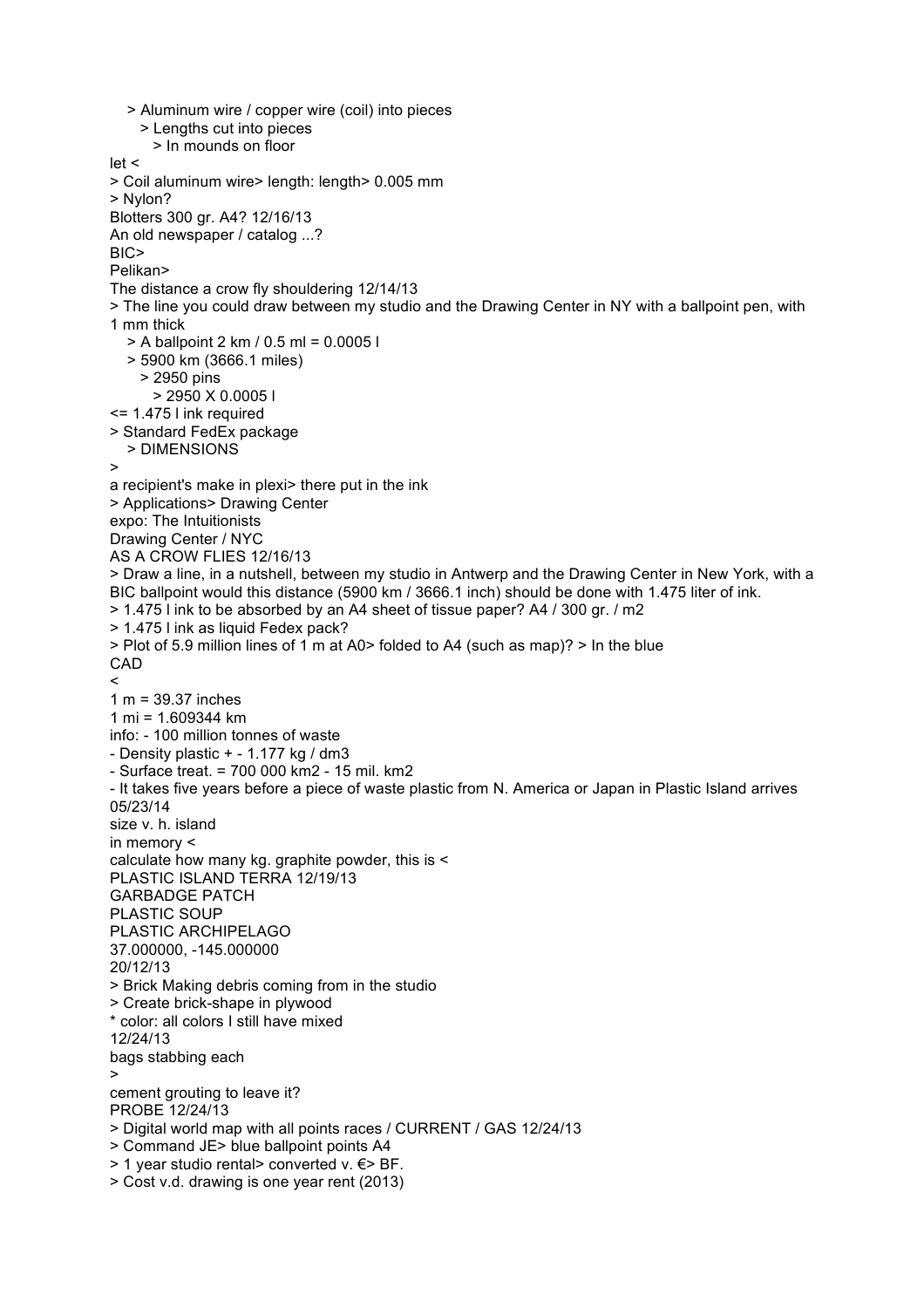> Aluminum wire / copper wire (coil) into pieces
> Lengths cut into pieces
> In mounds on floor

let <

> Coil aluminum wire> length: length> 0.005 mm
> Nylon?

Blotters 300 gr. A4? 12/16/13

An old newspaper / catalog ...?

BIC>

Pelikan>

The distance a crow fly shouldering 12/14/13

> The line you could draw between my studio and the Drawing Center in NY with a ballpoint pen, with 1 mm thick
> A ballpoint 2 km / 0.5 ml = 0.0005 l
> 5900 km (3666.1 miles)
> 2950 pins
> 2950 X 0.0005 l

<= 1.475 l ink required

> Standard FedEx package
> DIMENSIONS

>

a recipient's make in plexi> there put in the ink

> Applications> Drawing Center

expo: The Intuitionists

Drawing Center / NYC

AS A CROW FLIES 12/16/13

> Draw a line, in a nutshell, between my studio in Antwerp and the Drawing Center in New York, with a BIC ballpoint would this distance (5900 km / 3666.1 inch) should be done with 1.475 liter of ink.
> 1.475 l ink to be absorbed by an A4 sheet of tissue paper? A4 / 300 gr. / m2
> 1.475 l ink as liquid Fedex pack?
> Plot of 5.9 million lines of 1 m at A0> folded to A4 (such as map)? > In the blue

CAD

<

1 m = 39.37 inches

1 mi = 1.609344 km

info: - 100 million tonnes of waste

- Density plastic + - 1.177 kg / dm3
- Surface treat. = 700 000 km2 - 15 mil. km2
- It takes five years before a piece of waste plastic from N. America or Japan in Plastic Island arrives

05/23/14

size v. h. island

in memory <

calculate how many kg. graphite powder, this is <

PLASTIC ISLAND TERRA 12/19/13

GARBADGE PATCH

PLASTIC SOUP

PLASTIC ARCHIPELAGO

37.000000, -145.000000

20/12/13

> Brick Making debris coming from in the studio
> Create brick-shape in plywood

* color: all colors I still have mixed

12/24/13

bags stabbing each

>

cement grouting to leave it?

PROBE 12/24/13

> Digital world map with all points races / CURRENT / GAS 12/24/13
> Command JE> blue ballpoint points A4
> 1 year studio rental> converted v. €> BF.
> Cost v.d. drawing is one year rent (2013)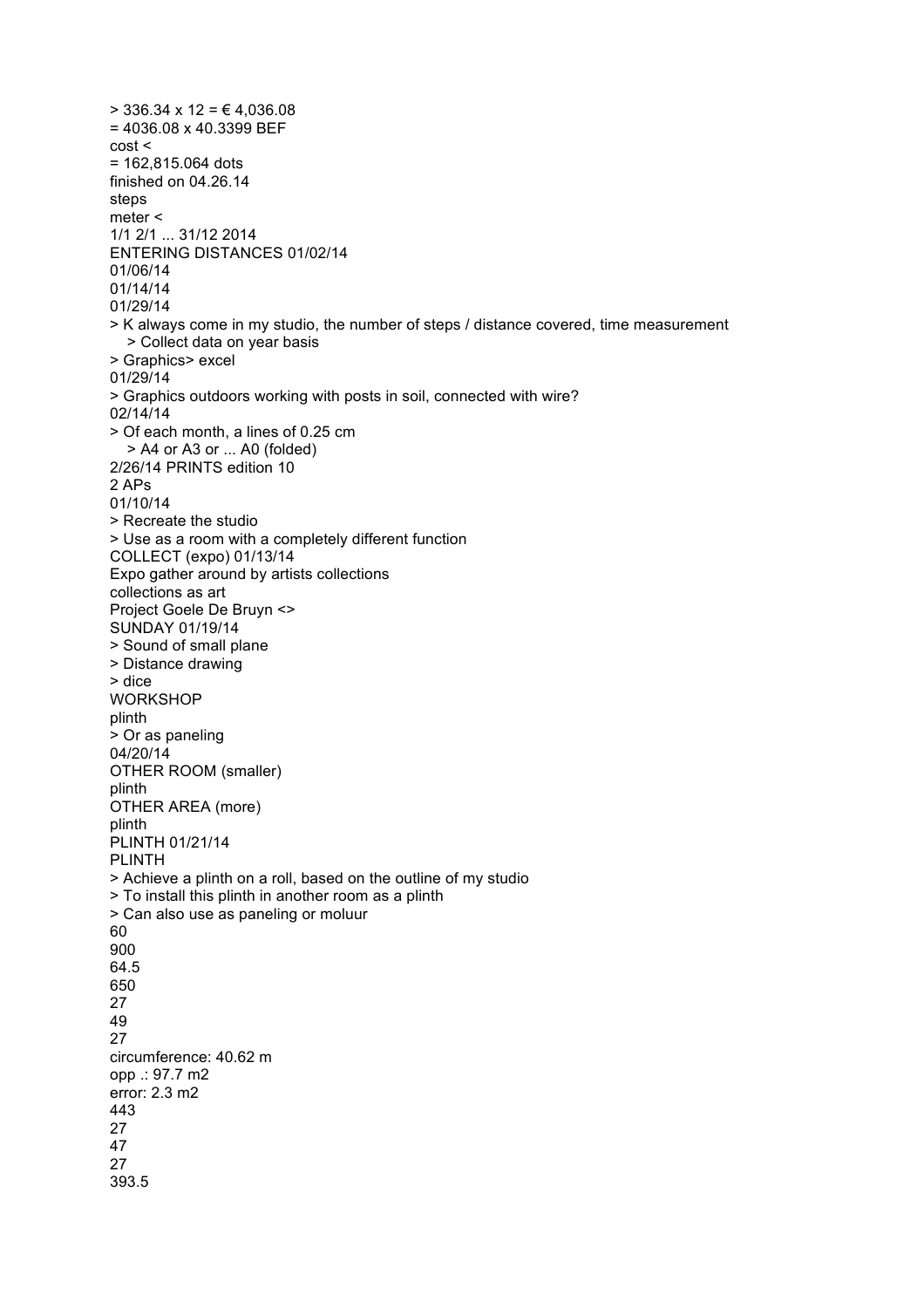> 336.34 x 12 = € 4,036.08
= 4036.08 x 40.3399 BEF
cost <
= 162,815.064 dots
finished on 04.26.14
steps
meter <
1/1 2/1 ... 31/12 2014
ENTERING DISTANCES 01/02/14
01/06/14
01/14/14
01/29/14
> K always come in my studio, the number of steps / distance covered, time measurement
  > Collect data on year basis
> Graphics> excel
01/29/14
> Graphics outdoors working with posts in soil, connected with wire?
02/14/14
> Of each month, a lines of 0.25 cm
  > A4 or A3 or ... A0 (folded)
2/26/14 PRINTS edition 10
2 APs
01/10/14
> Recreate the studio
> Use as a room with a completely different function
COLLECT (expo) 01/13/14
Expo gather around by artists collections
collections as art
Project Goele De Bruyn <>
SUNDAY 01/19/14
> Sound of small plane
> Distance drawing
> dice
WORKSHOP
plinth
> Or as paneling
04/20/14
OTHER ROOM (smaller)
plinth
OTHER AREA (more)
plinth
PLINTH 01/21/14
PLINTH
> Achieve a plinth on a roll, based on the outline of my studio
> To install this plinth in another room as a plinth
> Can also use as paneling or moluur
60
900
64.5
650
27
49
27
circumference: 40.62 m
opp .: 97.7 m2
error: 2.3 m2
443
27
47
27
393.5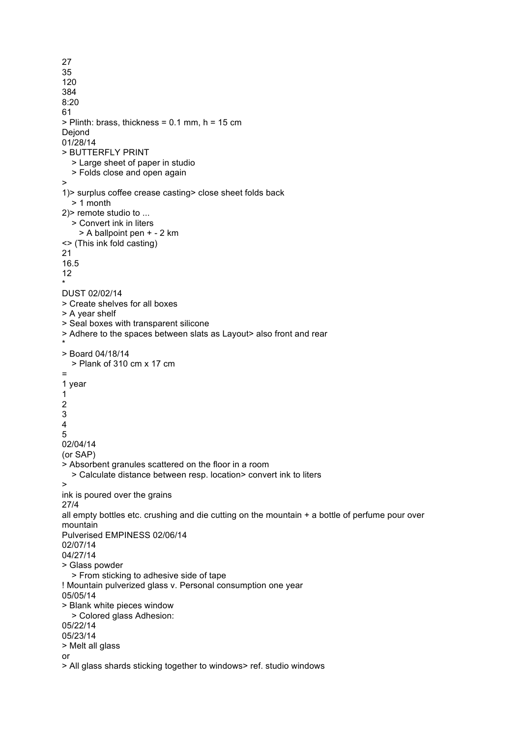27
35
120
384
8:20
61
> Plinth: brass, thickness = 0.1 mm, h = 15 cm
Dejond
01/28/14
> BUTTERFLY PRINT
   > Large sheet of paper in studio
   > Folds close and open again
>
1)> surplus coffee crease casting> close sheet folds back
   > 1 month
2)> remote studio to ...
   > Convert ink in liters
      > A ballpoint pen + - 2 km
<> (This ink fold casting)
21
16.5
12
*
DUST 02/02/14
> Create shelves for all boxes
> A year shelf
> Seal boxes with transparent silicone
> Adhere to the spaces between slats as Layout> also front and rear
*
> Board 04/18/14
   > Plank of 310 cm x 17 cm
=
1 year
1
2
3
4
5
02/04/14
(or SAP)
> Absorbent granules scattered on the floor in a room
   > Calculate distance between resp. location> convert ink to liters
>
ink is poured over the grains
27/4
all empty bottles etc. crushing and die cutting on the mountain + a bottle of perfume pour over mountain
Pulverised EMPINESS 02/06/14
02/07/14
04/27/14
> Glass powder
   > From sticking to adhesive side of tape
! Mountain pulverized glass v. Personal consumption one year
05/05/14
> Blank white pieces window
   > Colored glass Adhesion:
05/22/14
05/23/14
> Melt all glass
or
> All glass shards sticking together to windows> ref. studio windows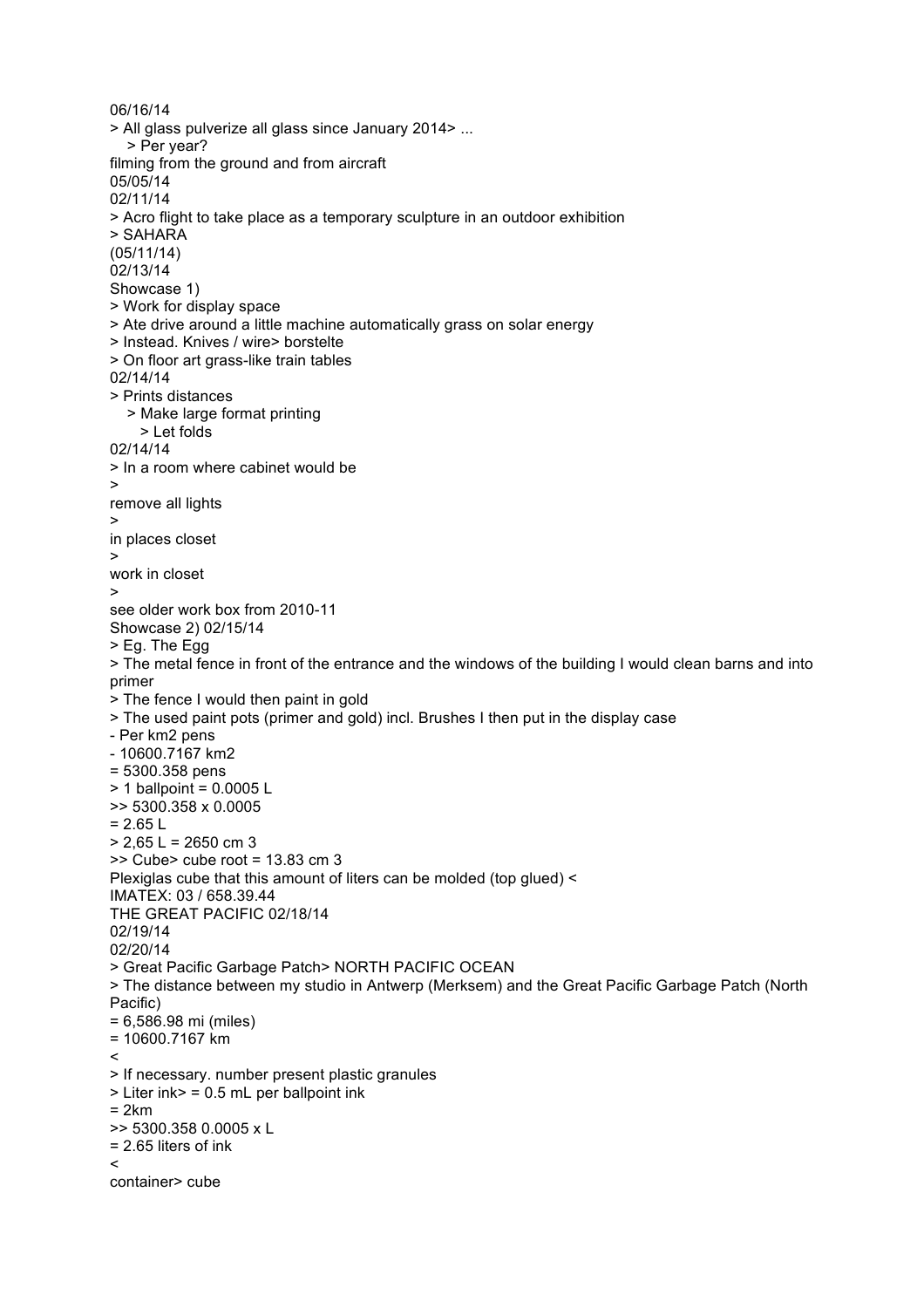06/16/14

> All glass pulverize all glass since January 2014> ...
>
> > Per year?

filming from the ground and from aircraft

05/05/14

02/11/14

> Acro flight to take place as a temporary sculpture in an outdoor exhibition
>
> SAHARA

(05/11/14)

02/13/14

Showcase 1)

> Work for display space
>
> Ate drive around a little machine automatically grass on solar energy
>
> Instead. Knives / wire> borstelte
>
> On floor art grass-like train tables

02/14/14

> Prints distances
>
> > Make large format printing
> >
> > > Let folds

02/14/14

> In a room where cabinet would be

>

remove all lights

>

in places closet

>

work in closet

>

see older work box from 2010-11

Showcase 2) 02/15/14

> Eg. The Egg
>
> The metal fence in front of the entrance and the windows of the building I would clean barns and into primer
>
> The fence I would then paint in gold
>
> The used paint pots (primer and gold) incl. Brushes I then put in the display case

- Per km2 pens
- 10600.7167 km2

= 5300.358 pens

> 1 ballpoint = 0.0005 L

>> 5300.358 x 0.0005

= 2.65 L

> 2,65 L = 2650 cm 3

>> Cube> cube root = 13.83 cm 3

Plexiglas cube that this amount of liters can be molded (top glued) <

IMATEX: 03 / 658.39.44

THE GREAT PACIFIC 02/18/14

02/19/14

02/20/14

> Great Pacific Garbage Patch> NORTH PACIFIC OCEAN
>
> The distance between my studio in Antwerp (Merksem) and the Great Pacific Garbage Patch (North Pacific)

= 6,586.98 mi (miles)

= 10600.7167 km

<

> If necessary. number present plastic granules
>
> Liter ink> = 0.5 mL per ballpoint ink

= 2km

>> 5300.358 0.0005 x L

= 2.65 liters of ink

<

container> cube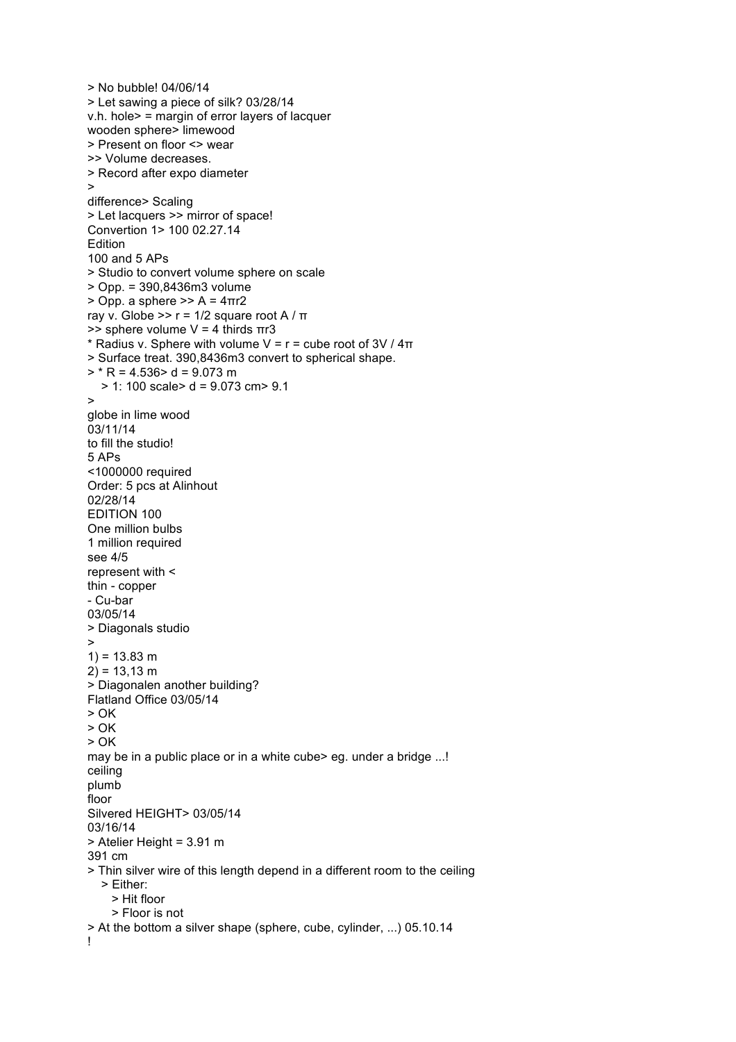> No bubble! 04/06/14
> Let sawing a piece of silk? 03/28/14
v.h. hole> = margin of error layers of lacquer
wooden sphere> limewood
> Present on floor <> wear
>> Volume decreases.
> Record after expo diameter
>
difference> Scaling
> Let lacquers >> mirror of space!
Convertion 1> 100 02.27.14
Edition
100 and 5 APs
> Studio to convert volume sphere on scale
> Opp. = 390,8436m3 volume
> Opp. a sphere >> $A = 4\pi r^2$
ray v. Globe >> r = 1/2 square root A / π
>> sphere volume V = 4 thirds $\pi r^3$
* Radius v. Sphere with volume V = r = cube root of 3V / 4π
> Surface treat. 390,8436m3 convert to spherical shape.
> * R = 4.536> d = 9.073 m
  > 1: 100 scale> d = 9.073 cm> 9.1
>
globe in lime wood
03/11/14
to fill the studio!
5 APs
<1000000 required
Order: 5 pcs at Alinhout
02/28/14
EDITION 100
One million bulbs
1 million required
see 4/5
represent with <
thin - copper
- Cu-bar
03/05/14
> Diagonals studio
>
1) = 13.83 m
2) = 13,13 m
> Diagonalen another building?
Flatland Office 03/05/14
> OK
> OK
> OK
may be in a public place or in a white cube> eg. under a bridge ...!
ceiling
plumb
floor
Silvered HEIGHT> 03/05/14
03/16/14
> Atelier Height = 3.91 m
391 cm
> Thin silver wire of this length depend in a different room to the ceiling
  > Either:
    > Hit floor
    > Floor is not
> At the bottom a silver shape (sphere, cube, cylinder, ...) 05.10.14
!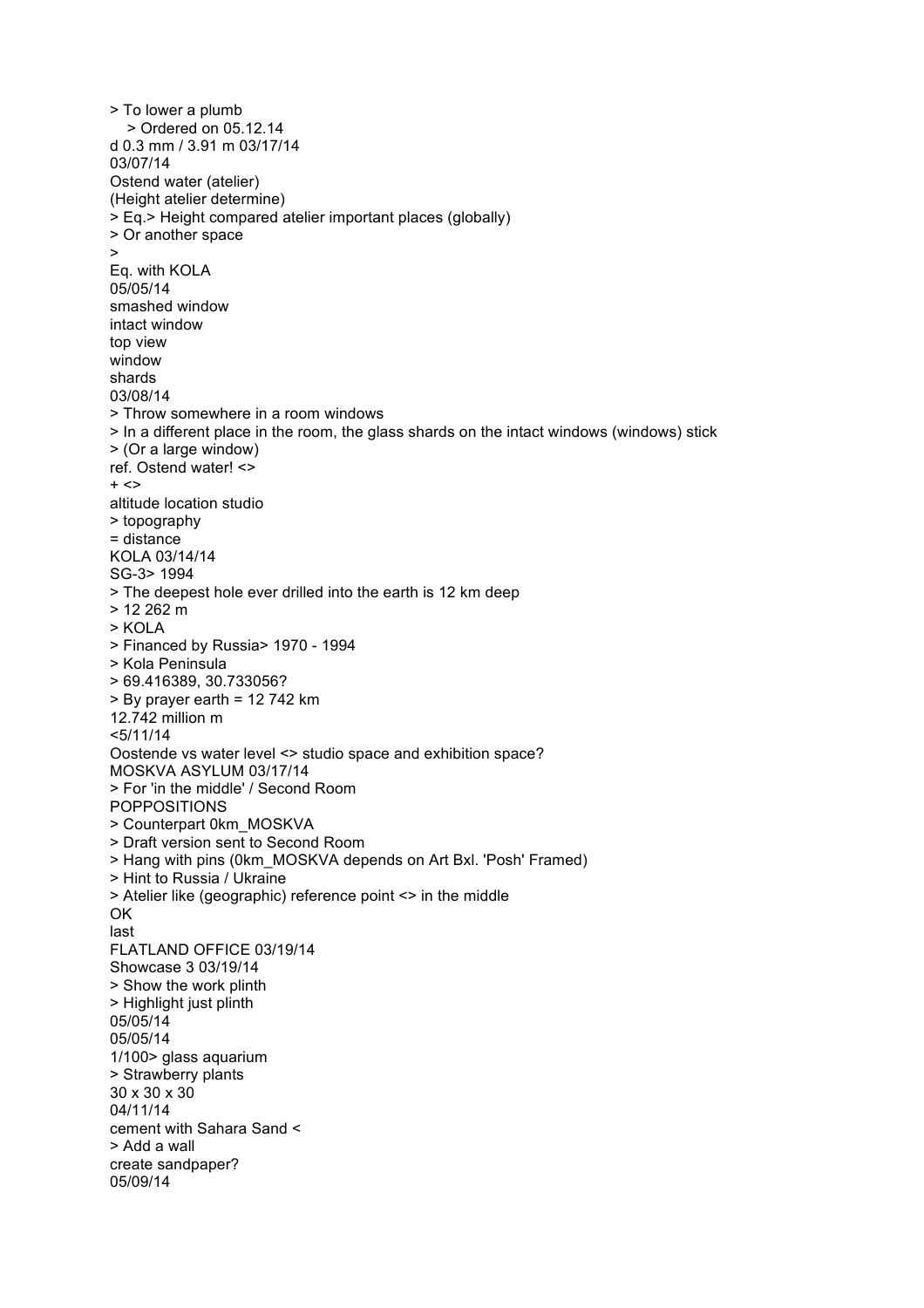> To lower a plumb
   > Ordered on 05.12.14
d 0.3 mm / 3.91 m 03/17/14
03/07/14
Ostend water (atelier)
(Height atelier determine)
> Eq.> Height compared atelier important places (globally)
> Or another space
>
Eq. with KOLA
05/05/14
smashed window
intact window
top view
window
shards
03/08/14
> Throw somewhere in a room windows
> In a different place in the room, the glass shards on the intact windows (windows) stick
> (Or a large window)
ref. Ostend water! <>
+ <>
altitude location studio
> topography
= distance
KOLA 03/14/14
SG-3> 1994
> The deepest hole ever drilled into the earth is 12 km deep
> 12 262 m
> KOLA
> Financed by Russia> 1970 - 1994
> Kola Peninsula
> 69.416389, 30.733056?
> By prayer earth = 12 742 km
12.742 million m
<5/11/14
Oostende vs water level <> studio space and exhibition space?
MOSKVA ASYLUM 03/17/14
> For 'in the middle' / Second Room
POPPOSITIONS
> Counterpart 0km_MOSKVA
> Draft version sent to Second Room
> Hang with pins (0km_MOSKVA depends on Art Bxl. 'Posh' Framed)
> Hint to Russia / Ukraine
> Atelier like (geographic) reference point <> in the middle
OK
last
FLATLAND OFFICE 03/19/14
Showcase 3 03/19/14
> Show the work plinth
> Highlight just plinth
05/05/14
05/05/14
1/100> glass aquarium
> Strawberry plants
30 x 30 x 30
04/11/14
cement with Sahara Sand <
> Add a wall
create sandpaper?
05/09/14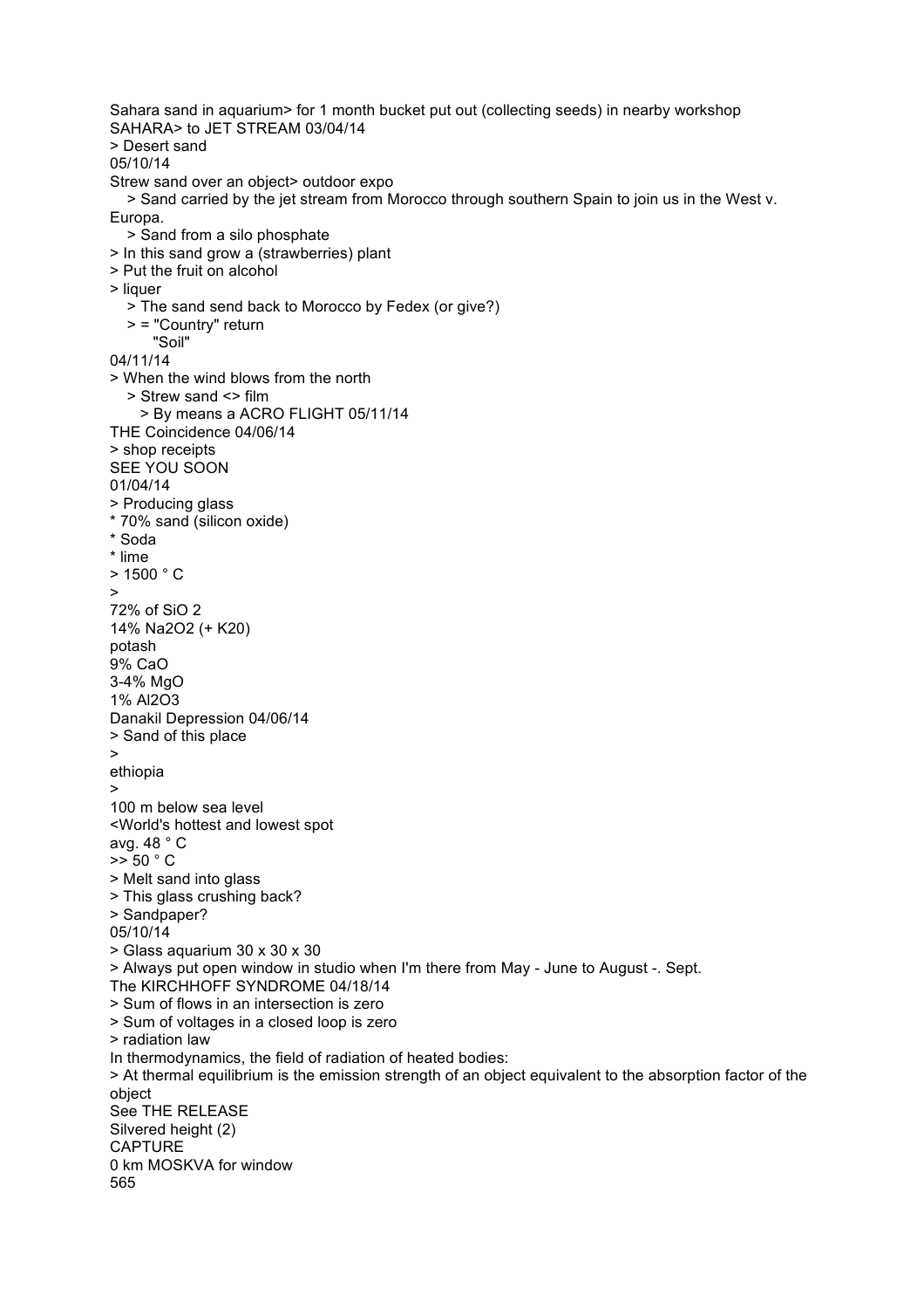Sahara sand in aquarium> for 1 month bucket put out (collecting seeds) in nearby workshop
SAHARA> to JET STREAM 03/04/14
> Desert sand
05/10/14
Strew sand over an object> outdoor expo
   > Sand carried by the jet stream from Morocco through southern Spain to join us in the West v. Europa.
   > Sand from a silo phosphate
> In this sand grow a (strawberries) plant
> Put the fruit on alcohol
> liquer
   > The sand send back to Morocco by Fedex (or give?)
   > = "Country" return
      "Soil"
04/11/14
> When the wind blows from the north
   > Strew sand <> film
      > By means a ACRO FLIGHT 05/11/14
THE Coincidence 04/06/14
> shop receipts
SEE YOU SOON
01/04/14
> Producing glass
* 70% sand (silicon oxide)
* Soda
* lime
> 1500 ° C
>
72% of SiO 2
14% Na2O2 (+ K20)
potash
9% CaO
3-4% MgO
1% Al2O3
Danakil Depression 04/06/14
> Sand of this place
>
ethiopia
>
100 m below sea level
<World's hottest and lowest spot
avg. 48 ° C
>> 50 ° C
> Melt sand into glass
> This glass crushing back?
> Sandpaper?
05/10/14
> Glass aquarium 30 x 30 x 30
> Always put open window in studio when I'm there from May - June to August -. Sept.
The KIRCHHOFF SYNDROME 04/18/14
> Sum of flows in an intersection is zero
> Sum of voltages in a closed loop is zero
> radiation law
In thermodynamics, the field of radiation of heated bodies:
> At thermal equilibrium is the emission strength of an object equivalent to the absorption factor of the object
See THE RELEASE
Silvered height (2)
CAPTURE
0 km MOSKVA for window
565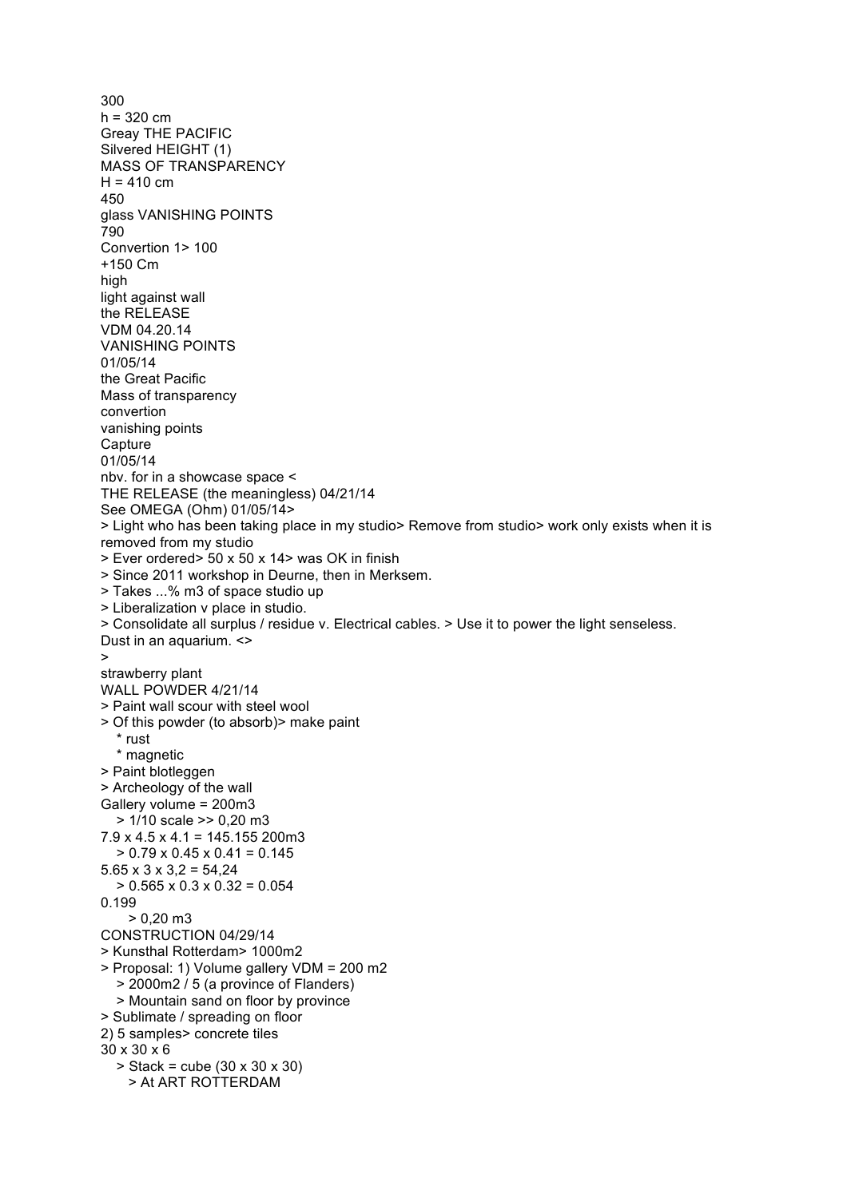300
h = 320 cm
Greay THE PACIFIC
Silvered HEIGHT (1)
MASS OF TRANSPARENCY
H = 410 cm
450
glass VANISHING POINTS
790
Convertion 1> 100
+150 Cm
high
light against wall
the RELEASE
VDM 04.20.14
VANISHING POINTS
01/05/14
the Great Pacific
Mass of transparency
convertion
vanishing points
Capture
01/05/14
nbv. for in a showcase space <
THE RELEASE (the meaningless) 04/21/14
See OMEGA (Ohm) 01/05/14>
> Light who has been taking place in my studio> Remove from studio> work only exists when it is removed from my studio
> Ever ordered> 50 x 50 x 14> was OK in finish
> Since 2011 workshop in Deurne, then in Merksem.
> Takes ...% m3 of space studio up
> Liberalization v place in studio.
> Consolidate all surplus / residue v. Electrical cables. > Use it to power the light senseless.
Dust in an aquarium. <>
>
strawberry plant
WALL POWDER 4/21/14
> Paint wall scour with steel wool
> Of this powder (to absorb)> make paint
  * rust
  * magnetic
> Paint blotleggen
> Archeology of the wall
Gallery volume = 200m3
  > 1/10 scale >> 0,20 m3
7.9 x 4.5 x 4.1 = 145.155 200m3
  > 0.79 x 0.45 x 0.41 = 0.145
5.65 x 3 x 3,2 = 54,24
  > 0.565 x 0.3 x 0.32 = 0.054
0.199
  > 0,20 m3
CONSTRUCTION 04/29/14
> Kunsthal Rotterdam> 1000m2
> Proposal: 1) Volume gallery VDM = 200 m2
  > 2000m2 / 5 (a province of Flanders)
  > Mountain sand on floor by province
> Sublimate / spreading on floor
2) 5 samples> concrete tiles
30 x 30 x 6
  > Stack = cube (30 x 30 x 30)
    > At ART ROTTERDAM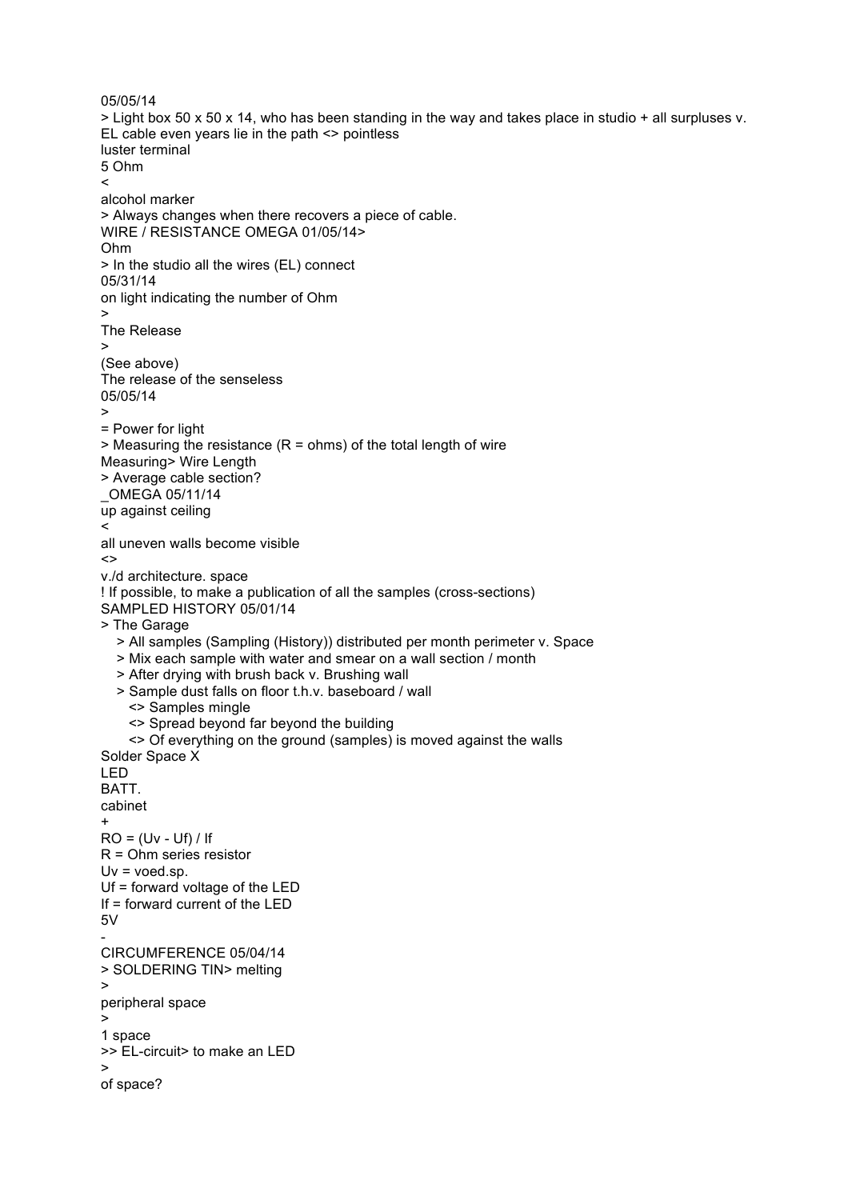05/05/14

> Light box 50 x 50 x 14, who has been standing in the way and takes place in studio + all surpluses v. EL cable even years lie in the path <> pointless

luster terminal

5 Ohm

<

alcohol marker

> Always changes when there recovers a piece of cable.

WIRE / RESISTANCE OMEGA 01/05/14>

Ohm

> In the studio all the wires (EL) connect

05/31/14

on light indicating the number of Ohm

>

The Release

>

(See above)

The release of the senseless

05/05/14

>

= Power for light

> Measuring the resistance (R = ohms) of the total length of wire

Measuring> Wire Length

> Average cable section?

_OMEGA 05/11/14

up against ceiling

<

all uneven walls become visible

<>

v./d architecture. space

! If possible, to make a publication of all the samples (cross-sections)

SAMPLED HISTORY 05/01/14

> The Garage

- > All samples (Sampling (History)) distributed per month perimeter v. Space
- > Mix each sample with water and smear on a wall section / month
- > After drying with brush back v. Brushing wall
- > Sample dust falls on floor t.h.v. baseboard / wall
  - <> Samples mingle
  - <> Spread beyond far beyond the building
  - <> Of everything on the ground (samples) is moved against the walls

Solder Space X

LED

BATT.

cabinet

+

$RO = (Uv - Uf) / If$

R = Ohm series resistor

Uv = voed.sp.

Uf = forward voltage of the LED

If = forward current of the LED

5V

-

CIRCUMFERENCE 05/04/14

> SOLDERING TIN> melting

>

peripheral space

>

1 space

>> EL-circuit> to make an LED

>

of space?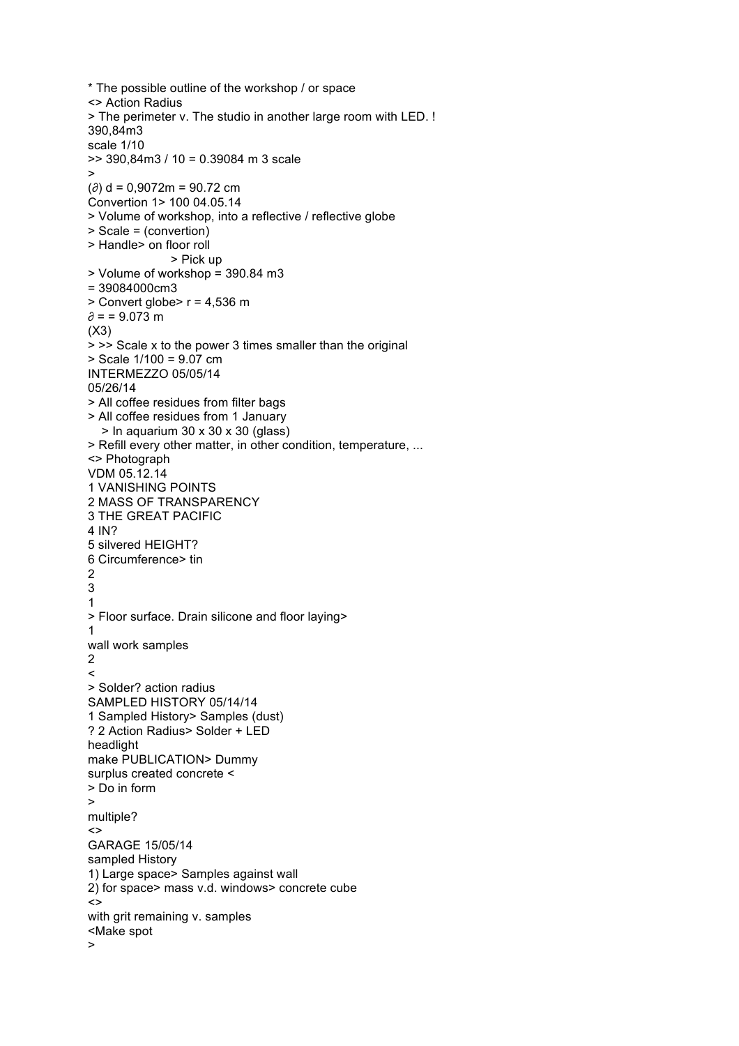* The possible outline of the workshop / or space
<> Action Radius
> The perimeter v. The studio in another large room with LED. !
390,84m3
scale 1/10
>> 390,84m3 / 10 = 0.39084 m 3 scale
>
(∂) d = 0,9072m = 90.72 cm
Convertion 1> 100 04.05.14
> Volume of workshop, into a reflective / reflective globe
> Scale = (convertion)
> Handle> on floor roll
    > Pick up
> Volume of workshop = 390.84 m3
= 39084000cm3
> Convert globe> r = 4,536 m
∂ = = 9.073 m
(X3)
> >> Scale x to the power 3 times smaller than the original
> Scale 1/100 = 9.07 cm
INTERMEZZO 05/05/14
05/26/14
> All coffee residues from filter bags
> All coffee residues from 1 January
  > In aquarium 30 x 30 x 30 (glass)
> Refill every other matter, in other condition, temperature, ...
<> Photograph
VDM 05.12.14
1 VANISHING POINTS
2 MASS OF TRANSPARENCY
3 THE GREAT PACIFIC
4 IN?
5 silvered HEIGHT?
6 Circumference> tin
2
3
1
> Floor surface. Drain silicone and floor laying>
1
wall work samples
2
<
> Solder? action radius
SAMPLED HISTORY 05/14/14
1 Sampled History> Samples (dust)
? 2 Action Radius> Solder + LED
headlight
make PUBLICATION> Dummy
surplus created concrete <
> Do in form
>
multiple?
<>
GARAGE 15/05/14
sampled History
1) Large space> Samples against wall
2) for space> mass v.d. windows> concrete cube
<>
with grit remaining v. samples
<Make spot
>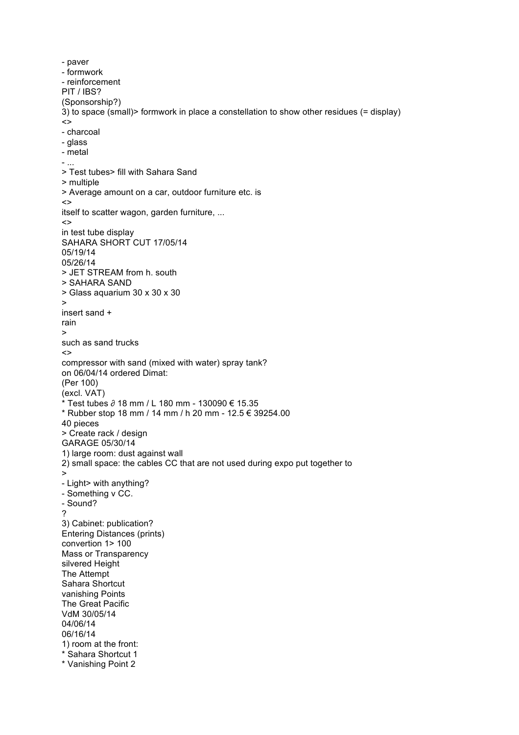- paver
- formwork
- reinforcement

PIT / IBS?

(Sponsorship?)

3) to space (small)> formwork in place a constellation to show other residues (= display)

<>

- charcoal
- glass
- metal
- ...

> Test tubes> fill with Sahara Sand

> multiple

> Average amount on a car, outdoor furniture etc. is

<>

itself to scatter wagon, garden furniture, ...

<>

in test tube display

SAHARA SHORT CUT 17/05/14

05/19/14

05/26/14

> JET STREAM from h. south

> SAHARA SAND

> Glass aquarium 30 x 30 x 30

>

insert sand +

rain

>

such as sand trucks

<>

compressor with sand (mixed with water) spray tank?

on 06/04/14 ordered Dimat:

(Per 100)

(excl. VAT)

* Test tubes ∂ 18 mm / L 180 mm - 130090 € 15.35
* Rubber stop 18 mm / 14 mm / h 20 mm - 12.5 € 39254.00

40 pieces

> Create rack / design

GARAGE 05/30/14

1) large room: dust against wall

2) small space: the cables CC that are not used during expo put together to

>

- Light> with anything?
- Something v CC.
- Sound?

?

3) Cabinet: publication?

Entering Distances (prints)

convertion 1> 100

Mass or Transparency

silvered Height

The Attempt

Sahara Shortcut

vanishing Points

The Great Pacific

VdM 30/05/14

04/06/14

06/16/14

1) room at the front:

* Sahara Shortcut 1
* Vanishing Point 2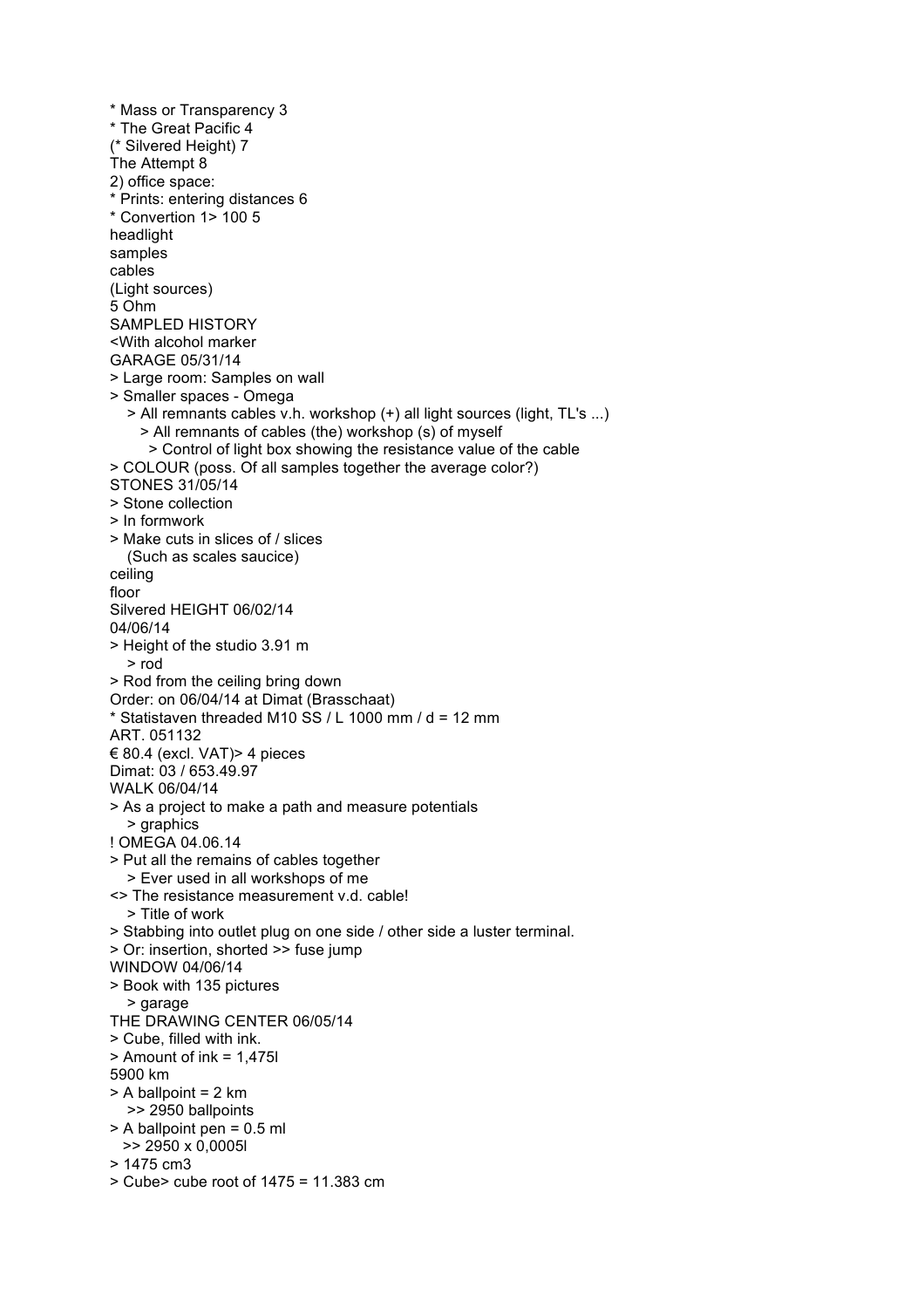* Mass or Transparency 3
* The Great Pacific 4
(* Silvered Height) 7
The Attempt 8
2) office space:
* Prints: entering distances 6
* Convertion 1> 100 5
headlight
samples
cables
(Light sources)
5 Ohm
SAMPLED HISTORY
<With alcohol marker
GARAGE 05/31/14
> Large room: Samples on wall
> Smaller spaces - Omega
   > All remnants cables v.h. workshop (+) all light sources (light, TL's ...)
      > All remnants of cables (the) workshop (s) of myself
         > Control of light box showing the resistance value of the cable
> COLOUR (poss. Of all samples together the average color?)
STONES 31/05/14
> Stone collection
> In formwork
> Make cuts in slices of / slices
   (Such as scales saucice)
ceiling
floor
Silvered HEIGHT 06/02/14
04/06/14
> Height of the studio 3.91 m
   > rod
> Rod from the ceiling bring down
Order: on 06/04/14 at Dimat (Brasschaat)
* Statistaven threaded M10 SS / L 1000 mm / d = 12 mm
ART. 051132
€ 80.4 (excl. VAT)> 4 pieces
Dimat: 03 / 653.49.97
WALK 06/04/14
> As a project to make a path and measure potentials
   > graphics
! OMEGA 04.06.14
> Put all the remains of cables together
   > Ever used in all workshops of me
<> The resistance measurement v.d. cable!
   > Title of work
> Stabbing into outlet plug on one side / other side a luster terminal.
> Or: insertion, shorted >> fuse jump
WINDOW 04/06/14
> Book with 135 pictures
   > garage
THE DRAWING CENTER 06/05/14
> Cube, filled with ink.
> Amount of ink = 1,475l
5900 km
> A ballpoint = 2 km
   >> 2950 ballpoints
> A ballpoint pen = 0.5 ml
   >> 2950 x 0,0005l
> 1475 cm3
> Cube> cube root of 1475 = 11.383 cm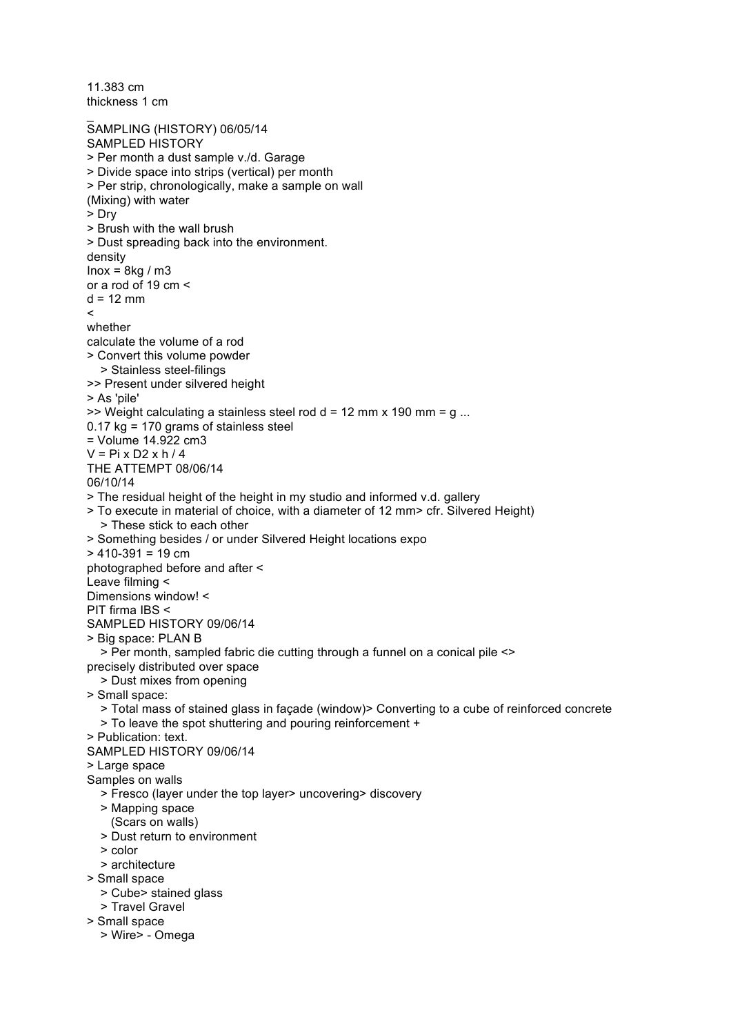11.383 cm
thickness 1 cm

_
SAMPLING (HISTORY) 06/05/14
SAMPLED HISTORY
> Per month a dust sample v./d. Garage
> Divide space into strips (vertical) per month
> Per strip, chronologically, make a sample on wall
(Mixing) with water
> Dry
> Brush with the wall brush
> Dust spreading back into the environment.
density
Inox = 8kg / m3
or a rod of 19 cm <
d = 12 mm
<
whether
calculate the volume of a rod
> Convert this volume powder
  > Stainless steel-filings
>> Present under silvered height
> As 'pile'
>> Weight calculating a stainless steel rod d = 12 mm x 190 mm = g ...
0.17 kg = 170 grams of stainless steel
= Volume 14.922 cm3
V = Pi x D2 x h / 4
THE ATTEMPT 08/06/14
06/10/14
> The residual height of the height in my studio and informed v.d. gallery
> To execute in material of choice, with a diameter of 12 mm> cfr. Silvered Height)
  > These stick to each other
> Something besides / or under Silvered Height locations expo
> 410-391 = 19 cm
photographed before and after <
Leave filming <
Dimensions window! <
PIT firma IBS <
SAMPLED HISTORY 09/06/14
> Big space: PLAN B
  > Per month, sampled fabric die cutting through a funnel on a conical pile <>
precisely distributed over space
  > Dust mixes from opening
> Small space:
  > Total mass of stained glass in façade (window)> Converting to a cube of reinforced concrete
  > To leave the spot shuttering and pouring reinforcement +
> Publication: text.
SAMPLED HISTORY 09/06/14
> Large space
Samples on walls
  > Fresco (layer under the top layer> uncovering> discovery
  > Mapping space
    (Scars on walls)
  > Dust return to environment
  > color
  > architecture
> Small space
  > Cube> stained glass
  > Travel Gravel
> Small space
  > Wire> - Omega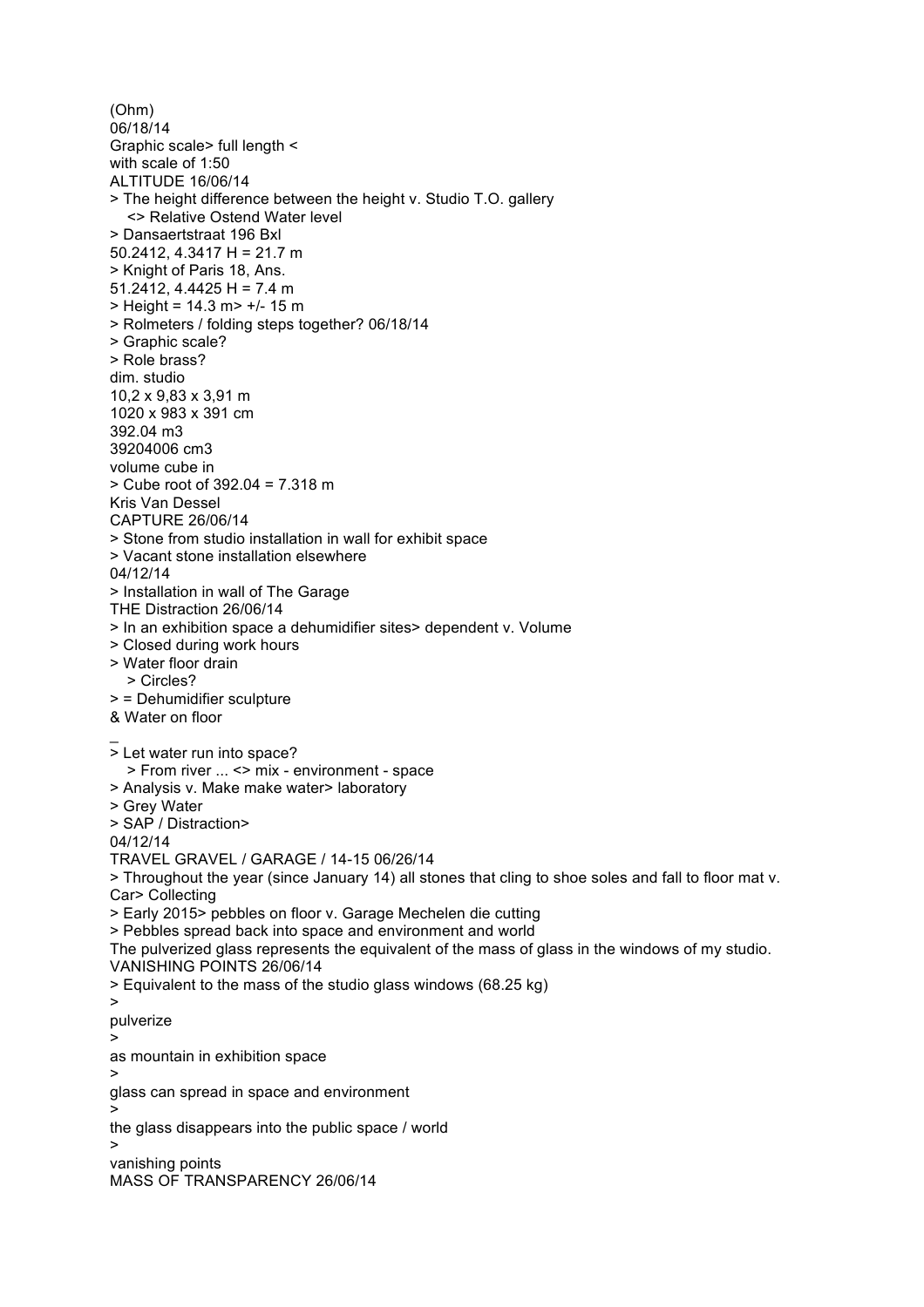(Ohm)
06/18/14
Graphic scale> full length <
with scale of 1:50
ALTITUDE 16/06/14
> The height difference between the height v. Studio T.O. gallery
<> Relative Ostend Water level
> Dansaertstraat 196 Bxl
50.2412, 4.3417 H = 21.7 m
> Knight of Paris 18, Ans.
51.2412, 4.4425 H = 7.4 m
> Height = 14.3 m> +/- 15 m
> Rolmeters / folding steps together? 06/18/14
> Graphic scale?
> Role brass?
dim. studio
10,2 x 9,83 x 3,91 m
1020 x 983 x 391 cm
392.04 m3
39204006 cm3
volume cube in
> Cube root of 392.04 = 7.318 m
Kris Van Dessel
CAPTURE 26/06/14
> Stone from studio installation in wall for exhibit space
> Vacant stone installation elsewhere
04/12/14
> Installation in wall of The Garage
THE Distraction 26/06/14
> In an exhibition space a dehumidifier sites> dependent v. Volume
> Closed during work hours
> Water floor drain
> Circles?
> = Dehumidifier sculpture
& Water on floor
_
> Let water run into space?
> From river ... <> mix - environment - space
> Analysis v. Make make water> laboratory
> Grey Water
> SAP / Distraction>
04/12/14
TRAVEL GRAVEL / GARAGE / 14-15 06/26/14
> Throughout the year (since January 14) all stones that cling to shoe soles and fall to floor mat v. Car> Collecting
> Early 2015> pebbles on floor v. Garage Mechelen die cutting
> Pebbles spread back into space and environment and world
The pulverized glass represents the equivalent of the mass of glass in the windows of my studio.
VANISHING POINTS 26/06/14
> Equivalent to the mass of the studio glass windows (68.25 kg)
>
pulverize
>
as mountain in exhibition space
>
glass can spread in space and environment
>
the glass disappears into the public space / world
>
vanishing points
MASS OF TRANSPARENCY 26/06/14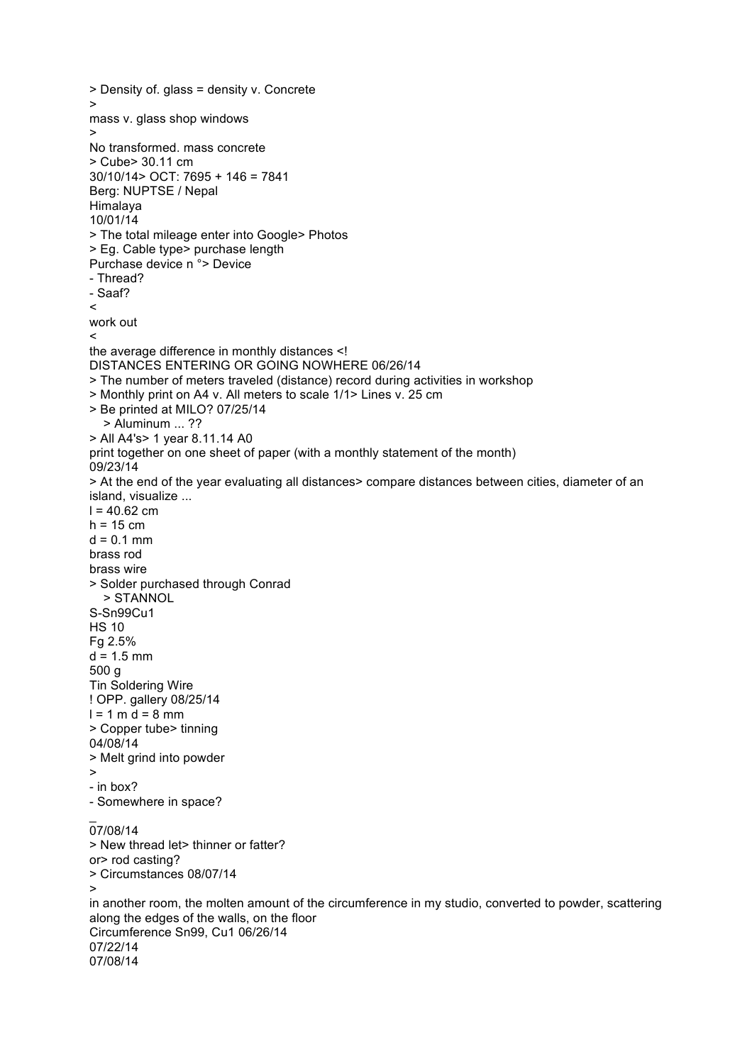> Density of. glass = density v. Concrete
>
mass v. glass shop windows
>
No transformed. mass concrete
> Cube> 30.11 cm
30/10/14> OCT: 7695 + 146 = 7841
Berg: NUPTSE / Nepal
Himalaya
10/01/14
> The total mileage enter into Google> Photos
> Eg. Cable type> purchase length
Purchase device n °> Device
- Thread?
- Saaf?
<
work out
<
the average difference in monthly distances <!
DISTANCES ENTERING OR GOING NOWHERE 06/26/14
> The number of meters traveled (distance) record during activities in workshop
> Monthly print on A4 v. All meters to scale 1/1> Lines v. 25 cm
> Be printed at MILO? 07/25/14
  > Aluminum ... ??
> All A4's> 1 year 8.11.14 A0
print together on one sheet of paper (with a monthly statement of the month)
09/23/14
> At the end of the year evaluating all distances> compare distances between cities, diameter of an island, visualize ...
l = 40.62 cm
h = 15 cm
d = 0.1 mm
brass rod
brass wire
> Solder purchased through Conrad
  > STANNOL
S-Sn99Cu1
HS 10
Fg 2.5%
d = 1.5 mm
500 g
Tin Soldering Wire
! OPP. gallery 08/25/14
l = 1 m d = 8 mm
> Copper tube> tinning
04/08/14
> Melt grind into powder
>
- in box?
- Somewhere in space?
_
07/08/14
> New thread let> thinner or fatter?
or> rod casting?
> Circumstances 08/07/14
>
in another room, the molten amount of the circumference in my studio, converted to powder, scattering along the edges of the walls, on the floor
Circumference Sn99, Cu1 06/26/14
07/22/14
07/08/14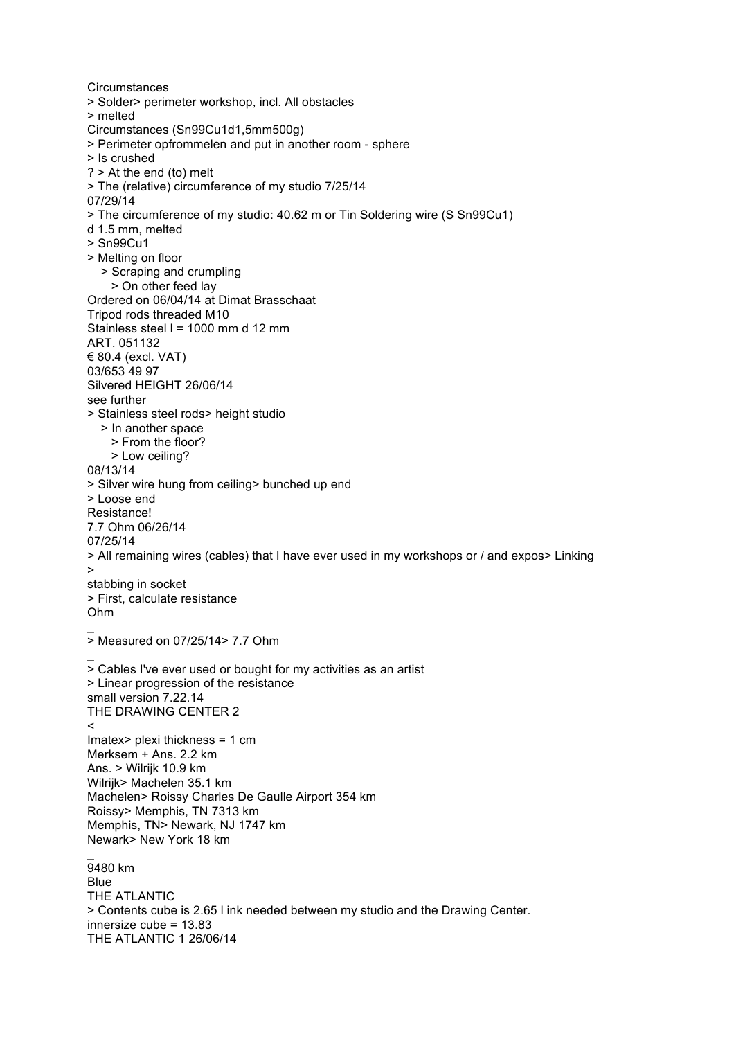Circumstances
> Solder> perimeter workshop, incl. All obstacles
> melted
Circumstances (Sn99Cu1d1,5mm500g)
> Perimeter opfrommelen and put in another room - sphere
> Is crushed
? > At the end (to) melt
> The (relative) circumference of my studio 7/25/14
07/29/14
> The circumference of my studio: 40.62 m or Tin Soldering wire (S Sn99Cu1)
d 1.5 mm, melted
> Sn99Cu1
> Melting on floor
   > Scraping and crumpling
      > On other feed lay
Ordered on 06/04/14 at Dimat Brasschaat
Tripod rods threaded M10
Stainless steel l = 1000 mm d 12 mm
ART. 051132
€ 80.4 (excl. VAT)
03/653 49 97
Silvered HEIGHT 26/06/14
see further
> Stainless steel rods> height studio
   > In another space
      > From the floor?
      > Low ceiling?
08/13/14
> Silver wire hung from ceiling> bunched up end
> Loose end
Resistance!
7.7 Ohm 06/26/14
07/25/14
> All remaining wires (cables) that I have ever used in my workshops or / and expos> Linking
>
stabbing in socket
> First, calculate resistance
Ohm
_
> Measured on 07/25/14> 7.7 Ohm
_
> Cables I've ever used or bought for my activities as an artist
> Linear progression of the resistance
small version 7.22.14
THE DRAWING CENTER 2
<
Imatex> plexi thickness = 1 cm
Merksem + Ans. 2.2 km
Ans. > Wilrijk 10.9 km
Wilrijk> Machelen 35.1 km
Machelen> Roissy Charles De Gaulle Airport 354 km
Roissy> Memphis, TN 7313 km
Memphis, TN> Newark, NJ 1747 km
Newark> New York 18 km
_
9480 km
Blue
THE ATLANTIC
> Contents cube is 2.65 l ink needed between my studio and the Drawing Center.
innersize cube = 13.83
THE ATLANTIC 1 26/06/14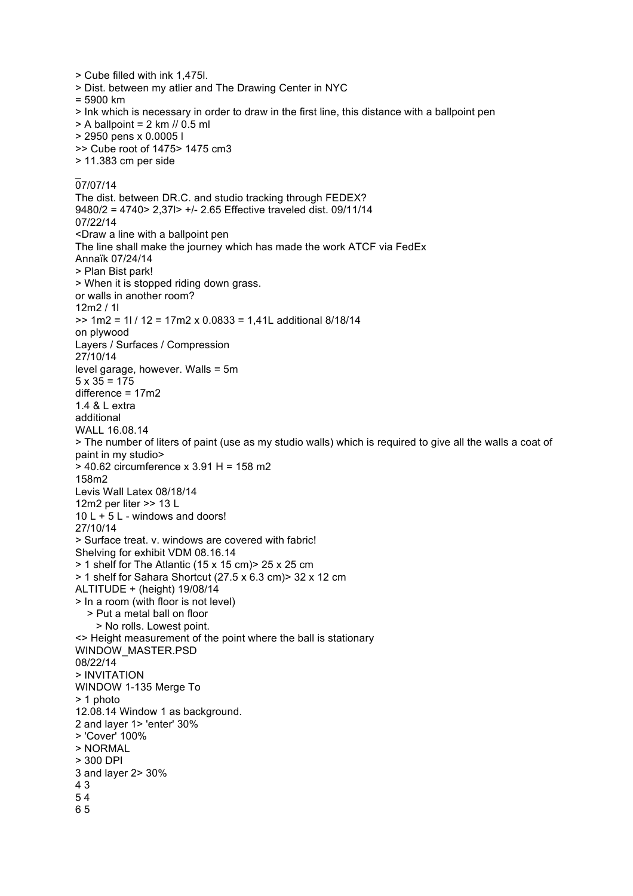> Cube filled with ink 1,475l.
> Dist. between my atlier and The Drawing Center in NYC
= 5900 km
> Ink which is necessary in order to draw in the first line, this distance with a ballpoint pen
> A ballpoint = 2 km // 0.5 ml
> 2950 pens x 0.0005 l
>> Cube root of 1475> 1475 cm3
> 11.383 cm per side
_
07/07/14
The dist. between DR.C. and studio tracking through FEDEX?
9480/2 = 4740> 2,37l> +/- 2.65 Effective traveled dist. 09/11/14
07/22/14
<Draw a line with a ballpoint pen
The line shall make the journey which has made the work ATCF via FedEx
Annaïk 07/24/14
> Plan Bist park!
> When it is stopped riding down grass.
or walls in another room?
12m2 / 1l
>> 1m2 = 1l / 12 = 17m2 x 0.0833 = 1,41L additional 8/18/14
on plywood
Layers / Surfaces / Compression
27/10/14
level garage, however. Walls = 5m
5 x 35 = 175
difference = 17m2
1.4 & L extra
additional
WALL 16.08.14
> The number of liters of paint (use as my studio walls) which is required to give all the walls a coat of paint in my studio>
> 40.62 circumference x 3.91 H = 158 m2
158m2
Levis Wall Latex 08/18/14
12m2 per liter >> 13 L
10 L + 5 L - windows and doors!
27/10/14
> Surface treat. v. windows are covered with fabric!
Shelving for exhibit VDM 08.16.14
> 1 shelf for The Atlantic (15 x 15 cm)> 25 x 25 cm
> 1 shelf for Sahara Shortcut (27.5 x 6.3 cm)> 32 x 12 cm
ALTITUDE + (height) 19/08/14
> In a room (with floor is not level)
  > Put a metal ball on floor
    > No rolls. Lowest point.
<> Height measurement of the point where the ball is stationary
WINDOW_MASTER.PSD
08/22/14
> INVITATION
WINDOW 1-135 Merge To
> 1 photo
12.08.14 Window 1 as background.
2 and layer 1> 'enter' 30%
> 'Cover' 100%
> NORMAL
> 300 DPI
3 and layer 2> 30%
4 3
5 4
6 5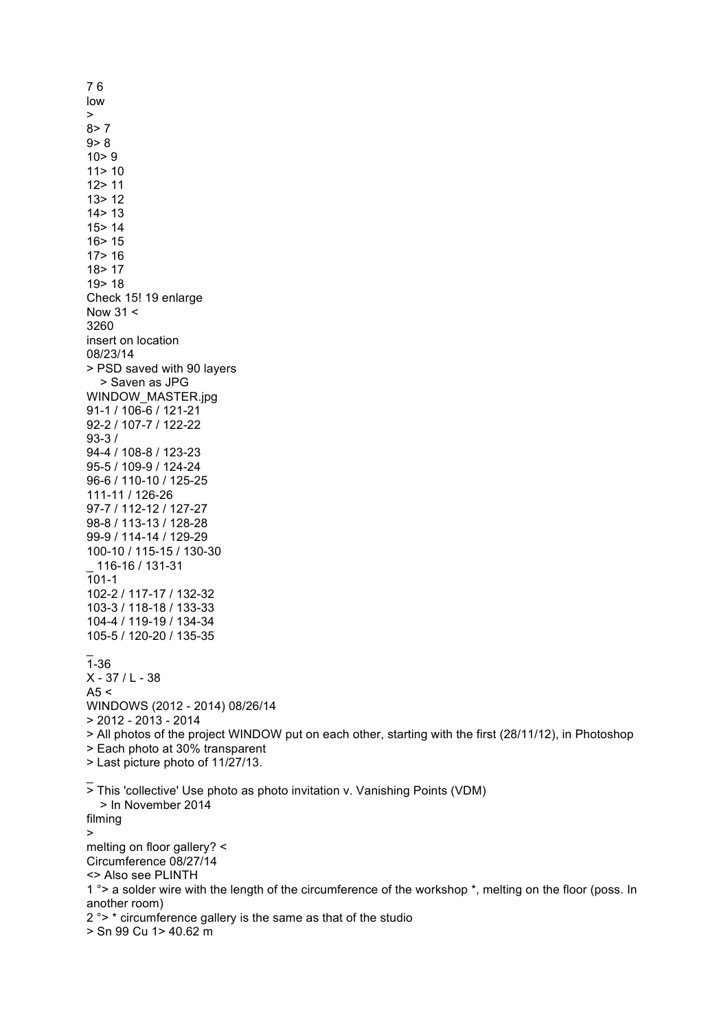7 6
low
>
8> 7
9> 8
10> 9
11> 10
12> 11
13> 12
14> 13
15> 14
16> 15
17> 16
18> 17
19> 18
Check 15! 19 enlarge
Now 31 <
3260
insert on location
08/23/14
> PSD saved with 90 layers
   > Saven as JPG
WINDOW_MASTER.jpg
91-1 / 106-6 / 121-21
92-2 / 107-7 / 122-22
93-3 /
94-4 / 108-8 / 123-23
95-5 / 109-9 / 124-24
96-6 / 110-10 / 125-25
111-11 / 126-26
97-7 / 112-12 / 127-27
98-8 / 113-13 / 128-28
99-9 / 114-14 / 129-29
100-10 / 115-15 / 130-30
_ 116-16 / 131-31
101-1
102-2 / 117-17 / 132-32
103-3 / 118-18 / 133-33
104-4 / 119-19 / 134-34
105-5 / 120-20 / 135-35
_
1-36
X - 37 / L - 38
A5 <
WINDOWS (2012 - 2014) 08/26/14
> 2012 - 2013 - 2014
> All photos of the project WINDOW put on each other, starting with the first (28/11/12), in Photoshop
> Each photo at 30% transparent
> Last picture photo of 11/27/13.
_
> This 'collective' Use photo as photo invitation v. Vanishing Points (VDM)
   > In November 2014
filming
>
melting on floor gallery? <
Circumference 08/27/14
<> Also see PLINTH
1 °> a solder wire with the length of the circumference of the workshop *, melting on the floor (poss. In another room)
2 °> * circumference gallery is the same as that of the studio
> Sn 99 Cu 1> 40.62 m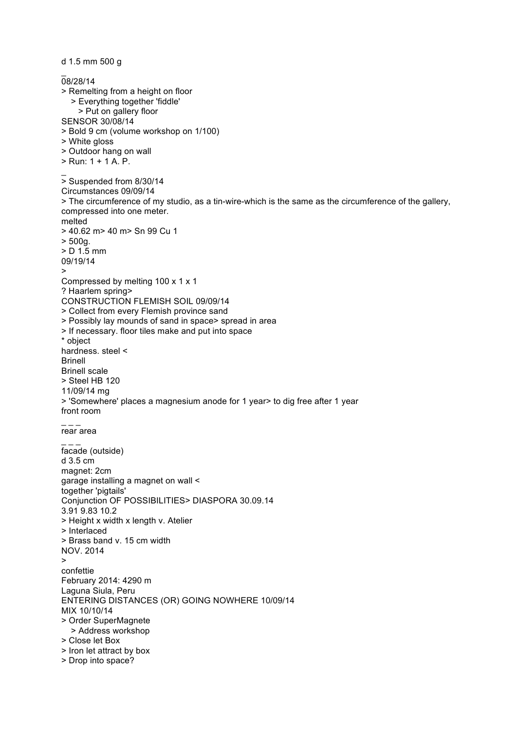d 1.5 mm 500 g

_

08/28/14

> Remelting from a height on floor

   > Everything together 'fiddle'

      > Put on gallery floor

SENSOR 30/08/14

> Bold 9 cm (volume workshop on 1/100)

> White gloss

> Outdoor hang on wall

> Run: 1 + 1 A. P.

_

> Suspended from 8/30/14

Circumstances 09/09/14

> The circumference of my studio, as a tin-wire-which is the same as the circumference of the gallery, compressed into one meter.

melted

> 40.62 m> 40 m> Sn 99 Cu 1

> 500g.

> D 1.5 mm

09/19/14

>

Compressed by melting 100 x 1 x 1

? Haarlem spring>

CONSTRUCTION FLEMISH SOIL 09/09/14

> Collect from every Flemish province sand

> Possibly lay mounds of sand in space> spread in area

> If necessary. floor tiles make and put into space

* object

hardness. steel <

Brinell

Brinell scale

> Steel HB 120

11/09/14 mg

> 'Somewhere' places a magnesium anode for 1 year> to dig free after 1 year

front room

_ _ _

rear area

_ _ _

facade (outside)

d 3.5 cm

magnet: 2cm

garage installing a magnet on wall <

together 'pigtails'

Conjunction OF POSSIBILITIES> DIASPORA 30.09.14

3.91 9.83 10.2

> Height x width x length v. Atelier

> Interlaced

> Brass band v. 15 cm width

NOV. 2014

>

confettie

February 2014: 4290 m

Laguna Siula, Peru

ENTERING DISTANCES (OR) GOING NOWHERE 10/09/14

MIX 10/10/14

> Order SuperMagnete

   > Address workshop

> Close let Box

> Iron let attract by box

> Drop into space?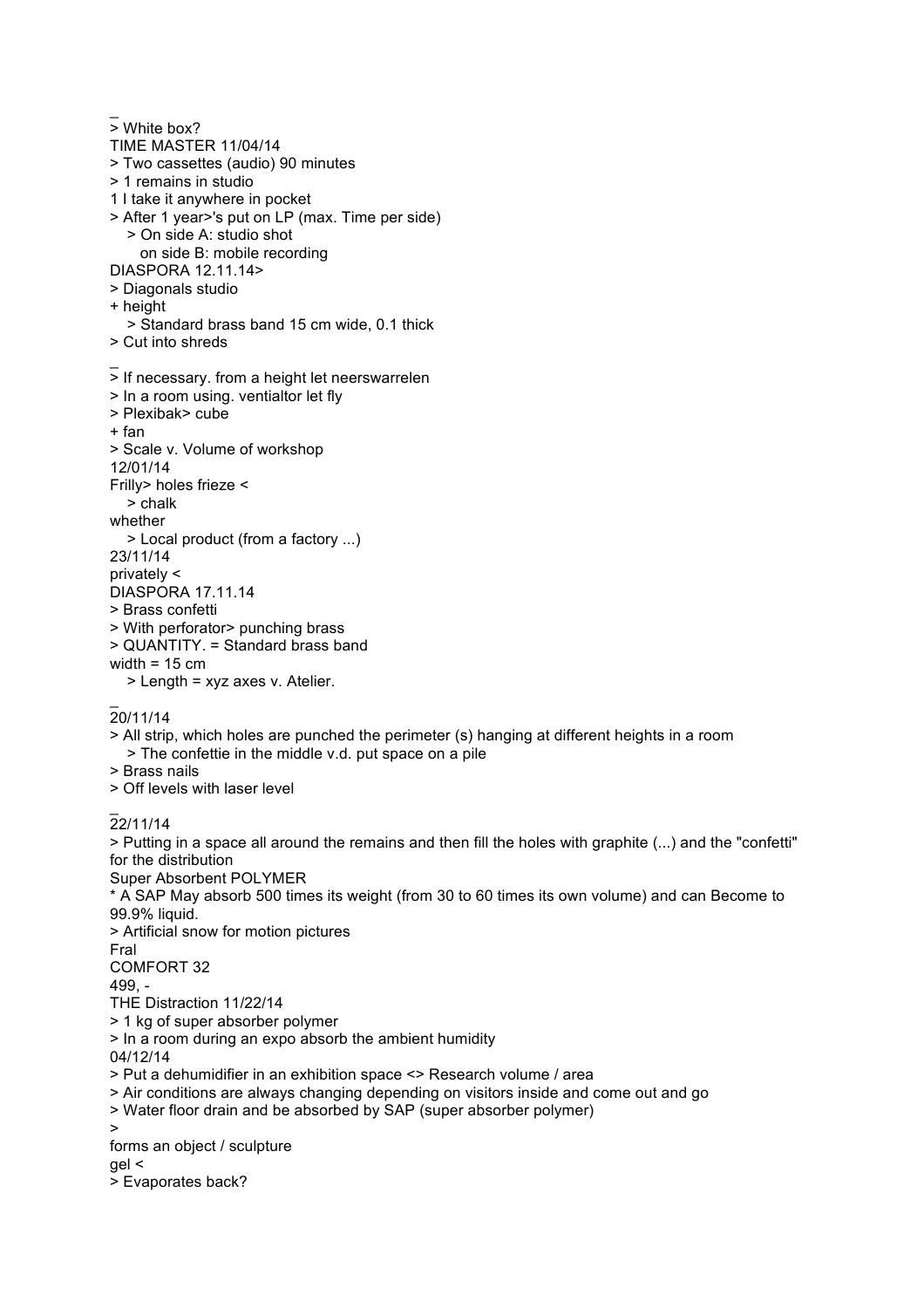_
> White box?
TIME MASTER 11/04/14
> Two cassettes (audio) 90 minutes
> 1 remains in studio
1 I take it anywhere in pocket
> After 1 year>'s put on LP (max. Time per side)
   > On side A: studio shot
      on side B: mobile recording
DIASPORA 12.11.14>
> Diagonals studio
+ height
   > Standard brass band 15 cm wide, 0.1 thick
> Cut into shreds
_
> If necessary. from a height let neerswarrelen
> In a room using. ventialtor let fly
> Plexibak> cube
+ fan
> Scale v. Volume of workshop
12/01/14
Frilly> holes frieze <
   > chalk
whether
   > Local product (from a factory ...)
23/11/14
privately <
DIASPORA 17.11.14
> Brass confetti
> With perforator> punching brass
> QUANTITY. = Standard brass band
width = 15 cm
   > Length = xyz axes v. Atelier.
_
20/11/14
> All strip, which holes are punched the perimeter (s) hanging at different heights in a room
   > The confettie in the middle v.d. put space on a pile
> Brass nails
> Off levels with laser level
_
22/11/14
> Putting in a space all around the remains and then fill the holes with graphite (...) and the "confetti" for the distribution
Super Absorbent POLYMER
* A SAP May absorb 500 times its weight (from 30 to 60 times its own volume) and can Become to 99.9% liquid.
> Artificial snow for motion pictures
Fral
COMFORT 32
499, -
THE Distraction 11/22/14
> 1 kg of super absorber polymer
> In a room during an expo absorb the ambient humidity
04/12/14
> Put a dehumidifier in an exhibition space <> Research volume / area
> Air conditions are always changing depending on visitors inside and come out and go
> Water floor drain and be absorbed by SAP (super absorber polymer)
>
forms an object / sculpture
gel <
> Evaporates back?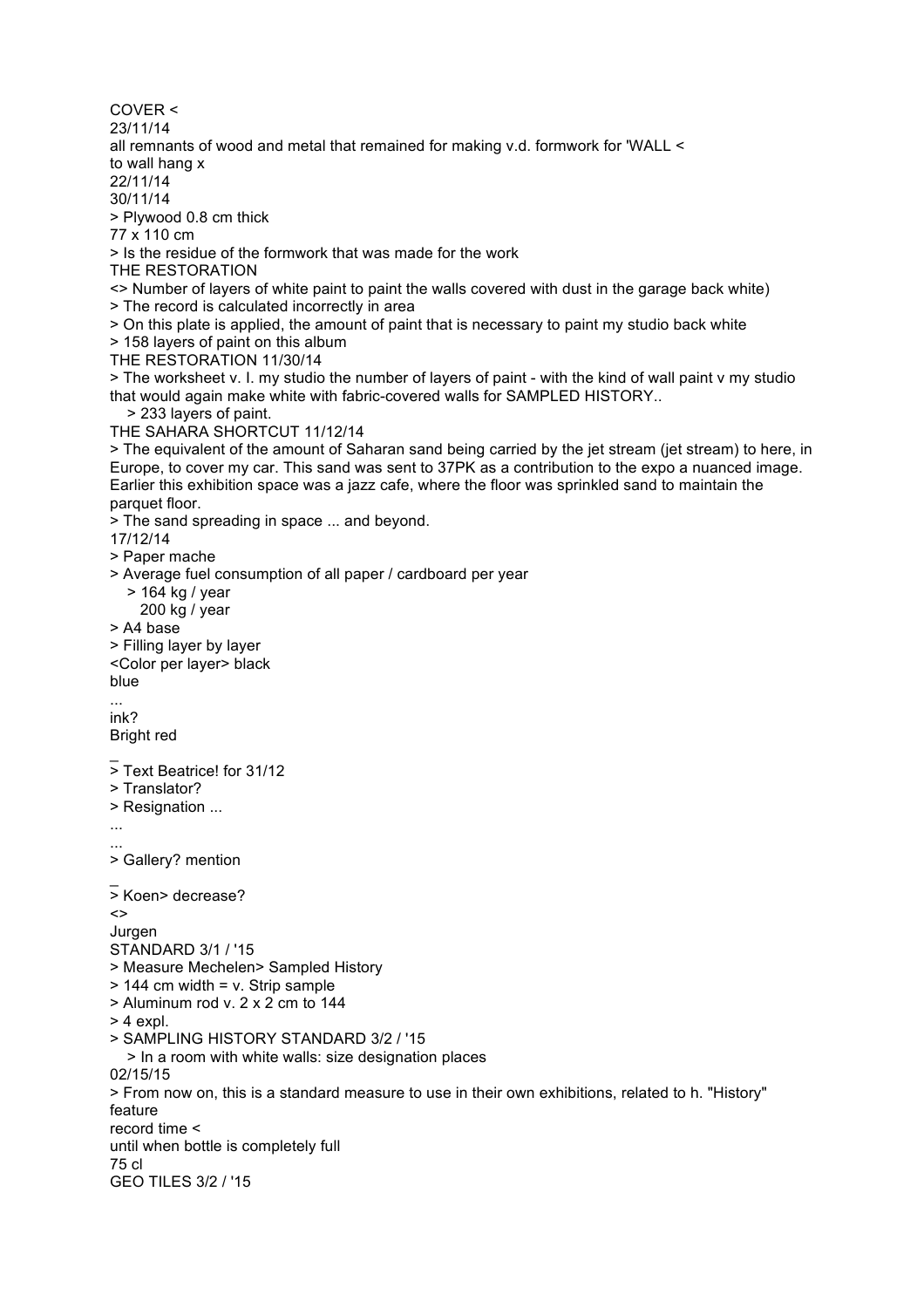COVER <
23/11/14
all remnants of wood and metal that remained for making v.d. formwork for 'WALL <
to wall hang x
22/11/14
30/11/14
> Plywood 0.8 cm thick
77 x 110 cm
> Is the residue of the formwork that was made for the work
THE RESTORATION
<> Number of layers of white paint to paint the walls covered with dust in the garage back white)
> The record is calculated incorrectly in area
> On this plate is applied, the amount of paint that is necessary to paint my studio back white
> 158 layers of paint on this album
THE RESTORATION 11/30/14
> The worksheet v. I. my studio the number of layers of paint - with the kind of wall paint v my studio that would again make white with fabric-covered walls for SAMPLED HISTORY..
  > 233 layers of paint.
THE SAHARA SHORTCUT 11/12/14
> The equivalent of the amount of Saharan sand being carried by the jet stream (jet stream) to here, in Europe, to cover my car. This sand was sent to 37PK as a contribution to the expo a nuanced image. Earlier this exhibition space was a jazz cafe, where the floor was sprinkled sand to maintain the parquet floor.
> The sand spreading in space ... and beyond.
17/12/14
> Paper mache
> Average fuel consumption of all paper / cardboard per year
  > 164 kg / year
    200 kg / year
> A4 base
> Filling layer by layer
<Color per layer> black
blue
...
ink?
Bright red
_
> Text Beatrice! for 31/12
> Translator?
> Resignation ...
...
...
> Gallery? mention
_
> Koen> decrease?
<>
Jurgen
STANDARD 3/1 / '15
> Measure Mechelen> Sampled History
> 144 cm width = v. Strip sample
> Aluminum rod v. 2 x 2 cm to 144
> 4 expl.
> SAMPLING HISTORY STANDARD 3/2 / '15
  > In a room with white walls: size designation places
02/15/15
> From now on, this is a standard measure to use in their own exhibitions, related to h. "History" feature
record time <
until when bottle is completely full
75 cl
GEO TILES 3/2 / '15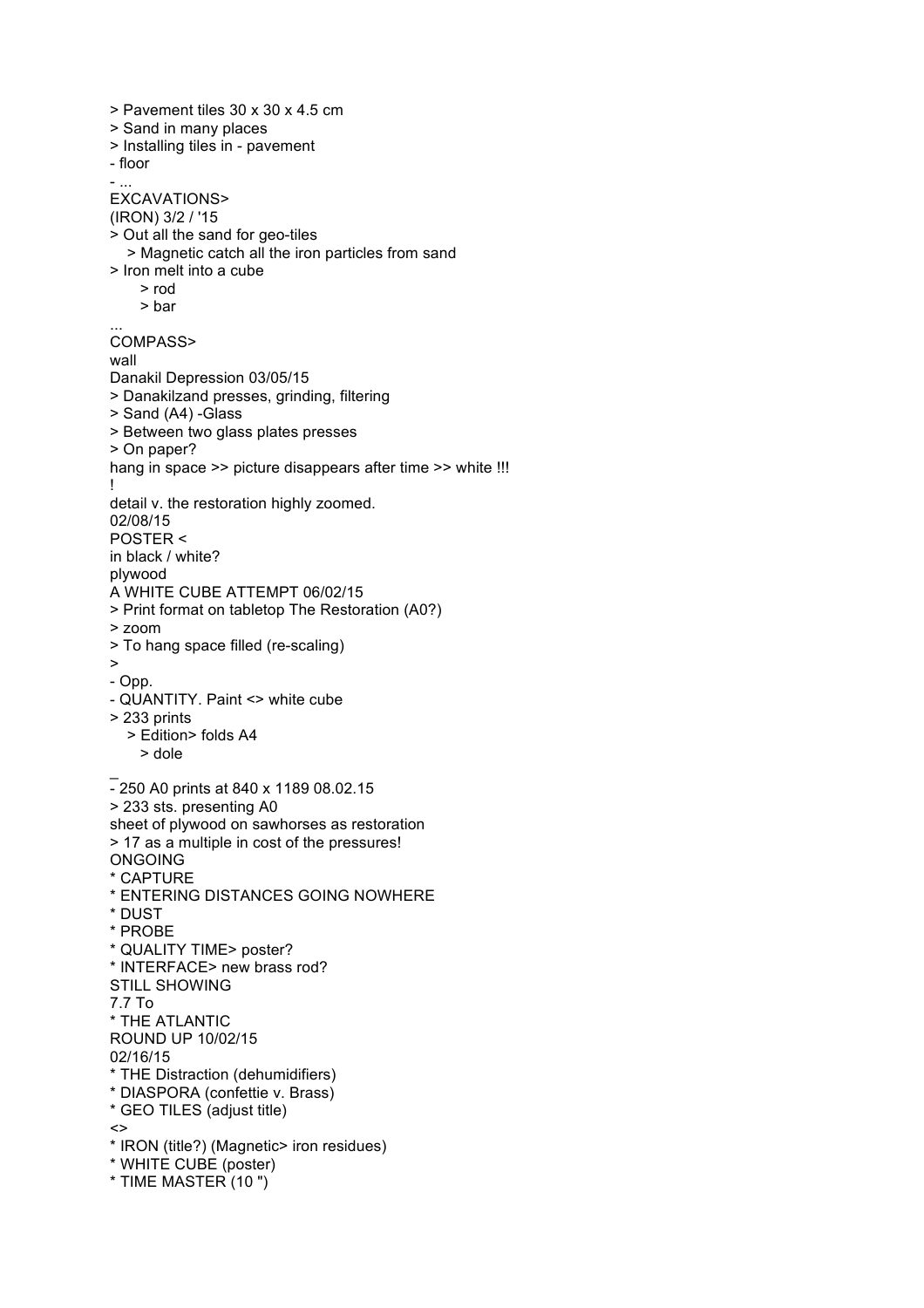> Pavement tiles 30 x 30 x 4.5 cm
> Sand in many places
> Installing tiles in - pavement
- floor
- ...
EXCAVATIONS>
(IRON) 3/2 / '15
> Out all the sand for geo-tiles
   > Magnetic catch all the iron particles from sand
> Iron melt into a cube
      > rod
      > bar
...
COMPASS>
wall
Danakil Depression 03/05/15
> Danakilzand presses, grinding, filtering
> Sand (A4) -Glass
> Between two glass plates presses
> On paper?
hang in space >> picture disappears after time >> white !!!
!
detail v. the restoration highly zoomed.
02/08/15
POSTER <
in black / white?
plywood
A WHITE CUBE ATTEMPT 06/02/15
> Print format on tabletop The Restoration (A0?)
> zoom
> To hang space filled (re-scaling)
>
- Opp.
- QUANTITY. Paint <> white cube
> 233 prints
   > Edition> folds A4
      > dole
_
- 250 A0 prints at 840 x 1189 08.02.15
> 233 sts. presenting A0
sheet of plywood on sawhorses as restoration
> 17 as a multiple in cost of the pressures!
ONGOING
* CAPTURE
* ENTERING DISTANCES GOING NOWHERE
* DUST
* PROBE
* QUALITY TIME> poster?
* INTERFACE> new brass rod?
STILL SHOWING
7.7 To
* THE ATLANTIC
ROUND UP 10/02/15
02/16/15
* THE Distraction (dehumidifiers)
* DIASPORA (confettie v. Brass)
* GEO TILES (adjust title)
<>
* IRON (title?) (Magnetic> iron residues)
* WHITE CUBE (poster)
* TIME MASTER (10 ")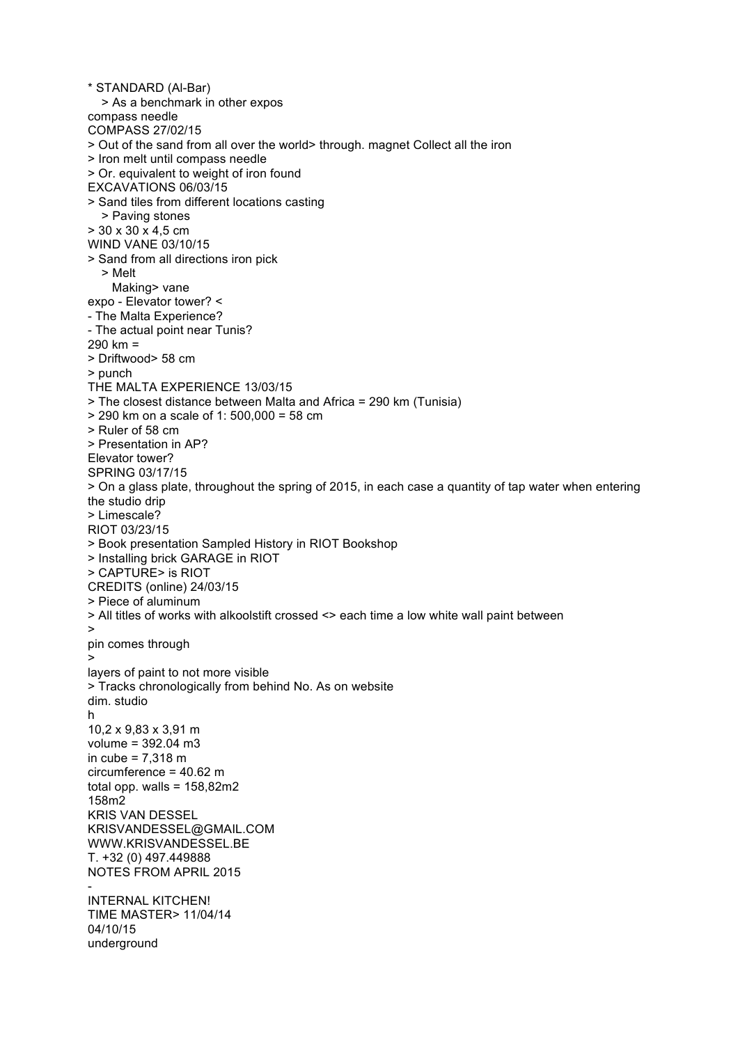* STANDARD (Al-Bar)
   > As a benchmark in other expos
compass needle
COMPASS 27/02/15
> Out of the sand from all over the world> through. magnet Collect all the iron
> Iron melt until compass needle
> Or. equivalent to weight of iron found
EXCAVATIONS 06/03/15
> Sand tiles from different locations casting
   > Paving stones
> 30 x 30 x 4,5 cm
WIND VANE 03/10/15
> Sand from all directions iron pick
   > Melt
      Making> vane
expo - Elevator tower? <
- The Malta Experience?
- The actual point near Tunis?
290 km =
> Driftwood> 58 cm
> punch
THE MALTA EXPERIENCE 13/03/15
> The closest distance between Malta and Africa = 290 km (Tunisia)
> 290 km on a scale of 1: 500,000 = 58 cm
> Ruler of 58 cm
> Presentation in AP?
Elevator tower?
SPRING 03/17/15
> On a glass plate, throughout the spring of 2015, in each case a quantity of tap water when entering the studio drip
> Limescale?
RIOT 03/23/15
> Book presentation Sampled History in RIOT Bookshop
> Installing brick GARAGE in RIOT
> CAPTURE> is RIOT
CREDITS (online) 24/03/15
> Piece of aluminum
> All titles of works with alkoolstift crossed <> each time a low white wall paint between
>
pin comes through
>
layers of paint to not more visible
> Tracks chronologically from behind No. As on website
dim. studio
h
10,2 x 9,83 x 3,91 m
volume = 392.04 m3
in cube = 7,318 m
circumference = 40.62 m
total opp. walls = 158,82m2
158m2
KRIS VAN DESSEL
KRISVANDESSEL@GMAIL.COM
WWW.KRISVANDESSEL.BE
T. +32 (0) 497.449888
NOTES FROM APRIL 2015
-
INTERNAL KITCHEN!
TIME MASTER> 11/04/14
04/10/15
underground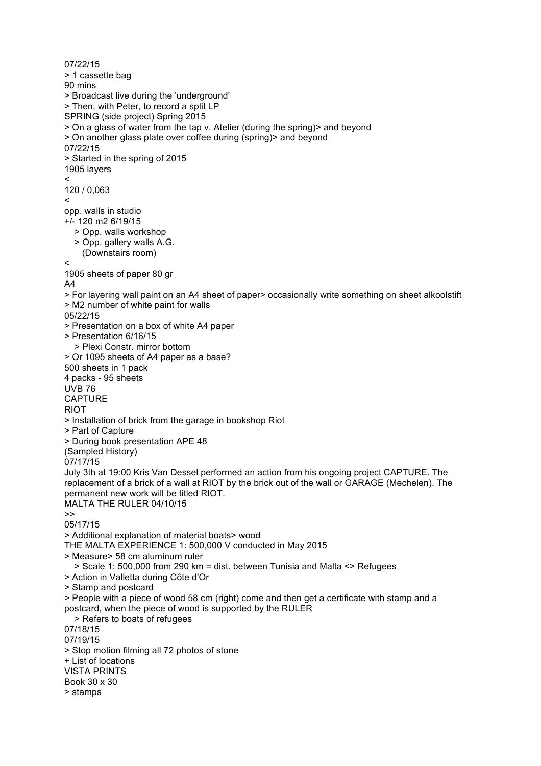07/22/15
> 1 cassette bag
90 mins
> Broadcast live during the 'underground'
> Then, with Peter, to record a split LP
SPRING (side project) Spring 2015
> On a glass of water from the tap v. Atelier (during the spring)> and beyond
> On another glass plate over coffee during (spring)> and beyond
07/22/15
> Started in the spring of 2015
1905 layers
<
120 / 0,063
<
opp. walls in studio
+/- 120 m2 6/19/15
  > Opp. walls workshop
  > Opp. gallery walls A.G.
    (Downstairs room)
<
1905 sheets of paper 80 gr
A4
> For layering wall paint on an A4 sheet of paper> occasionally write something on sheet alkoolstift
> M2 number of white paint for walls
05/22/15
> Presentation on a box of white A4 paper
> Presentation 6/16/15
  > Plexi Constr. mirror bottom
> Or 1095 sheets of A4 paper as a base?
500 sheets in 1 pack
4 packs - 95 sheets
UVB 76
CAPTURE
RIOT
> Installation of brick from the garage in bookshop Riot
> Part of Capture
> During book presentation APE 48
(Sampled History)
07/17/15
July 3th at 19:00 Kris Van Dessel performed an action from his ongoing project CAPTURE. The replacement of a brick of a wall at RIOT by the brick out of the wall or GARAGE (Mechelen). The permanent new work will be titled RIOT.
MALTA THE RULER 04/10/15
>>
05/17/15
> Additional explanation of material boats> wood
THE MALTA EXPERIENCE 1: 500,000 V conducted in May 2015
> Measure> 58 cm aluminum ruler
  > Scale 1: 500,000 from 290 km = dist. between Tunisia and Malta <> Refugees
> Action in Valletta during Côte d'Or
> Stamp and postcard
> People with a piece of wood 58 cm (right) come and then get a certificate with stamp and a postcard, when the piece of wood is supported by the RULER
  > Refers to boats of refugees
07/18/15
07/19/15
> Stop motion filming all 72 photos of stone
+ List of locations
VISTA PRINTS
Book 30 x 30
> stamps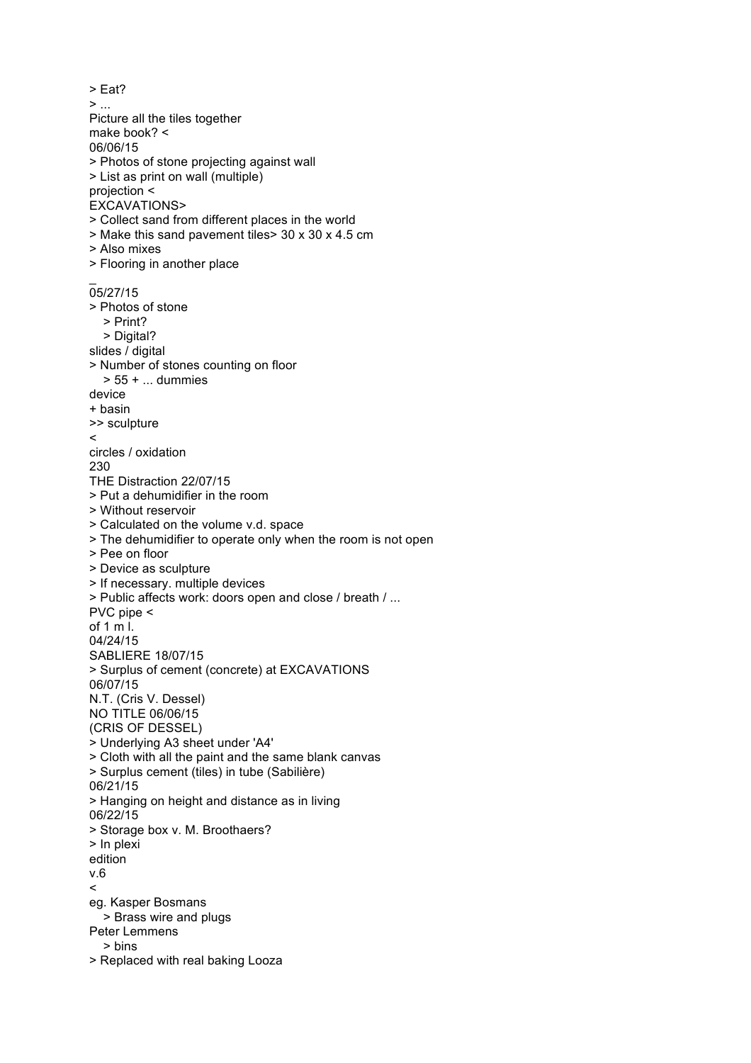> Eat?
> ...
Picture all the tiles together
make book? <
06/06/15
> Photos of stone projecting against wall
> List as print on wall (multiple)
projection <
EXCAVATIONS>
> Collect sand from different places in the world
> Make this sand pavement tiles> 30 x 30 x 4.5 cm
> Also mixes
> Flooring in another place
_
05/27/15
> Photos of stone
  > Print?
  > Digital?
slides / digital
> Number of stones counting on floor
  > 55 + ... dummies
device
+ basin
>> sculpture
<
circles / oxidation
230
THE Distraction 22/07/15
> Put a dehumidifier in the room
> Without reservoir
> Calculated on the volume v.d. space
> The dehumidifier to operate only when the room is not open
> Pee on floor
> Device as sculpture
> If necessary. multiple devices
> Public affects work: doors open and close / breath / ...
PVC pipe <
of 1 m l.
04/24/15
SABLIERE 18/07/15
> Surplus of cement (concrete) at EXCAVATIONS
06/07/15
N.T. (Cris V. Dessel)
NO TITLE 06/06/15
(CRIS OF DESSEL)
> Underlying A3 sheet under 'A4'
> Cloth with all the paint and the same blank canvas
> Surplus cement (tiles) in tube (Sabilière)
06/21/15
> Hanging on height and distance as in living
06/22/15
> Storage box v. M. Broothaers?
> In plexi
edition
v.6
<
eg. Kasper Bosmans
  > Brass wire and plugs
Peter Lemmens
  > bins
> Replaced with real baking Looza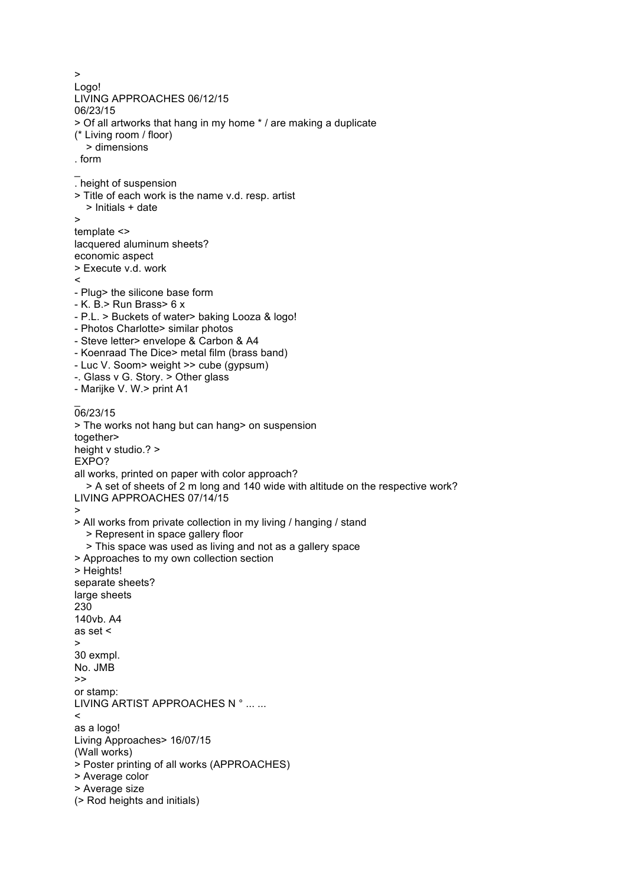>
Logo!
LIVING APPROACHES 06/12/15
06/23/15
> Of all artworks that hang in my home * / are making a duplicate
(* Living room / floor)
   > dimensions
. form
_
. height of suspension
> Title of each work is the name v.d. resp. artist
   > Initials + date
>
template <>
lacquered aluminum sheets?
economic aspect
> Execute v.d. work
<
- Plug> the silicone base form
- K. B.> Run Brass> 6 x
- P.L. > Buckets of water> baking Looza & logo!
- Photos Charlotte> similar photos
- Steve letter> envelope & Carbon & A4
- Koenraad The Dice> metal film (brass band)
- Luc V. Soom> weight >> cube (gypsum)
-. Glass v G. Story. > Other glass
- Marijke V. W.> print A1
_
06/23/15
> The works not hang but can hang> on suspension
together>
height v studio.? >
EXPO?
all works, printed on paper with color approach?
   > A set of sheets of 2 m long and 140 wide with altitude on the respective work?
LIVING APPROACHES 07/14/15
>
> All works from private collection in my living / hanging / stand
   > Represent in space gallery floor
   > This space was used as living and not as a gallery space
> Approaches to my own collection section
> Heights!
separate sheets?
large sheets
230
140vb. A4
as set <
>
30 exmpl.
No. JMB
>>
or stamp:
LIVING ARTIST APPROACHES N ° ... ...
<
as a logo!
Living Approaches> 16/07/15
(Wall works)
> Poster printing of all works (APPROACHES)
> Average color
> Average size
(> Rod heights and initials)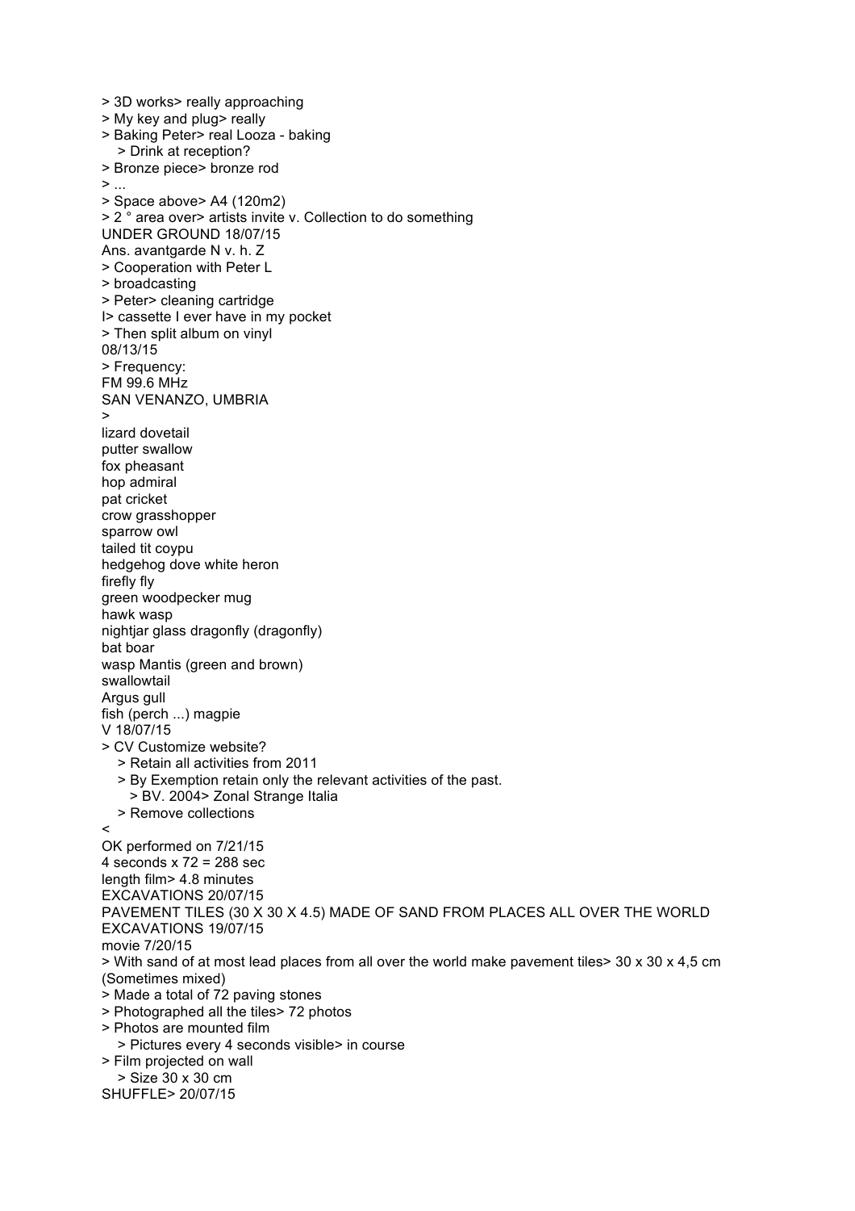> 3D works> really approaching
> My key and plug> really
> Baking Peter> real Looza - baking
  > Drink at reception?
> Bronze piece> bronze rod
> ...
> Space above> A4 (120m2)
> 2 ° area over> artists invite v. Collection to do something
UNDER GROUND 18/07/15
Ans. avantgarde N v. h. Z
> Cooperation with Peter L
> broadcasting
> Peter> cleaning cartridge
I> cassette I ever have in my pocket
> Then split album on vinyl
08/13/15
> Frequency:
FM 99.6 MHz
SAN VENANZO, UMBRIA
>
lizard dovetail
putter swallow
fox pheasant
hop admiral
pat cricket
crow grasshopper
sparrow owl
tailed tit coypu
hedgehog dove white heron
firefly fly
green woodpecker mug
hawk wasp
nightjar glass dragonfly (dragonfly)
bat boar
wasp Mantis (green and brown)
swallowtail
Argus gull
fish (perch ...) magpie
V 18/07/15
> CV Customize website?
  > Retain all activities from 2011
  > By Exemption retain only the relevant activities of the past.
    > BV. 2004> Zonal Strange Italia
  > Remove collections
<
OK performed on 7/21/15
4 seconds x 72 = 288 sec
length film> 4.8 minutes
EXCAVATIONS 20/07/15
PAVEMENT TILES (30 X 30 X 4.5) MADE OF SAND FROM PLACES ALL OVER THE WORLD
EXCAVATIONS 19/07/15
movie 7/20/15
> With sand of at most lead places from all over the world make pavement tiles> 30 x 30 x 4,5 cm (Sometimes mixed)
> Made a total of 72 paving stones
> Photographed all the tiles> 72 photos
> Photos are mounted film
  > Pictures every 4 seconds visible> in course
> Film projected on wall
  > Size 30 x 30 cm
SHUFFLE> 20/07/15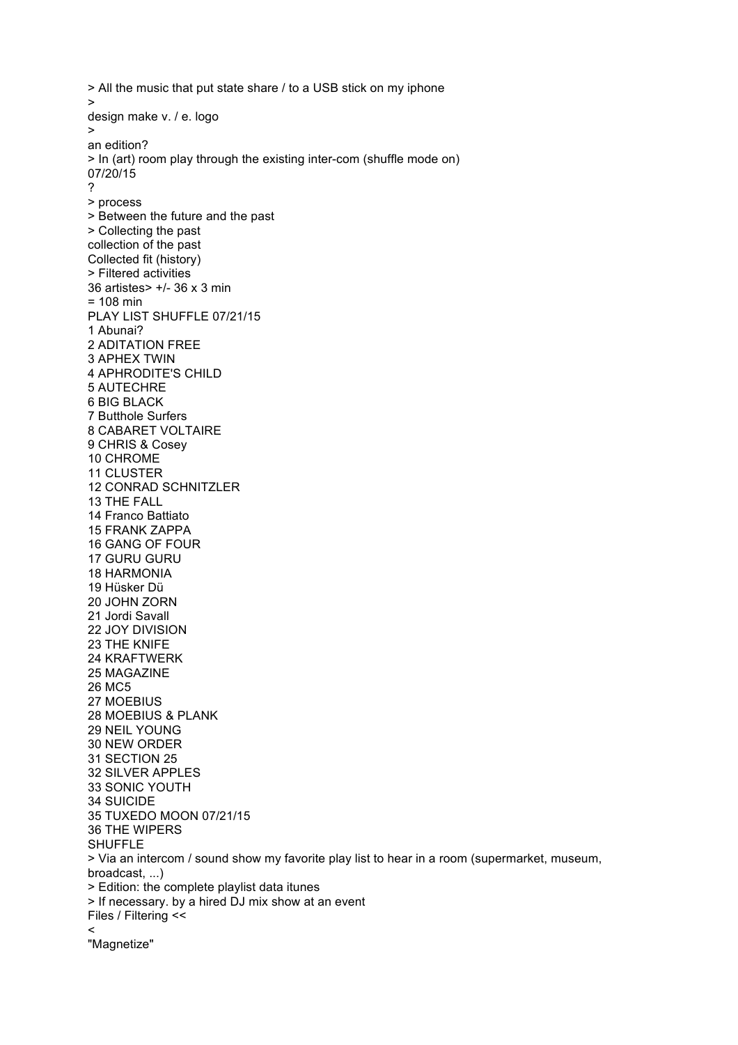> All the music that put state share / to a USB stick on my iphone
>
design make v. / e. logo
>
an edition?
> In (art) room play through the existing inter-com (shuffle mode on)
07/20/15
?
> process
> Between the future and the past
> Collecting the past
collection of the past
Collected fit (history)
> Filtered activities
36 artistes> +/- 36 x 3 min
= 108 min
PLAY LIST SHUFFLE 07/21/15
1 Abunai?
2 ADITATION FREE
3 APHEX TWIN
4 APHRODITE'S CHILD
5 AUTECHRE
6 BIG BLACK
7 Butthole Surfers
8 CABARET VOLTAIRE
9 CHRIS & Cosey
10 CHROME
11 CLUSTER
12 CONRAD SCHNITZLER
13 THE FALL
14 Franco Battiato
15 FRANK ZAPPA
16 GANG OF FOUR
17 GURU GURU
18 HARMONIA
19 Hüsker Dü
20 JOHN ZORN
21 Jordi Savall
22 JOY DIVISION
23 THE KNIFE
24 KRAFTWERK
25 MAGAZINE
26 MC5
27 MOEBIUS
28 MOEBIUS & PLANK
29 NEIL YOUNG
30 NEW ORDER
31 SECTION 25
32 SILVER APPLES
33 SONIC YOUTH
34 SUICIDE
35 TUXEDO MOON 07/21/15
36 THE WIPERS
SHUFFLE
> Via an intercom / sound show my favorite play list to hear in a room (supermarket, museum, broadcast, ...)
> Edition: the complete playlist data itunes
> If necessary. by a hired DJ mix show at an event
Files / Filtering <<
<
"Magnetize"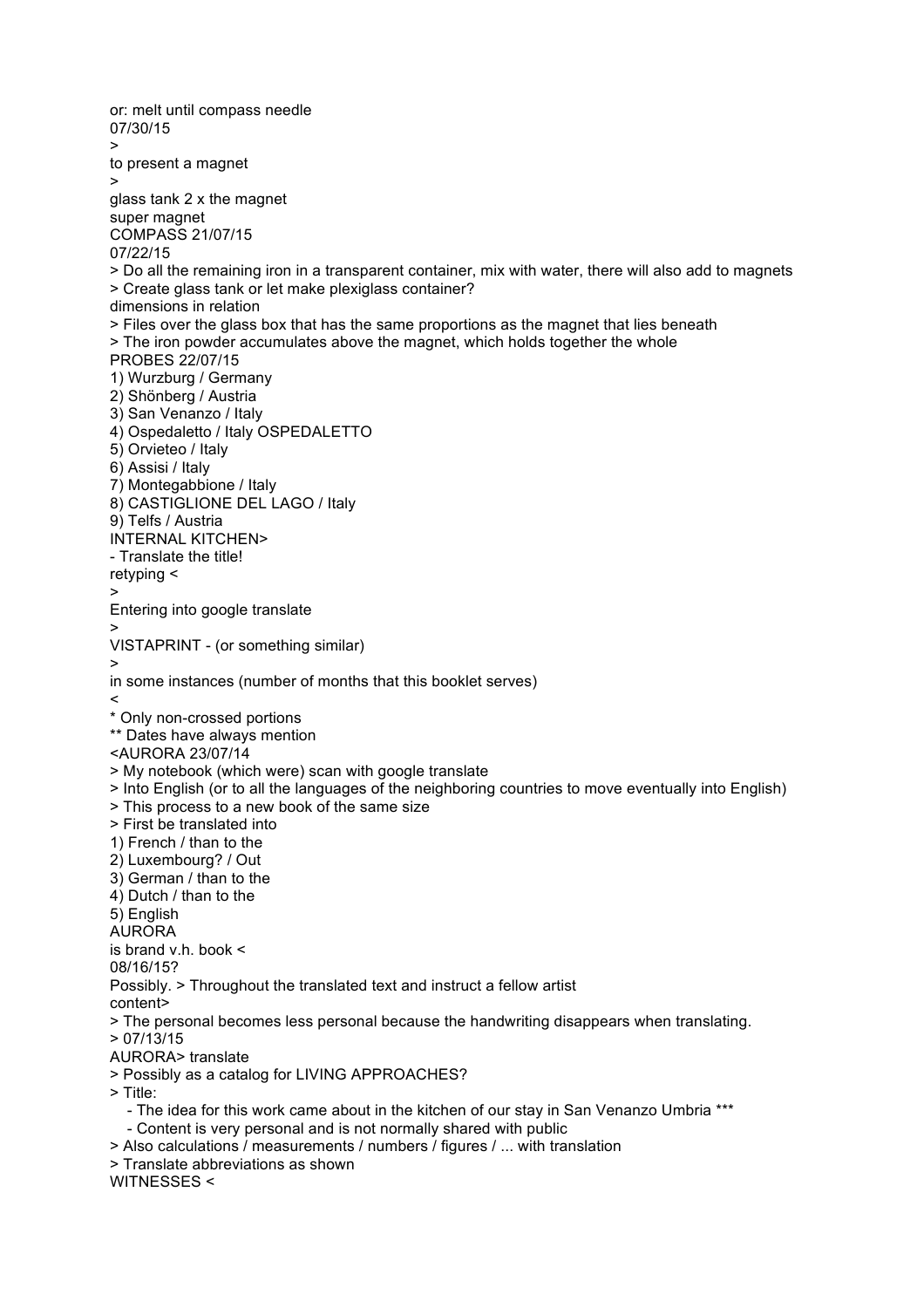or: melt until compass needle
07/30/15
>
to present a magnet
>
glass tank 2 x the magnet
super magnet
COMPASS 21/07/15
07/22/15
> Do all the remaining iron in a transparent container, mix with water, there will also add to magnets
> Create glass tank or let make plexiglass container?
dimensions in relation
> Files over the glass box that has the same proportions as the magnet that lies beneath
> The iron powder accumulates above the magnet, which holds together the whole
PROBES 22/07/15
1) Wurzburg / Germany
2) Shönberg / Austria
3) San Venanzo / Italy
4) Ospedaletto / Italy OSPEDALETTO
5) Orvieteo / Italy
6) Assisi / Italy
7) Montegabbione / Italy
8) CASTIGLIONE DEL LAGO / Italy
9) Telfs / Austria
INTERNAL KITCHEN>
- Translate the title!
retyping <
>
Entering into google translate
>
VISTAPRINT - (or something similar)
>
in some instances (number of months that this booklet serves)
<
* Only non-crossed portions
** Dates have always mention
<AURORA 23/07/14
> My notebook (which were) scan with google translate
> Into English (or to all the languages of the neighboring countries to move eventually into English)
> This process to a new book of the same size
> First be translated into
1) French / than to the
2) Luxembourg? / Out
3) German / than to the
4) Dutch / than to the
5) English
AURORA
is brand v.h. book <
08/16/15?
Possibly. > Throughout the translated text and instruct a fellow artist
content>
> The personal becomes less personal because the handwriting disappears when translating.
> 07/13/15
AURORA> translate
> Possibly as a catalog for LIVING APPROACHES?
> Title:
   - The idea for this work came about in the kitchen of our stay in San Venanzo Umbria ***
   - Content is very personal and is not normally shared with public
> Also calculations / measurements / numbers / figures / ... with translation
> Translate abbreviations as shown
WITNESSES <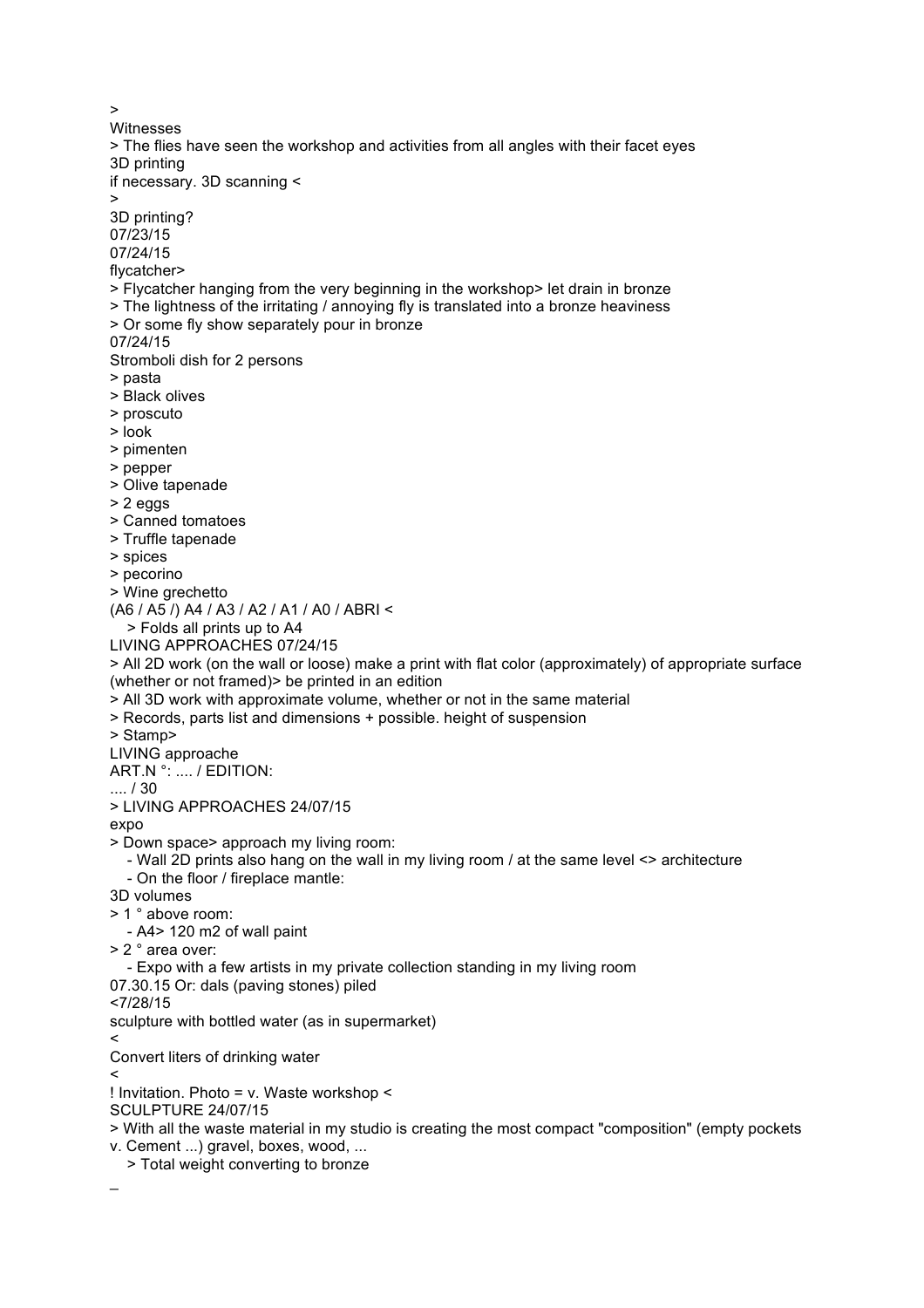>
Witnesses
> The flies have seen the workshop and activities from all angles with their facet eyes
3D printing
if necessary. 3D scanning <
>
3D printing?
07/23/15
07/24/15
flycatcher>
> Flycatcher hanging from the very beginning in the workshop> let drain in bronze
> The lightness of the irritating / annoying fly is translated into a bronze heaviness
> Or some fly show separately pour in bronze
07/24/15
Stromboli dish for 2 persons
> pasta
> Black olives
> proscuto
> look
> pimenten
> pepper
> Olive tapenade
> 2 eggs
> Canned tomatoes
> Truffle tapenade
> spices
> pecorino
> Wine grechetto
(A6 / A5 /) A4 / A3 / A2 / A1 / A0 / ABRI <
  > Folds all prints up to A4
LIVING APPROACHES 07/24/15
> All 2D work (on the wall or loose) make a print with flat color (approximately) of appropriate surface (whether or not framed)> be printed in an edition
> All 3D work with approximate volume, whether or not in the same material
> Records, parts list and dimensions + possible. height of suspension
> Stamp>
LIVING approache
ART.N °: .... / EDITION:
.... / 30
> LIVING APPROACHES 24/07/15
expo
> Down space> approach my living room:
  - Wall 2D prints also hang on the wall in my living room / at the same level <> architecture
  - On the floor / fireplace mantle:
3D volumes
> 1 ° above room:
  - A4> 120 m2 of wall paint
> 2 ° area over:
  - Expo with a few artists in my private collection standing in my living room
07.30.15 Or: dals (paving stones) piled
<7/28/15
sculpture with bottled water (as in supermarket)
<
Convert liters of drinking water
<
! Invitation. Photo = v. Waste workshop <
SCULPTURE 24/07/15
> With all the waste material in my studio is creating the most compact "composition" (empty pockets v. Cement ...) gravel, boxes, wood, ...
  > Total weight converting to bronze
_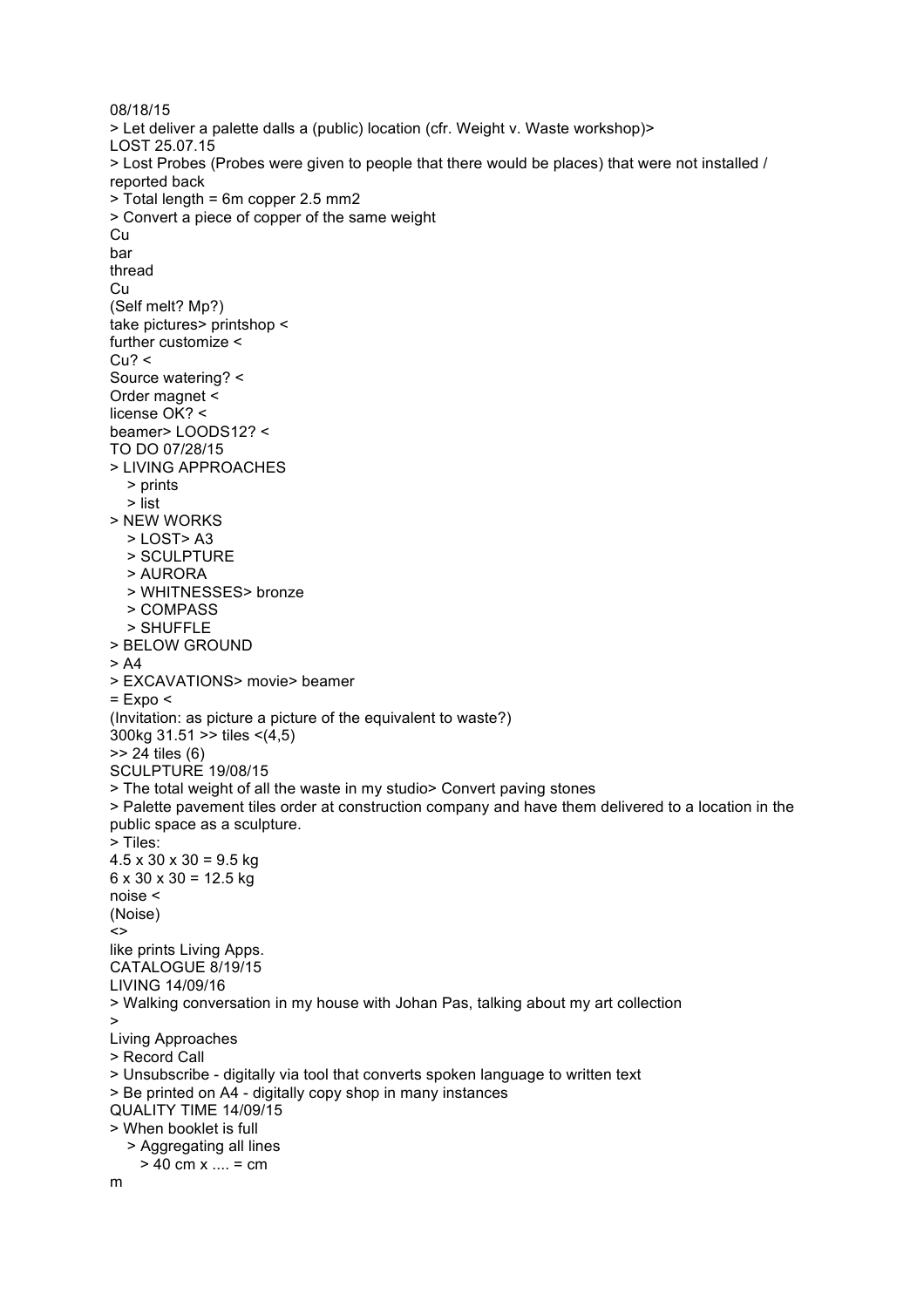08/18/15

> Let deliver a palette dalls a (public) location (cfr. Weight v. Waste workshop)>

LOST 25.07.15

> Lost Probes (Probes were given to people that there would be places) that were not installed / reported back

> Total length = 6m copper 2.5 mm2

> Convert a piece of copper of the same weight

Cu

bar

thread

Cu

(Self melt? Mp?)

take pictures> printshop <

further customize <

Cu? <

Source watering? <

Order magnet <

license OK? <

beamer> LOODS12? <

TO DO 07/28/15

> LIVING APPROACHES
   > prints
   > list

> NEW WORKS
   > LOST> A3
   > SCULPTURE
   > AURORA
   > WHITNESSES> bronze
   > COMPASS
   > SHUFFLE

> BELOW GROUND

> A4

> EXCAVATIONS> movie> beamer

= Expo <

(Invitation: as picture a picture of the equivalent to waste?)

300kg 31.51 >> tiles <(4,5)

>> 24 tiles (6)

SCULPTURE 19/08/15

> The total weight of all the waste in my studio> Convert paving stones

> Palette pavement tiles order at construction company and have them delivered to a location in the public space as a sculpture.

> Tiles:

4.5 x 30 x 30 = 9.5 kg

6 x 30 x 30 = 12.5 kg

noise <

(Noise)

<>

like prints Living Apps.

CATALOGUE 8/19/15

LIVING 14/09/16

> Walking conversation in my house with Johan Pas, talking about my art collection

>

Living Approaches

> Record Call

> Unsubscribe - digitally via tool that converts spoken language to written text

> Be printed on A4 - digitally copy shop in many instances

QUALITY TIME 14/09/15

> When booklet is full
   > Aggregating all lines
      > 40 cm x .... = cm

m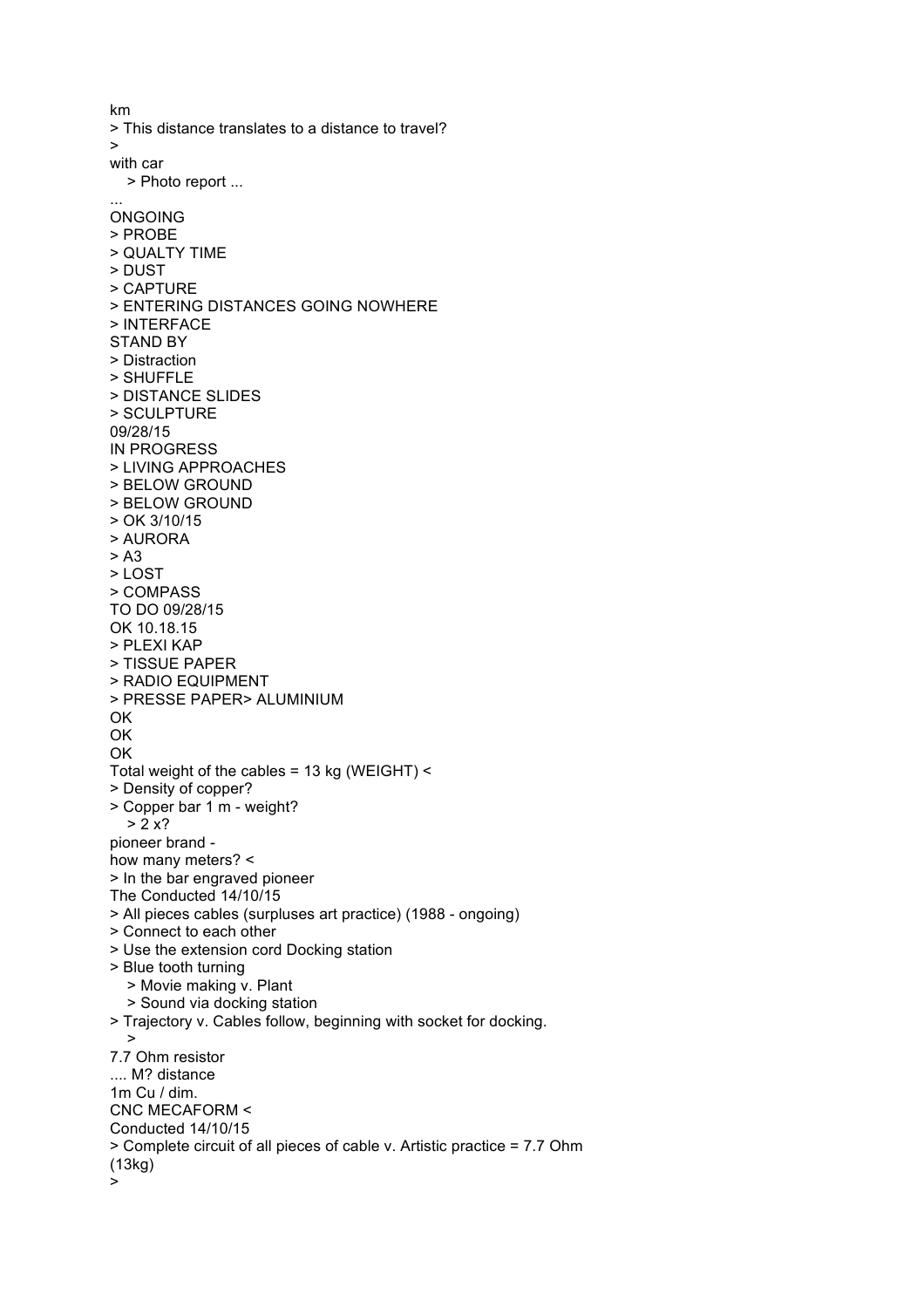km

> This distance translates to a distance to travel?

>

with car

> Photo report ...

...

ONGOING

> PROBE

> QUALTY TIME

> DUST

> CAPTURE

> ENTERING DISTANCES GOING NOWHERE

> INTERFACE

STAND BY

> Distraction

> SHUFFLE

> DISTANCE SLIDES

> SCULPTURE

09/28/15

IN PROGRESS

> LIVING APPROACHES

> BELOW GROUND

> BELOW GROUND

> OK 3/10/15

> AURORA

> A3

> LOST

> COMPASS

TO DO 09/28/15

OK 10.18.15

> PLEXI KAP

> TISSUE PAPER

> RADIO EQUIPMENT

> PRESSE PAPER> ALUMINIUM

OK

OK

OK

Total weight of the cables = 13 kg (WEIGHT) <

> Density of copper?

> Copper bar 1 m - weight?

> 2 x?

pioneer brand -

how many meters? <

> In the bar engraved pioneer

The Conducted 14/10/15

> All pieces cables (surpluses art practice) (1988 - ongoing)

> Connect to each other

> Use the extension cord Docking station

> Blue tooth turning

> Movie making v. Plant

> Sound via docking station

> Trajectory v. Cables follow, beginning with socket for docking.

>

7.7 Ohm resistor

.... M? distance

1m Cu / dim.

CNC MECAFORM <

Conducted 14/10/15

> Complete circuit of all pieces of cable v. Artistic practice = 7.7 Ohm (13kg)

>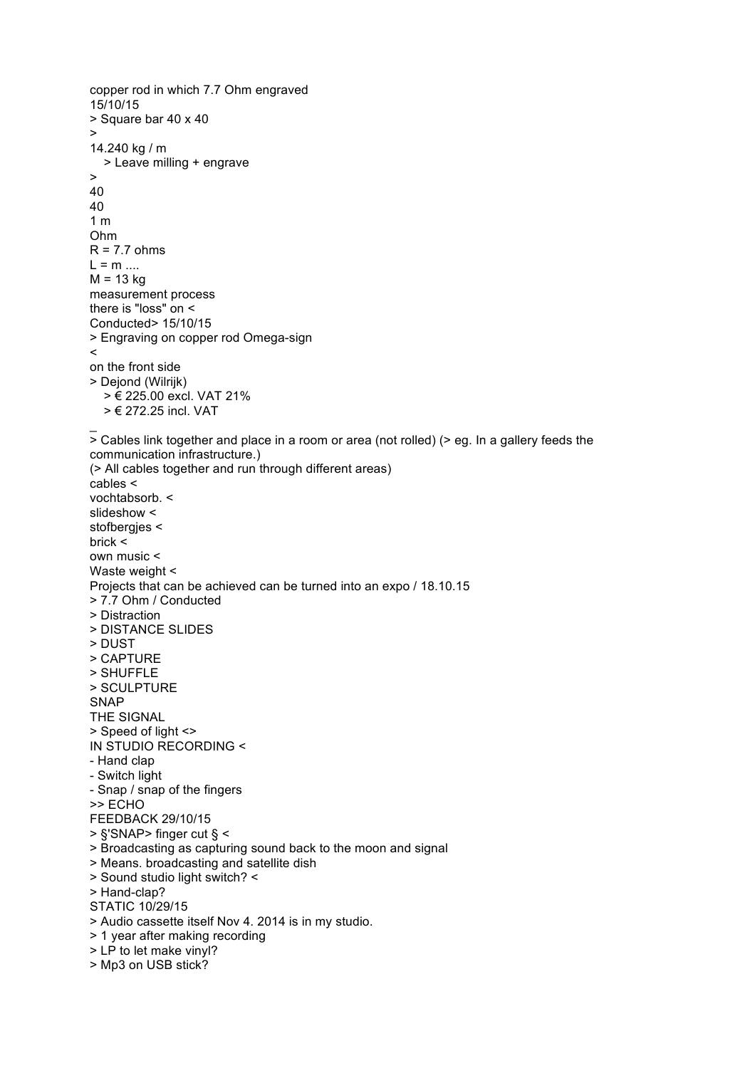copper rod in which 7.7 Ohm engraved
15/10/15
> Square bar 40 x 40
>
14.240 kg / m
   > Leave milling + engrave
>
40
40
1 m
Ohm
R = 7.7 ohms
L = m ....
M = 13 kg
measurement process
there is "loss" on <
Conducted> 15/10/15
> Engraving on copper rod Omega-sign
<
on the front side
> Dejond (Wilrijk)
   > € 225.00 excl. VAT 21%
   > € 272.25 incl. VAT
_
> Cables link together and place in a room or area (not rolled) (> eg. In a gallery feeds the communication infrastructure.)
(> All cables together and run through different areas)
cables <
vochtabsorb. <
slideshow <
stofbergjes <
brick <
own music <
Waste weight <
Projects that can be achieved can be turned into an expo / 18.10.15
> 7.7 Ohm / Conducted
> Distraction
> DISTANCE SLIDES
> DUST
> CAPTURE
> SHUFFLE
> SCULPTURE
SNAP
THE SIGNAL
> Speed of light <>
IN STUDIO RECORDING <
- Hand clap
- Switch light
- Snap / snap of the fingers
>> ECHO
FEEDBACK 29/10/15
> §'SNAP> finger cut § <
> Broadcasting as capturing sound back to the moon and signal
> Means. broadcasting and satellite dish
> Sound studio light switch? <
> Hand-clap?
STATIC 10/29/15
> Audio cassette itself Nov 4. 2014 is in my studio.
> 1 year after making recording
> LP to let make vinyl?
> Mp3 on USB stick?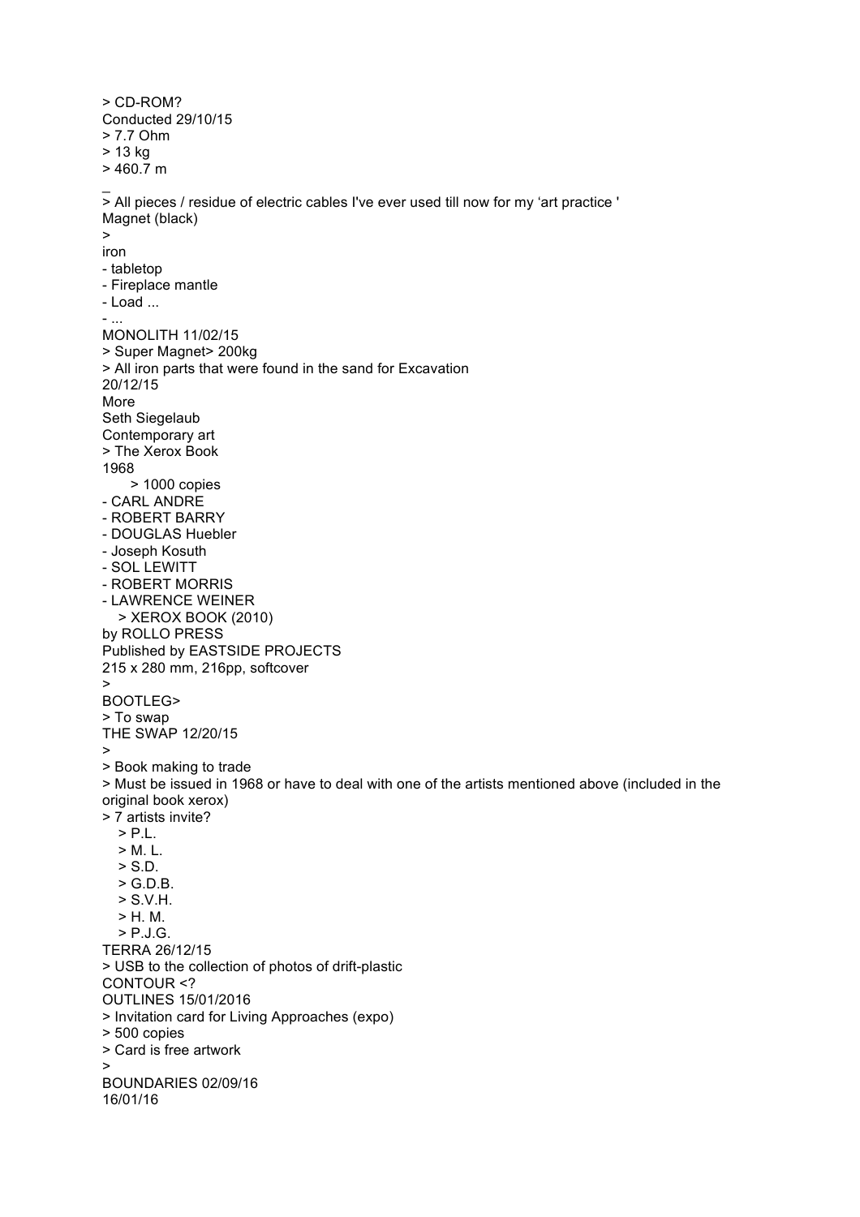> CD-ROM?
Conducted 29/10/15
> 7.7 Ohm
> 13 kg
> 460.7 m
_
> All pieces / residue of electric cables I've ever used till now for my ‘art practice '
Magnet (black)
>
iron
- tabletop
- Fireplace mantle
- Load ...
- ...
MONOLITH 11/02/15
> Super Magnet> 200kg
> All iron parts that were found in the sand for Excavation
20/12/15
More
Seth Siegelaub
Contemporary art
> The Xerox Book
1968
  > 1000 copies
- CARL ANDRE
- ROBERT BARRY
- DOUGLAS Huebler
- Joseph Kosuth
- SOL LEWITT
- ROBERT MORRIS
- LAWRENCE WEINER
  > XEROX BOOK (2010)
by ROLLO PRESS
Published by EASTSIDE PROJECTS
215 x 280 mm, 216pp, softcover
>
BOOTLEG>
> To swap
THE SWAP 12/20/15
>
> Book making to trade
> Must be issued in 1968 or have to deal with one of the artists mentioned above (included in the original book xerox)
> 7 artists invite?
  > P.L.
  > M. L.
  > S.D.
  > G.D.B.
  > S.V.H.
  > H. M.
  > P.J.G.
TERRA 26/12/15
> USB to the collection of photos of drift-plastic
CONTOUR <?
OUTLINES 15/01/2016
> Invitation card for Living Approaches (expo)
> 500 copies
> Card is free artwork
>
BOUNDARIES 02/09/16
16/01/16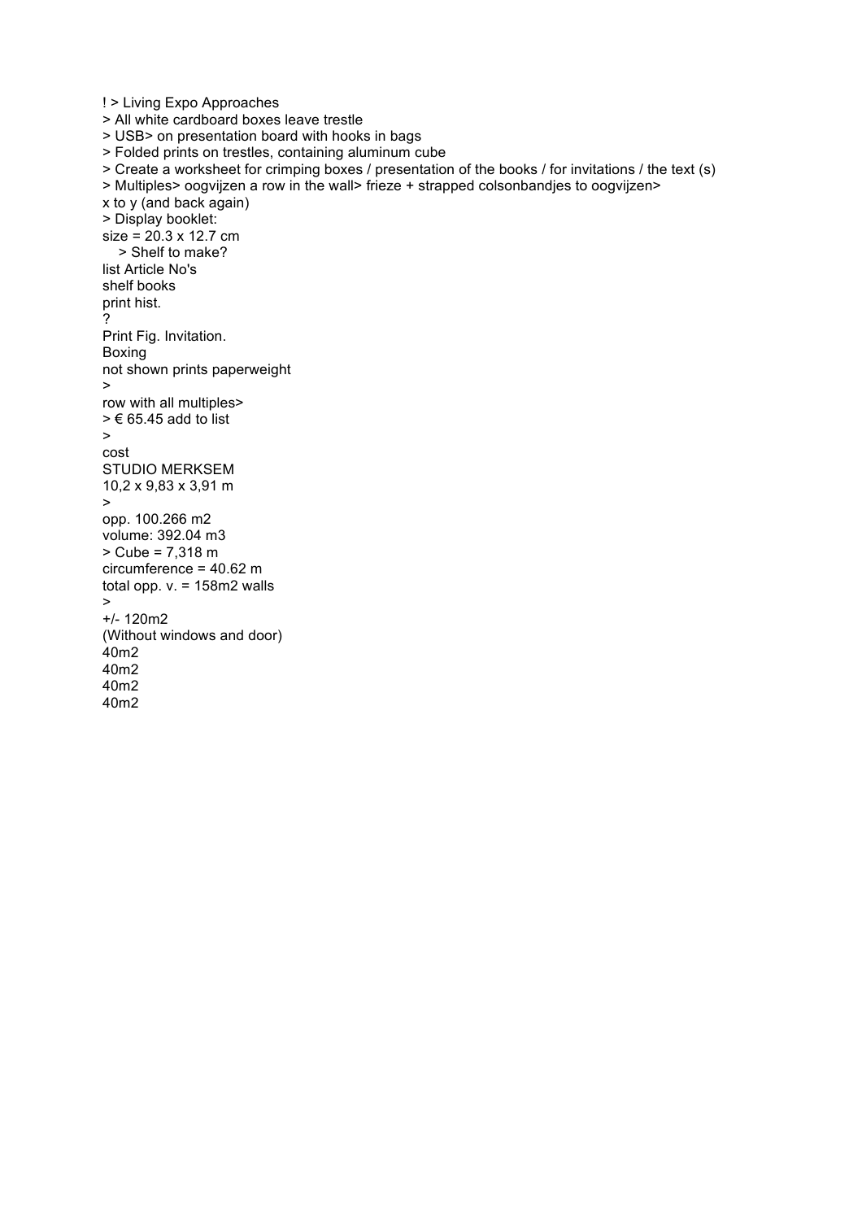! > Living Expo Approaches

> All white cardboard boxes leave trestle

> USB> on presentation board with hooks in bags

> Folded prints on trestles, containing aluminum cube

> Create a worksheet for crimping boxes / presentation of the books / for invitations / the text (s)

> Multiples> oogvijzen a row in the wall> frieze + strapped colsonbandjes to oogvijzen>

x to y (and back again)

> Display booklet:

size = 20.3 x 12.7 cm

   > Shelf to make?

list Article No's

shelf books

print hist.

?

Print Fig. Invitation.

Boxing

not shown prints paperweight

>

row with all multiples>

> € 65.45 add to list

>

cost

STUDIO MERKSEM

10,2 x 9,83 x 3,91 m

>

opp. 100.266 m2

volume: 392.04 m3

> Cube = 7,318 m

circumference = 40.62 m

total opp. v. = 158m2 walls

>

+/- 120m2

(Without windows and door)

40m2

40m2

40m2

40m2